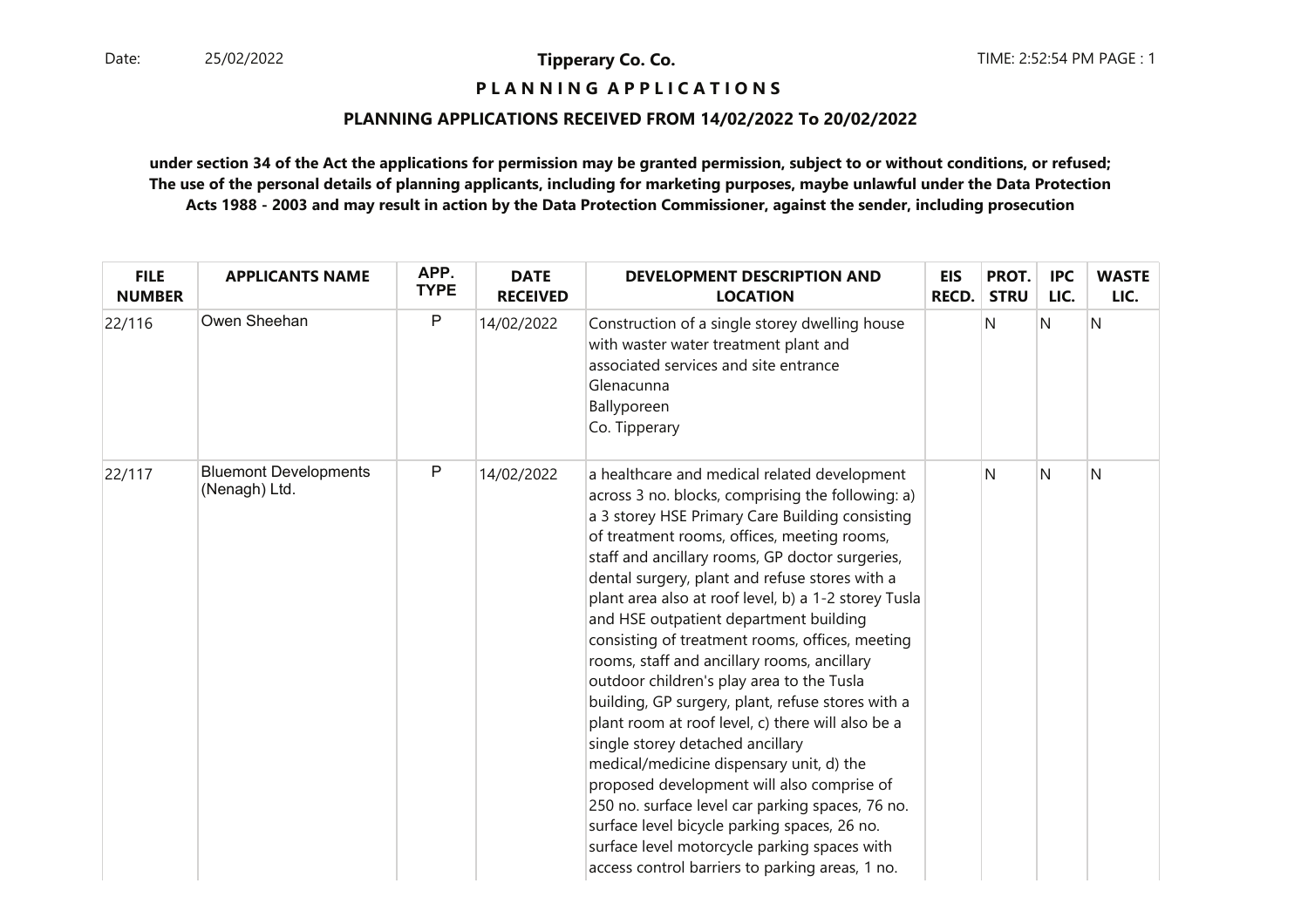**Tipperary Co. Co.**

**P L A N N I N G   A P P L I C A T I O N S**

**PLANNING APPLICATIONS RECEIVED FROM 14/02/2022 To 20/02/2022**

**under section 34 of the Act the applications for permission may be granted permission, subject to or without conditions, or refused; The use of the personal details of planning applicants, including for marketing purposes, maybe unlawful under the Data Protection Acts 1988 - 2003 and may result in action by the Data Protection Commissioner, against the sender, including prosecution**

| FILE NUMBER | APPLICANTS NAME | APP. TYPE | DATE RECEIVED | DEVELOPMENT DESCRIPTION AND LOCATION | EIS RECD. | PROT. STRU | IPC LIC. | WASTE LIC. |
|---|---|---|---|---|---|---|---|---|
| 22/116 | Owen Sheehan | P | 14/02/2022 | Construction of a single storey dwelling house with waster water treatment plant and associated services and site entrance Glenacunna Ballyporeen Co. Tipperary | | N | N | N |
| 22/117 | Bluemont Developments (Nenagh) Ltd. | P | 14/02/2022 | a healthcare and medical related development across 3 no. blocks, comprising the following: a) a 3 storey HSE Primary Care Building consisting of treatment rooms, offices, meeting rooms, staff and ancillary rooms, GP doctor surgeries, dental surgery, plant and refuse stores with a plant area also at roof level, b) a 1-2 storey Tusla and HSE outpatient department building consisting of treatment rooms, offices, meeting rooms, staff and ancillary rooms, ancillary outdoor children's play area to the Tusla building, GP surgery, plant, refuse stores with a plant room at roof level, c) there will also be a single storey detached ancillary medical/medicine dispensary unit, d) the proposed development will also comprise of 250 no. surface level car parking spaces, 76 no. surface level bicycle parking spaces, 26 no. surface level motorcycle parking spaces with access control barriers to parking areas, 1 no. | | N | N | N |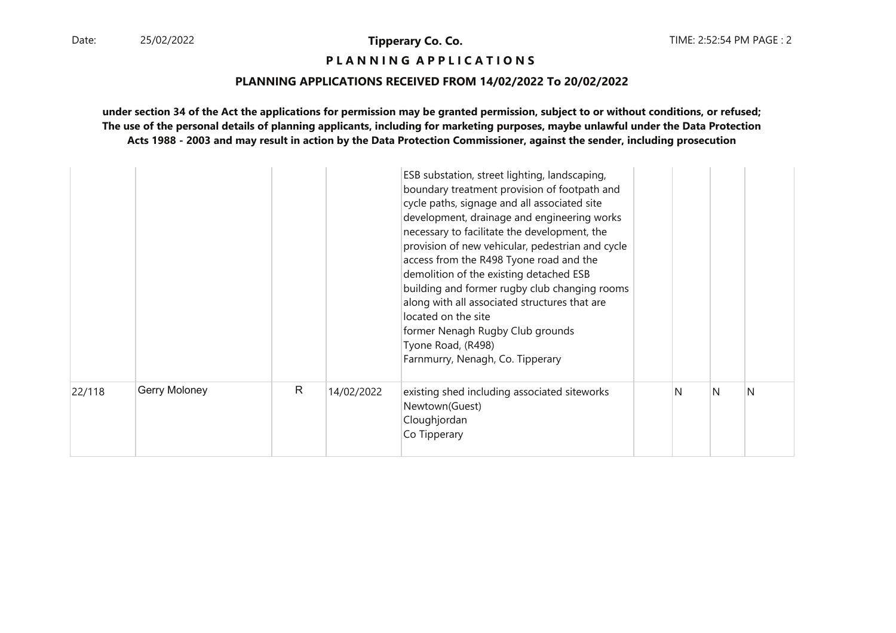**P L A N N I N G   A P P L I C A T I O N S**

**PLANNING APPLICATIONS RECEIVED FROM 14/02/2022 To 20/02/2022**

**under section 34 of the Act the applications for permission may be granted permission, subject to or without conditions, or refused; The use of the personal details of planning applicants, including for marketing purposes, maybe unlawful under the Data Protection Acts 1988 - 2003 and may result in action by the Data Protection Commissioner, against the sender, including prosecution**

| | | | | | | | | |
|---|---|---|---|---|---|---|---|---|
| | | | | ESB substation, street lighting, landscaping, boundary treatment provision of footpath and cycle paths, signage and all associated site development, drainage and engineering works necessary to facilitate the development, the provision of new vehicular, pedestrian and cycle access from the R498 Tyone road and the demolition of the existing detached ESB building and former rugby club changing rooms along with all associated structures that are located on the site<br>former Nenagh Rugby Club grounds<br>Tyone Road, (R498)<br>Farnmurry, Nenagh, Co. Tipperary | | | | |
| 22/118 | Gerry Moloney | R | 14/02/2022 | existing shed including associated siteworks<br>Newtown(Guest)<br>Cloughjordan<br>Co Tipperary | | N | N | N |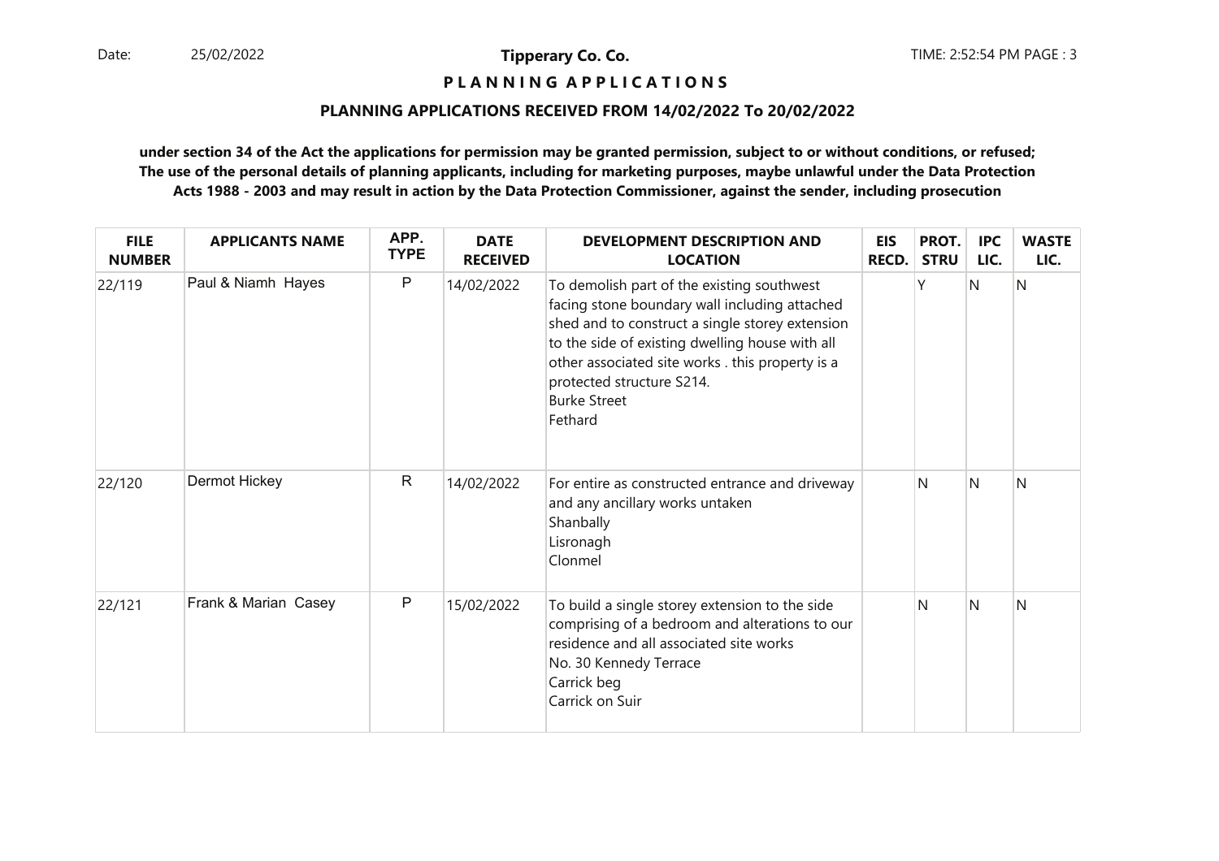**Tipperary Co. Co.**

**P L A N N I N G  A P P L I C A T I O N S**

**PLANNING APPLICATIONS RECEIVED FROM 14/02/2022 To 20/02/2022**

**under section 34 of the Act the applications for permission may be granted permission, subject to or without conditions, or refused; The use of the personal details of planning applicants, including for marketing purposes, maybe unlawful under the Data Protection Acts 1988 - 2003 and may result in action by the Data Protection Commissioner, against the sender, including prosecution**

| FILE NUMBER | APPLICANTS NAME | APP. TYPE | DATE RECEIVED | DEVELOPMENT DESCRIPTION AND LOCATION | EIS RECD. | PROT. STRU | IPC LIC. | WASTE LIC. |
|---|---|---|---|---|---|---|---|---|
| 22/119 | Paul & Niamh Hayes | P | 14/02/2022 | To demolish part of the existing southwest facing stone boundary wall including attached shed and to construct a single storey extension to the side of existing dwelling house with all other associated site works . this property is a protected structure S214.<br>Burke Street<br>Fethard | | Y | N | N |
| 22/120 | Dermot Hickey | R | 14/02/2022 | For entire as constructed entrance and driveway and any ancillary works untaken<br>Shanbally<br>Lisronagh<br>Clonmel | | N | N | N |
| 22/121 | Frank & Marian Casey | P | 15/02/2022 | To build a single storey extension to the side comprising of a bedroom and alterations to our residence and all associated site works<br>No. 30 Kennedy Terrace<br>Carrick beg<br>Carrick on Suir | | N | N | N |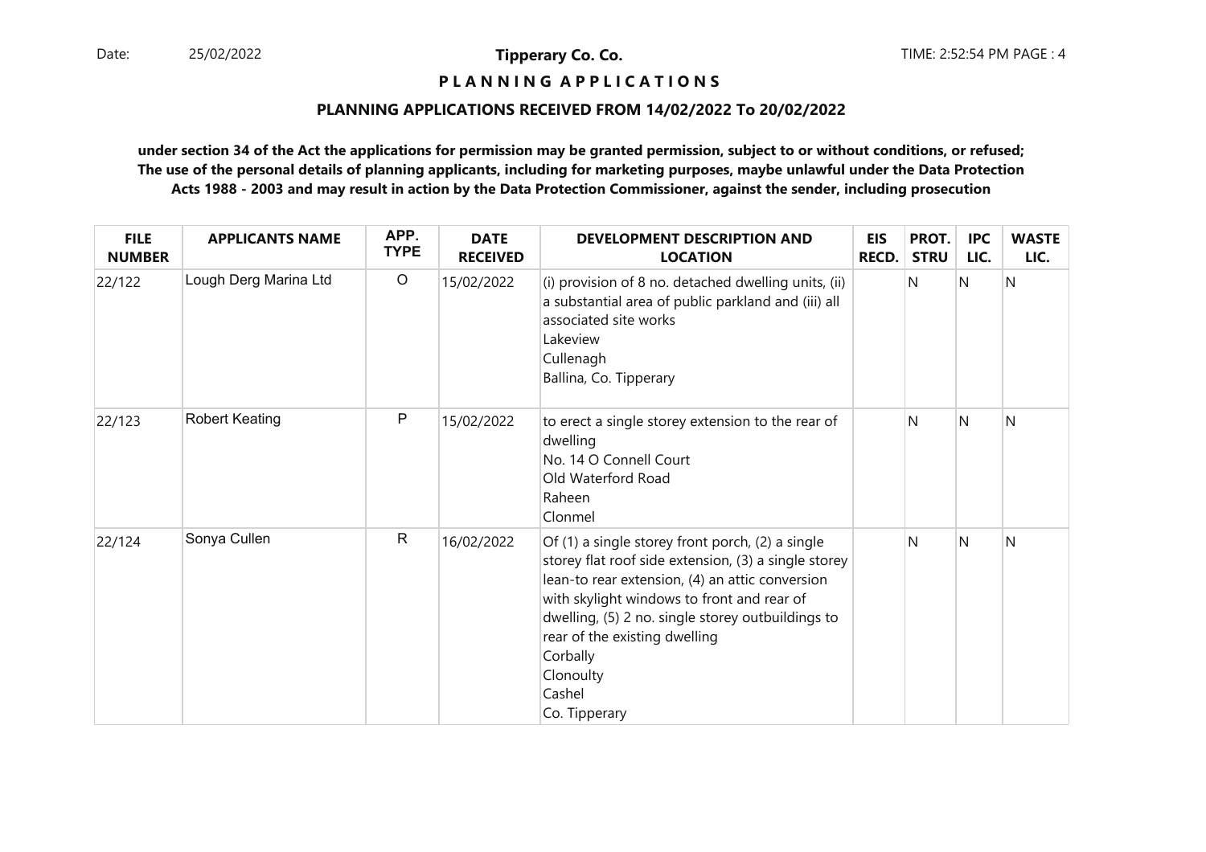**Tipperary Co. Co.**

**P L A N N I N G   A P P L I C A T I O N S**

**PLANNING APPLICATIONS RECEIVED FROM 14/02/2022 To 20/02/2022**

**under section 34 of the Act the applications for permission may be granted permission, subject to or without conditions, or refused; The use of the personal details of planning applicants, including for marketing purposes, maybe unlawful under the Data Protection Acts 1988 - 2003 and may result in action by the Data Protection Commissioner, against the sender, including prosecution**

| FILE NUMBER | APPLICANTS NAME | APP. TYPE | DATE RECEIVED | DEVELOPMENT DESCRIPTION AND LOCATION | EIS RECD. | PROT. STRU | IPC LIC. | WASTE LIC. |
|---|---|---|---|---|---|---|---|---|
| 22/122 | Lough Derg Marina Ltd | O | 15/02/2022 | (i) provision of 8 no. detached dwelling units, (ii) a substantial area of public parkland and (iii) all associated site works<br>Lakeview<br>Cullenagh<br>Ballina, Co. Tipperary | | N | N | N |
| 22/123 | Robert Keating | P | 15/02/2022 | to erect a single storey extension to the rear of dwelling<br>No. 14 O Connell Court<br>Old Waterford Road<br>Raheen<br>Clonmel | | N | N | N |
| 22/124 | Sonya Cullen | R | 16/02/2022 | Of (1) a single storey front porch, (2) a single storey flat roof side extension, (3) a single storey lean-to rear extension, (4) an attic conversion with skylight windows to front and rear of dwelling, (5) 2 no. single storey outbuildings to rear of the existing dwelling<br>Corbally<br>Clonoulty<br>Cashel<br>Co. Tipperary | | N | N | N |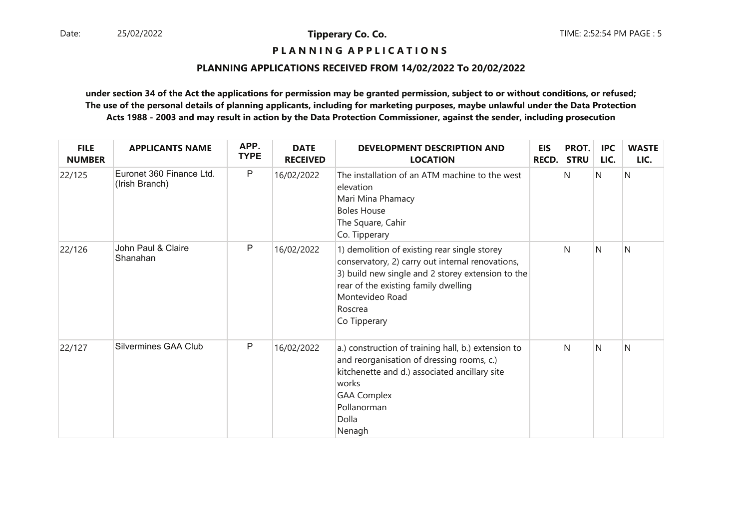**Tipperary Co. Co.**

**P L A N N I N G  A P P L I C A T I O N S**

**PLANNING APPLICATIONS RECEIVED FROM 14/02/2022 To 20/02/2022**

**under section 34 of the Act the applications for permission may be granted permission, subject to or without conditions, or refused; The use of the personal details of planning applicants, including for marketing purposes, maybe unlawful under the Data Protection Acts 1988 - 2003 and may result in action by the Data Protection Commissioner, against the sender, including prosecution**

| FILE NUMBER | APPLICANTS NAME | APP. TYPE | DATE RECEIVED | DEVELOPMENT DESCRIPTION AND LOCATION | EIS RECD. | PROT. STRU | IPC LIC. | WASTE LIC. |
|---|---|---|---|---|---|---|---|---|
| 22/125 | Euronet 360 Finance Ltd. (Irish Branch) | P | 16/02/2022 | The installation of an ATM machine to the west elevation<br>Mari Mina Phamacy<br>Boles House<br>The Square, Cahir<br>Co. Tipperary | | N | N | N |
| 22/126 | John Paul & Claire Shanahan | P | 16/02/2022 | 1) demolition of existing rear single storey conservatory, 2) carry out internal renovations, 3) build new single and 2 storey extension to the rear of the existing family dwelling<br>Montevideo Road<br>Roscrea<br>Co Tipperary | | N | N | N |
| 22/127 | Silvermines GAA Club | P | 16/02/2022 | a.) construction of training hall, b.) extension to and reorganisation of dressing rooms, c.) kitchenette and d.) associated ancillary site works<br>GAA Complex<br>Pollanorman<br>Dolla<br>Nenagh | | N | N | N |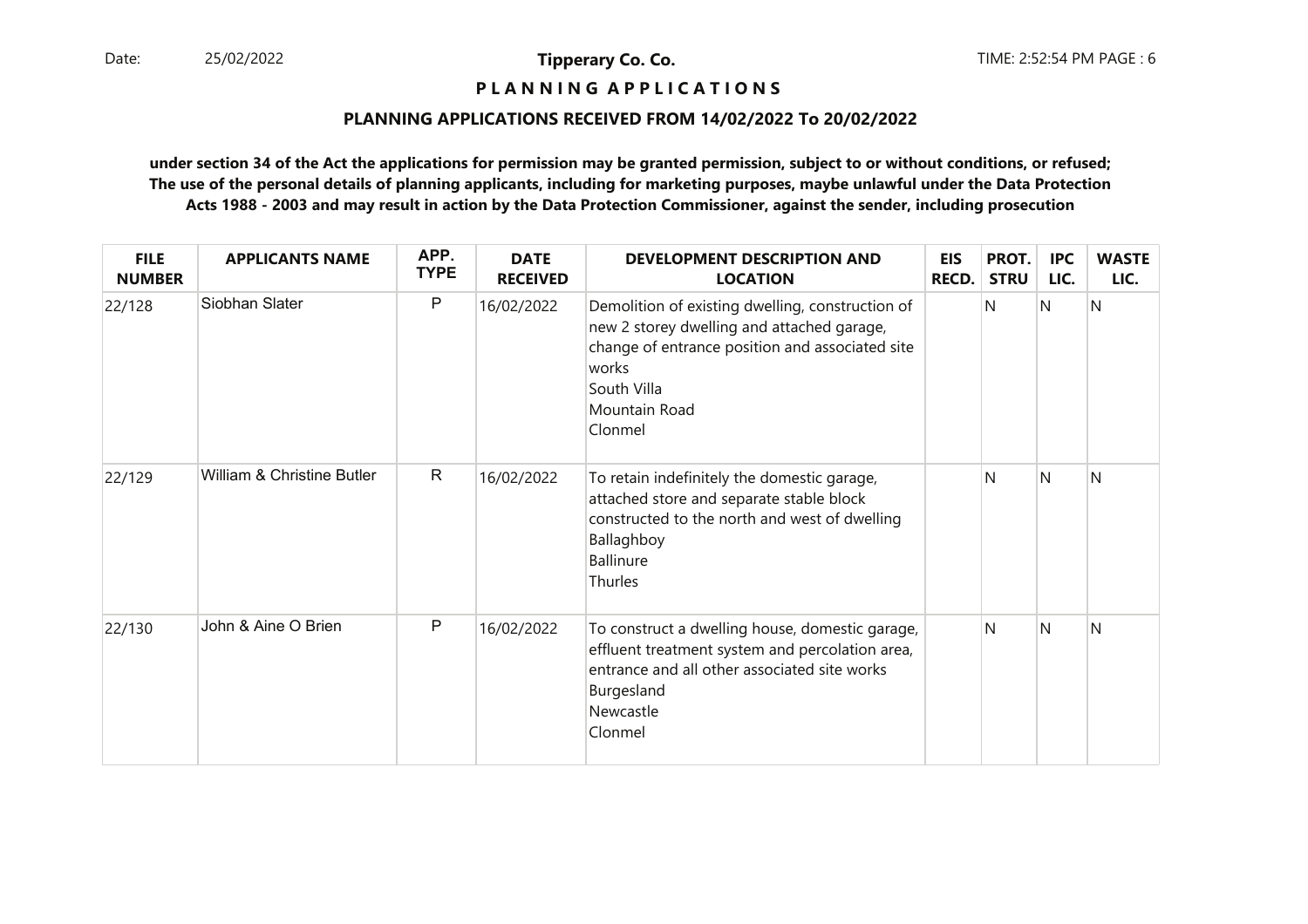**Tipperary Co. Co.**

**P L A N N I N G A P P L I C A T I O N S**

**PLANNING APPLICATIONS RECEIVED FROM 14/02/2022 To 20/02/2022**

**under section 34 of the Act the applications for permission may be granted permission, subject to or without conditions, or refused; The use of the personal details of planning applicants, including for marketing purposes, maybe unlawful under the Data Protection Acts 1988 - 2003 and may result in action by the Data Protection Commissioner, against the sender, including prosecution**

| FILE NUMBER | APPLICANTS NAME | APP. TYPE | DATE RECEIVED | DEVELOPMENT DESCRIPTION AND LOCATION | EIS RECD. | PROT. STRU | IPC LIC. | WASTE LIC. |
|---|---|---|---|---|---|---|---|---|
| 22/128 | Siobhan Slater | P | 16/02/2022 | Demolition of existing dwelling, construction of new 2 storey dwelling and attached garage, change of entrance position and associated site works<br>South Villa<br>Mountain Road<br>Clonmel | | N | N | N |
| 22/129 | William & Christine Butler | R | 16/02/2022 | To retain indefinitely the domestic garage, attached store and separate stable block constructed to the north and west of dwelling<br>Ballaghboy<br>Ballinure<br>Thurles | | N | N | N |
| 22/130 | John & Aine O Brien | P | 16/02/2022 | To construct a dwelling house, domestic garage, effluent treatment system and percolation area, entrance and all other associated site works<br>Burgesland<br>Newcastle<br>Clonmel | | N | N | N |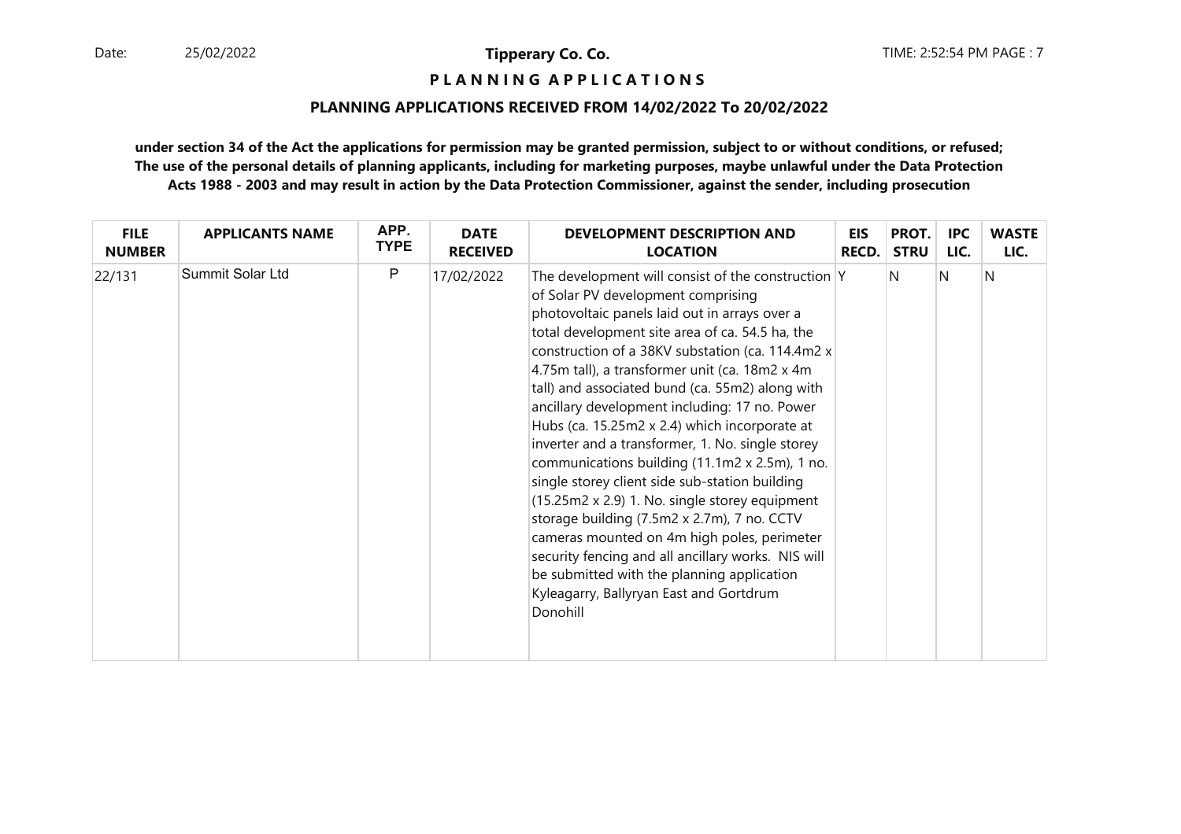**P L A N N I N G   A P P L I C A T I O N S**

**PLANNING APPLICATIONS RECEIVED FROM 14/02/2022 To 20/02/2022**

**under section 34 of the Act the applications for permission may be granted permission, subject to or without conditions, or refused; The use of the personal details of planning applicants, including for marketing purposes, maybe unlawful under the Data Protection Acts 1988 - 2003 and may result in action by the Data Protection Commissioner, against the sender, including prosecution**

| FILE NUMBER | APPLICANTS NAME | APP. TYPE | DATE RECEIVED | DEVELOPMENT DESCRIPTION AND LOCATION | EIS RECD. | PROT. STRU | IPC LIC. | WASTE LIC. |
|---|---|---|---|---|---|---|---|---|
| 22/131 | Summit Solar Ltd | P | 17/02/2022 | The development will consist of the construction of Solar PV development comprising photovoltaic panels laid out in arrays over a total development site area of ca. 54.5 ha, the construction of a 38KV substation (ca. 114.4m2 x 4.75m tall), a transformer unit (ca. 18m2 x 4m tall) and associated bund (ca. 55m2) along with ancillary development including: 17 no. Power Hubs (ca. 15.25m2 x 2.4) which incorporate at inverter and a transformer, 1. No. single storey communications building (11.1m2 x 2.5m), 1 no. single storey client side sub-station building (15.25m2 x 2.9) 1. No. single storey equipment storage building (7.5m2 x 2.7m), 7 no. CCTV cameras mounted on 4m high poles, perimeter security fencing and all ancillary works. NIS will be submitted with the planning application Kyleagarry, Ballyryan East and Gortdrum Donohill | Y | N | N | N |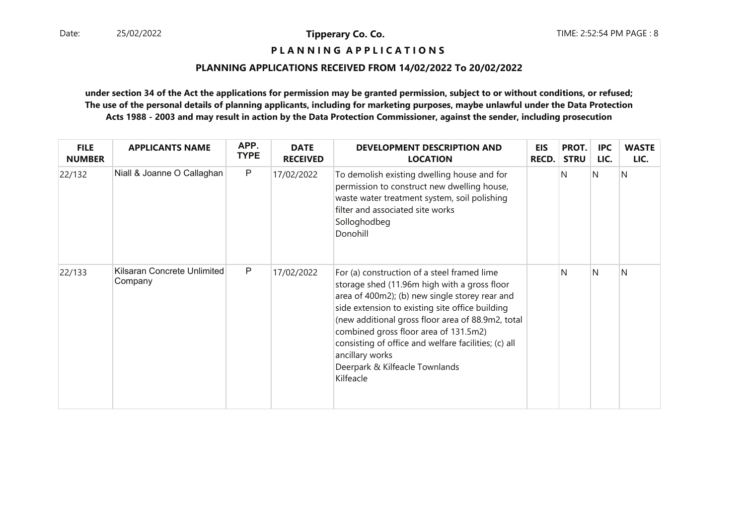**P L A N N I N G   A P P L I C A T I O N S**

**PLANNING APPLICATIONS RECEIVED FROM 14/02/2022 To 20/02/2022**

**under section 34 of the Act the applications for permission may be granted permission, subject to or without conditions, or refused; The use of the personal details of planning applicants, including for marketing purposes, maybe unlawful under the Data Protection Acts 1988 - 2003 and may result in action by the Data Protection Commissioner, against the sender, including prosecution**

| FILE NUMBER | APPLICANTS NAME | APP. TYPE | DATE RECEIVED | DEVELOPMENT DESCRIPTION AND LOCATION | EIS RECD. | PROT. STRU | IPC LIC. | WASTE LIC. |
|---|---|---|---|---|---|---|---|---|
| 22/132 | Niall & Joanne O Callaghan | P | 17/02/2022 | To demolish existing dwelling house and for permission to construct new dwelling house, waste water treatment system, soil polishing filter and associated site works<br>Solloghodbeg<br>Donohill | | N | N | N |
| 22/133 | Kilsaran Concrete Unlimited Company | P | 17/02/2022 | For (a) construction of a steel framed lime storage shed (11.96m high with a gross floor area of 400m2); (b) new single storey rear and side extension to existing site office building (new additional gross floor area of 88.9m2, total combined gross floor area of 131.5m2) consisting of office and welfare facilities; (c) all ancillary works<br>Deerpark & Kilfeacle Townlands<br>Kilfeacle | | N | N | N |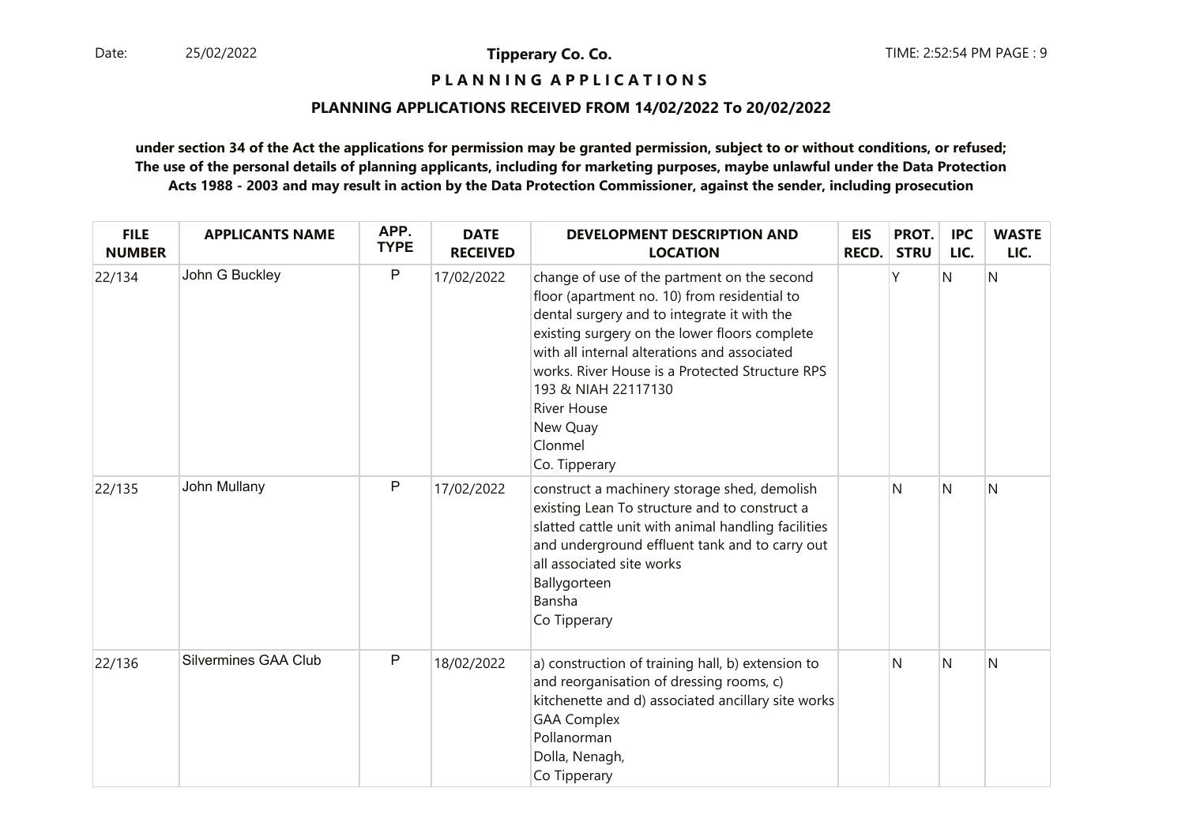**Tipperary Co. Co.**

**PLANNING APPLICATIONS**

**PLANNING APPLICATIONS RECEIVED FROM 14/02/2022 To 20/02/2022**

**under section 34 of the Act the applications for permission may be granted permission, subject to or without conditions, or refused; The use of the personal details of planning applicants, including for marketing purposes, maybe unlawful under the Data Protection Acts 1988 - 2003 and may result in action by the Data Protection Commissioner, against the sender, including prosecution**

| FILE NUMBER | APPLICANTS NAME | APP. TYPE | DATE RECEIVED | DEVELOPMENT DESCRIPTION AND LOCATION | EIS RECD. | PROT. STRU | IPC LIC. | WASTE LIC. |
|---|---|---|---|---|---|---|---|---|
| 22/134 | John G Buckley | P | 17/02/2022 | change of use of the partment on the second floor (apartment no. 10) from residential to dental surgery and to integrate it with the existing surgery on the lower floors complete with all internal alterations and associated works. River House is a Protected Structure RPS 193 & NIAH 22117130<br>River House<br>New Quay<br>Clonmel<br>Co. Tipperary | | Y | N | N |
| 22/135 | John Mullany | P | 17/02/2022 | construct a machinery storage shed, demolish existing Lean To structure and to construct a slatted cattle unit with animal handling facilities and underground effluent tank and to carry out all associated site works<br>Ballygorteen<br>Bansha<br>Co Tipperary | | N | N | N |
| 22/136 | Silvermines GAA Club | P | 18/02/2022 | a) construction of training hall, b) extension to and reorganisation of dressing rooms, c) kitchenette and d) associated ancillary site works<br>GAA Complex<br>Pollanorman<br>Dolla, Nenagh,<br>Co Tipperary | | N | N | N |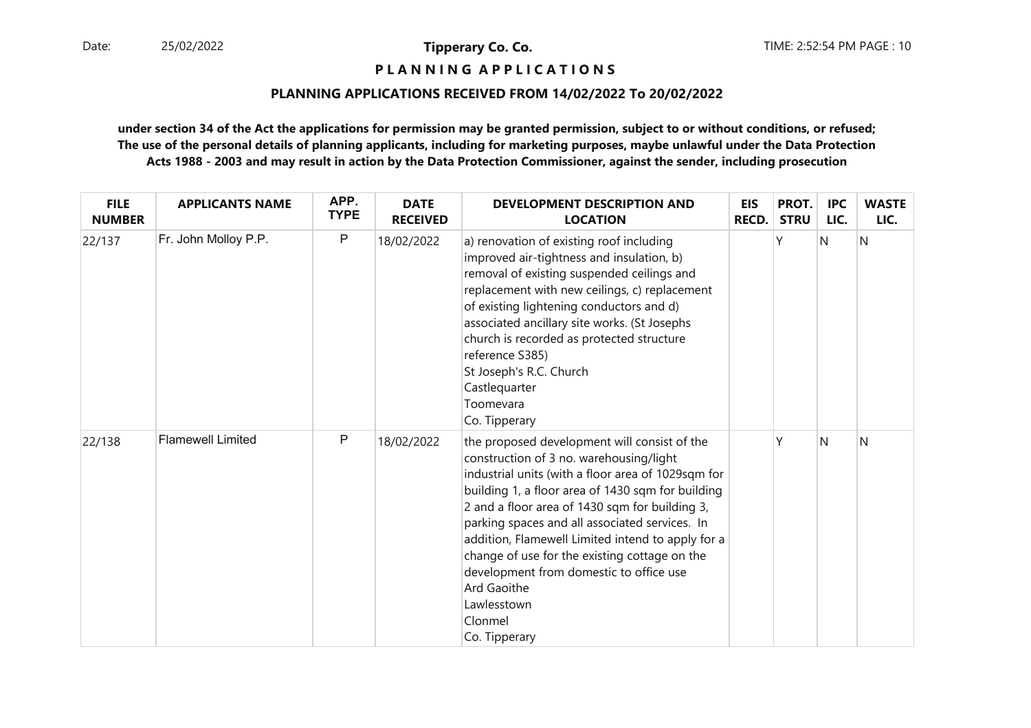**Tipperary Co. Co.**

**P L A N N I N G A P P L I C A T I O N S**

**PLANNING APPLICATIONS RECEIVED FROM 14/02/2022 To 20/02/2022**

**under section 34 of the Act the applications for permission may be granted permission, subject to or without conditions, or refused; The use of the personal details of planning applicants, including for marketing purposes, maybe unlawful under the Data Protection Acts 1988 - 2003 and may result in action by the Data Protection Commissioner, against the sender, including prosecution**

| FILE NUMBER | APPLICANTS NAME | APP. TYPE | DATE RECEIVED | DEVELOPMENT DESCRIPTION AND LOCATION | EIS RECD. | PROT. STRU | IPC LIC. | WASTE LIC. |
|---|---|---|---|---|---|---|---|---|
| 22/137 | Fr. John Molloy P.P. | P | 18/02/2022 | a) renovation of existing roof including improved air-tightness and insulation, b) removal of existing suspended ceilings and replacement with new ceilings, c) replacement of existing lightening conductors and d) associated ancillary site works. (St Josephs church is recorded as protected structure reference S385)<br>St Joseph's R.C. Church<br>Castlequarter<br>Toomevara<br>Co. Tipperary | | Y | N | N |
| 22/138 | Flamewell Limited | P | 18/02/2022 | the proposed development will consist of the construction of 3 no. warehousing/light industrial units (with a floor area of 1029sqm for building 1, a floor area of 1430 sqm for building 2 and a floor area of 1430 sqm for building 3, parking spaces and all associated services. In addition, Flamewell Limited intend to apply for a change of use for the existing cottage on the development from domestic to office use<br>Ard Gaoithe<br>Lawlesstown<br>Clonmel<br>Co. Tipperary | | Y | N | N |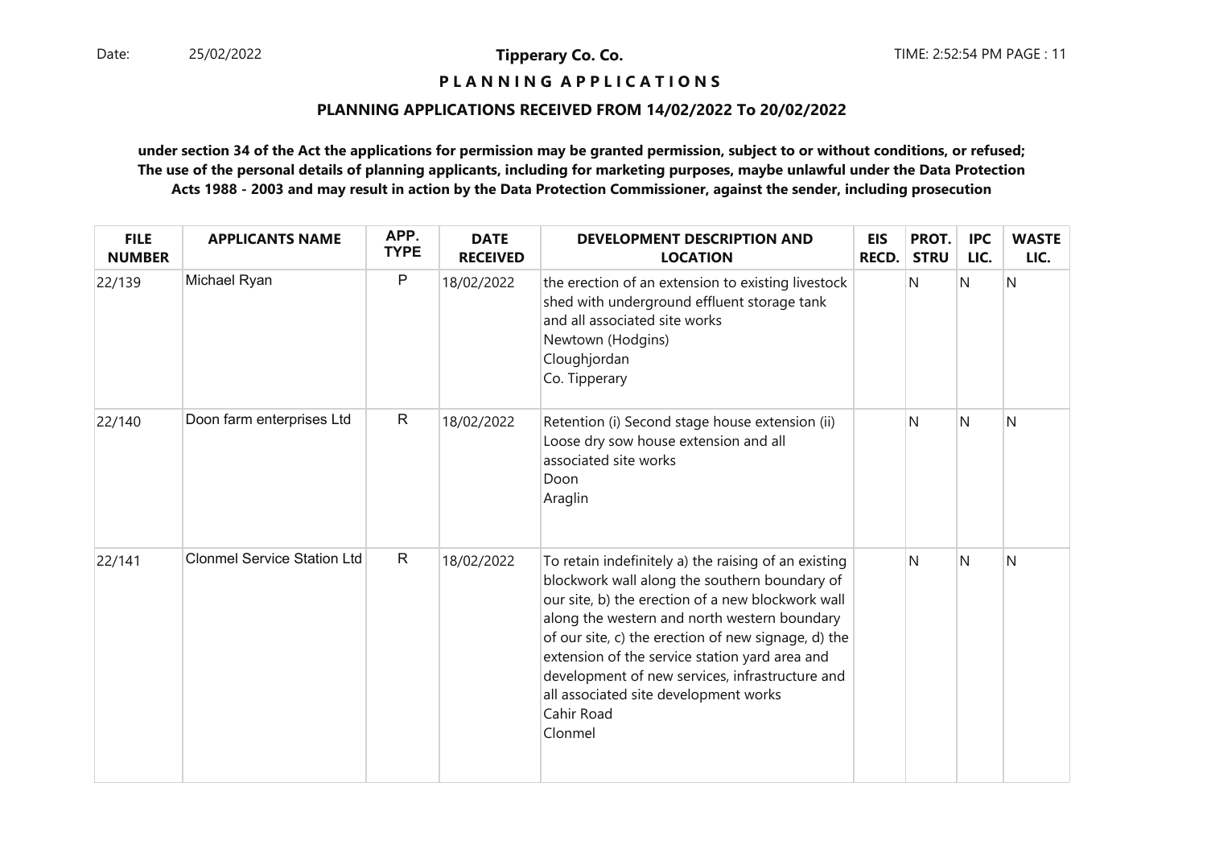**Tipperary Co. Co.**

**P L A N N I N G   A P P L I C A T I O N S**

**PLANNING APPLICATIONS RECEIVED FROM 14/02/2022 To 20/02/2022**

**under section 34 of the Act the applications for permission may be granted permission, subject to or without conditions, or refused; The use of the personal details of planning applicants, including for marketing purposes, maybe unlawful under the Data Protection Acts 1988 - 2003 and may result in action by the Data Protection Commissioner, against the sender, including prosecution**

| FILE NUMBER | APPLICANTS NAME | APP. TYPE | DATE RECEIVED | DEVELOPMENT DESCRIPTION AND LOCATION | EIS RECD. | PROT. STRU | IPC LIC. | WASTE LIC. |
|---|---|---|---|---|---|---|---|---|
| 22/139 | Michael Ryan | P | 18/02/2022 | the erection of an extension to existing livestock shed with underground effluent storage tank and all associated site works<br>Newtown (Hodgins)<br>Cloughjordan<br>Co. Tipperary | | N | N | N |
| 22/140 | Doon farm enterprises Ltd | R | 18/02/2022 | Retention (i) Second stage house extension (ii) Loose dry sow house extension and all associated site works<br>Doon<br>Araglin | | N | N | N |
| 22/141 | Clonmel Service Station Ltd | R | 18/02/2022 | To retain indefinitely a) the raising of an existing blockwork wall along the southern boundary of our site, b) the erection of a new blockwork wall along the western and north western boundary of our site, c) the erection of new signage, d) the extension of the service station yard area and development of new services, infrastructure and all associated site development works<br>Cahir Road<br>Clonmel | | N | N | N |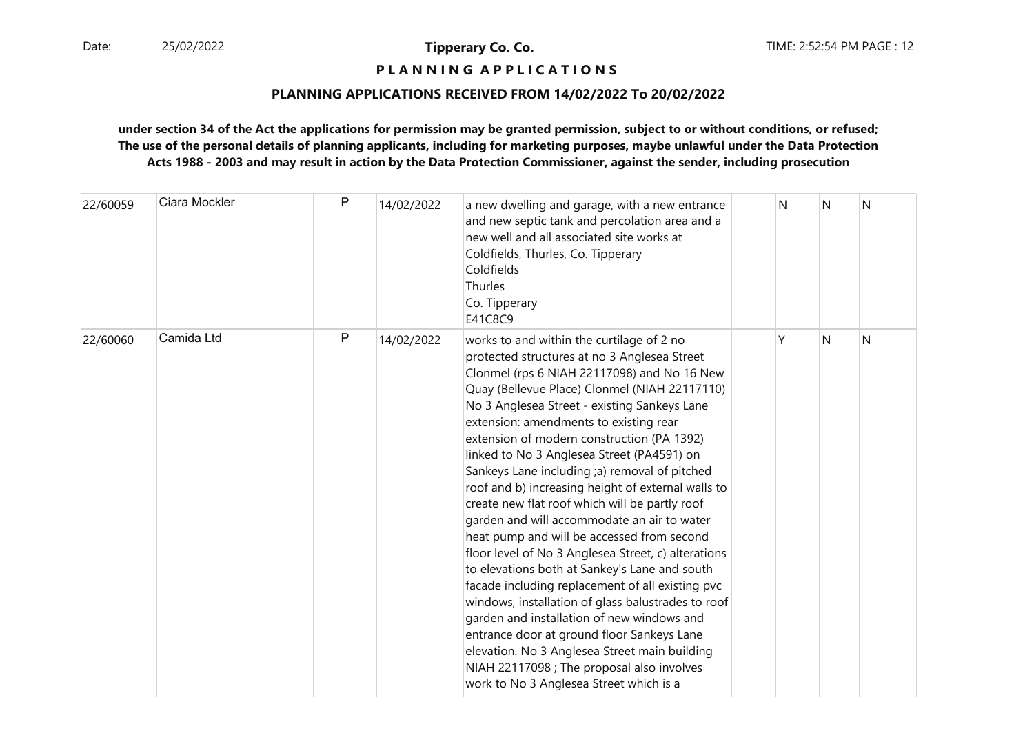**Tipperary Co. Co.**

**P L A N N I N G  A P P L I C A T I O N S**

**PLANNING APPLICATIONS RECEIVED FROM 14/02/2022 To 20/02/2022**

**under section 34 of the Act the applications for permission may be granted permission, subject to or without conditions, or refused; The use of the personal details of planning applicants, including for marketing purposes, maybe unlawful under the Data Protection Acts 1988 - 2003 and may result in action by the Data Protection Commissioner, against the sender, including prosecution**

| | | | | | | | |
|---|---|---|---|---|---|---|---|
| 22/60059 | Ciara Mockler | P | 14/02/2022 | a new dwelling and garage, with a new entrance and new septic tank and percolation area and a new well and all associated site works at Coldfields, Thurles, Co. Tipperary<br>Coldfields<br>Thurles<br>Co. Tipperary<br>E41C8C9 | N | N | N |
| 22/60060 | Camida Ltd | P | 14/02/2022 | works to and within the curtilage of 2 no protected structures at no 3 Anglesea Street Clonmel (rps 6 NIAH 22117098) and No 16 New Quay (Bellevue Place) Clonmel (NIAH 22117110) No 3 Anglesea Street - existing Sankeys Lane extension: amendments to existing rear extension of modern construction (PA 1392) linked to No 3 Anglesea Street (PA4591) on Sankeys Lane including ;a) removal of pitched roof and b) increasing height of external walls to create new flat roof which will be partly roof garden and will accommodate an air to water heat pump and will be accessed from second floor level of No 3 Anglesea Street, c) alterations to elevations both at Sankey's Lane and south facade including replacement of all existing pvc windows, installation of glass balustrades to roof garden and installation of new windows and entrance door at ground floor Sankeys Lane elevation. No 3 Anglesea Street main building NIAH 22117098 ; The proposal also involves work to No 3 Anglesea Street which is a | Y | N | N |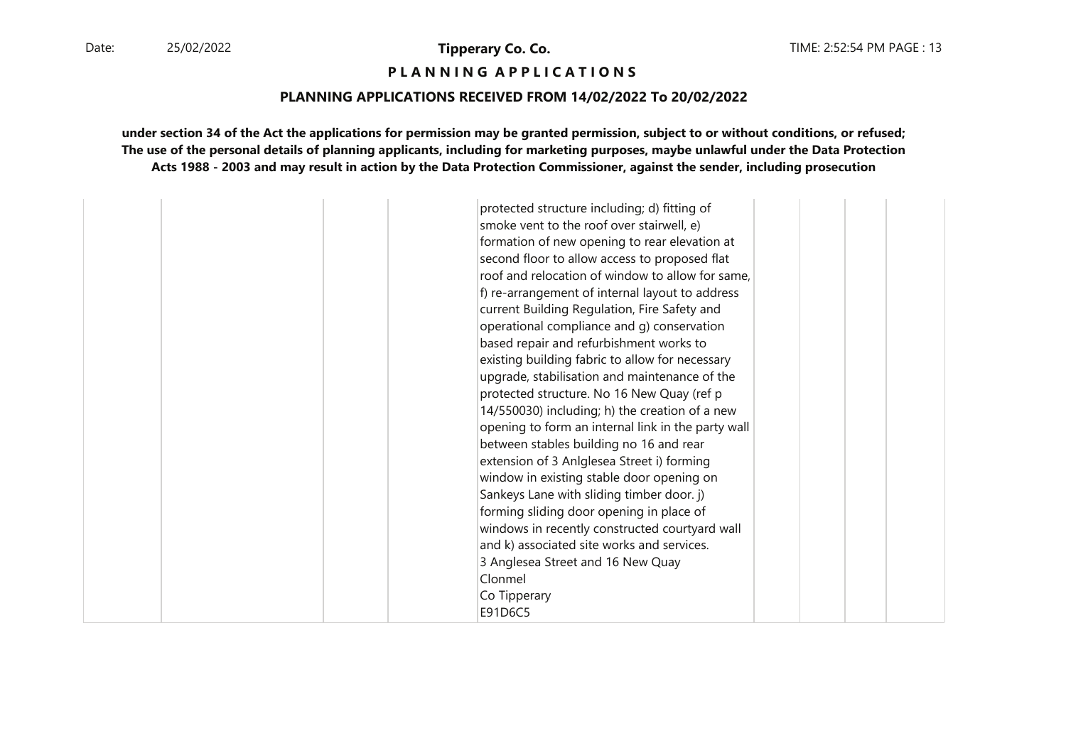# PLANNING APPLICATIONS

## PLANNING APPLICATIONS RECEIVED FROM 14/02/2022 To 20/02/2022

**under section 34 of the Act the applications for permission may be granted permission, subject to or without conditions, or refused; The use of the personal details of planning applicants, including for marketing purposes, maybe unlawful under the Data Protection Acts 1988 - 2003 and may result in action by the Data Protection Commissioner, against the sender, including prosecution**

| | | | | | | | | |
|---|---|---|---|---|---|---|---|---|
| | | | | protected structure including; d) fitting of smoke vent to the roof over stairwell, e) formation of new opening to rear elevation at second floor to allow access to proposed flat roof and relocation of window to allow for same, f) re-arrangement of internal layout to address current Building Regulation, Fire Safety and operational compliance and g) conservation based repair and refurbishment works to existing building fabric to allow for necessary upgrade, stabilisation and maintenance of the protected structure. No 16 New Quay (ref p 14/550030) including; h) the creation of a new opening to form an internal link in the party wall between stables building no 16 and rear extension of 3 Anlglesea Street i) forming window in existing stable door opening on Sankeys Lane with sliding timber door. j) forming sliding door opening in place of windows in recently constructed courtyard wall and k) associated site works and services.<br>3 Anglesea Street and 16 New Quay<br>Clonmel<br>Co Tipperary<br>E91D6C5 | | | | |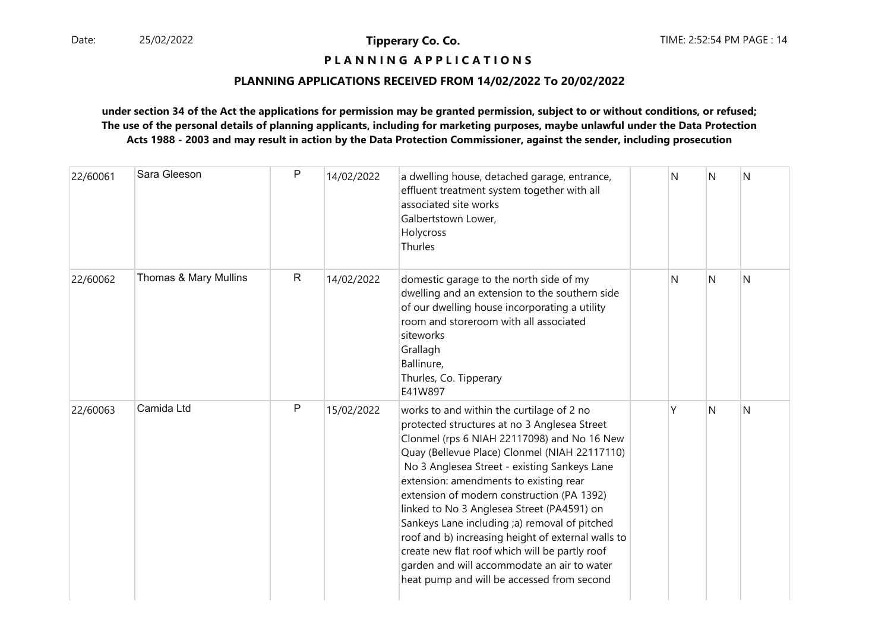**Tipperary Co. Co.**

**P L A N N I N G A P P L I C A T I O N S**

**PLANNING APPLICATIONS RECEIVED FROM 14/02/2022 To 20/02/2022**

**under section 34 of the Act the applications for permission may be granted permission, subject to or without conditions, or refused; The use of the personal details of planning applicants, including for marketing purposes, maybe unlawful under the Data Protection Acts 1988 - 2003 and may result in action by the Data Protection Commissioner, against the sender, including prosecution**

| | | | | | | | | |
|---|---|---|---|---|---|---|---|---|
| 22/60061 | Sara Gleeson | P | 14/02/2022 | a dwelling house, detached garage, entrance, effluent treatment system together with all associated site works<br>Galbertstown Lower,<br>Holycross<br>Thurles | | N | N | N |
| 22/60062 | Thomas & Mary Mullins | R | 14/02/2022 | domestic garage to the north side of my dwelling and an extension to the southern side of our dwelling house incorporating a utility room and storeroom with all associated siteworks<br>Grallagh<br>Ballinure,<br>Thurles, Co. Tipperary<br>E41W897 | | N | N | N |
| 22/60063 | Camida Ltd | P | 15/02/2022 | works to and within the curtilage of 2 no protected structures at no 3 Anglesea Street Clonmel (rps 6 NIAH 22117098) and No 16 New Quay (Bellevue Place) Clonmel (NIAH 22117110) No 3 Anglesea Street - existing Sankeys Lane extension: amendments to existing rear extension of modern construction (PA 1392) linked to No 3 Anglesea Street (PA4591) on Sankeys Lane including ;a) removal of pitched roof and b) increasing height of external walls to create new flat roof which will be partly roof garden and will accommodate an air to water heat pump and will be accessed from second | | Y | N | N |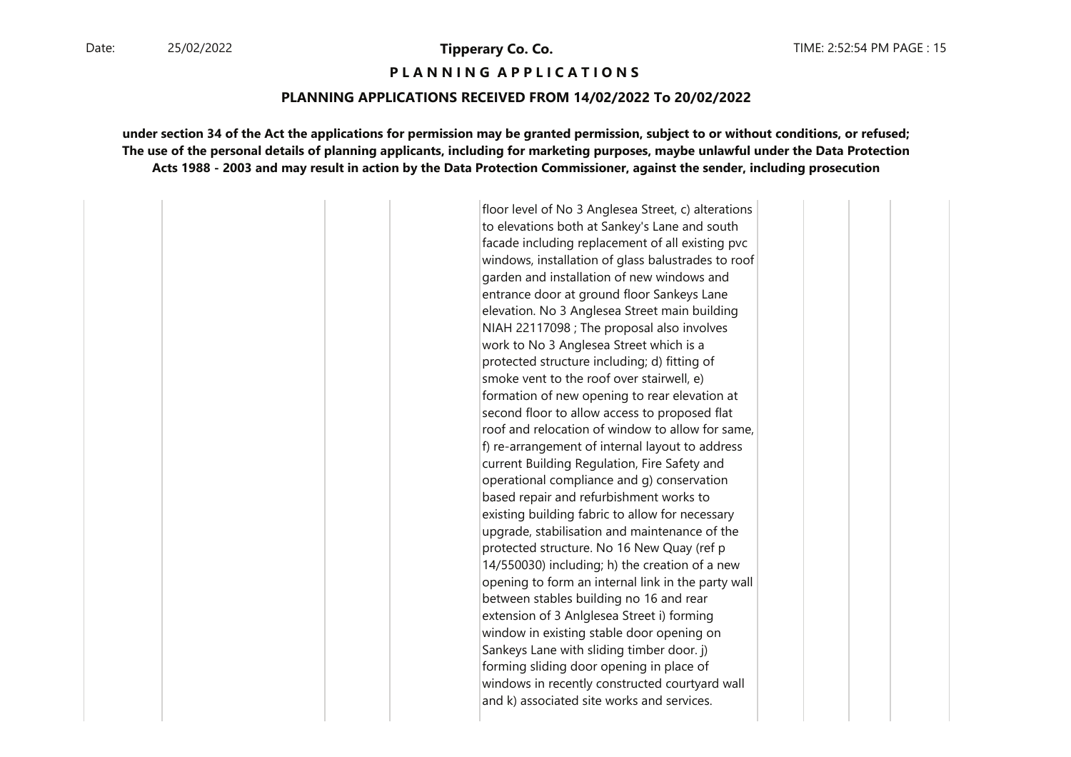**Tipperary Co. Co.**

**P L A N N I N G A P P L I C A T I O N S**

**PLANNING APPLICATIONS RECEIVED FROM 14/02/2022 To 20/02/2022**

**under section 34 of the Act the applications for permission may be granted permission, subject to or without conditions, or refused; The use of the personal details of planning applicants, including for marketing purposes, maybe unlawful under the Data Protection Acts 1988 - 2003 and may result in action by the Data Protection Commissioner, against the sender, including prosecution**

| | | | | | | | | |
|---|---|---|---|---|---|---|---|---|
| | | | | floor level of No 3 Anglesea Street, c) alterations to elevations both at Sankey's Lane and south facade including replacement of all existing pvc windows, installation of glass balustrades to roof garden and installation of new windows and entrance door at ground floor Sankeys Lane elevation. No 3 Anglesea Street main building NIAH 22117098 ; The proposal also involves work to No 3 Anglesea Street which is a protected structure including; d) fitting of smoke vent to the roof over stairwell, e) formation of new opening to rear elevation at second floor to allow access to proposed flat roof and relocation of window to allow for same, f) re-arrangement of internal layout to address current Building Regulation, Fire Safety and operational compliance and g) conservation based repair and refurbishment works to existing building fabric to allow for necessary upgrade, stabilisation and maintenance of the protected structure. No 16 New Quay (ref p 14/550030) including; h) the creation of a new opening to form an internal link in the party wall between stables building no 16 and rear extension of 3 Anlglesea Street i) forming window in existing stable door opening on Sankeys Lane with sliding timber door. j) forming sliding door opening in place of windows in recently constructed courtyard wall and k) associated site works and services. | | | | |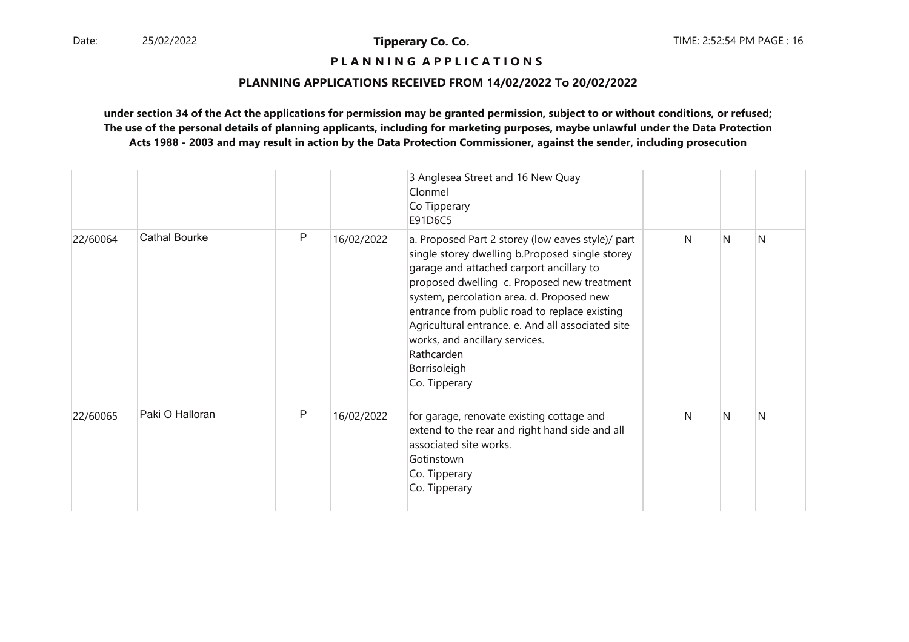**P L A N N I N G   A P P L I C A T I O N S**

**PLANNING APPLICATIONS RECEIVED FROM 14/02/2022 To 20/02/2022**

**under section 34 of the Act the applications for permission may be granted permission, subject to or without conditions, or refused; The use of the personal details of planning applicants, including for marketing purposes, maybe unlawful under the Data Protection Acts 1988 - 2003 and may result in action by the Data Protection Commissioner, against the sender, including prosecution**

| | | | | | | | | |
|---|---|---|---|---|---|---|---|---|
| | | | | 3 Anglesea Street and 16 New Quay<br>Clonmel<br>Co Tipperary<br>E91D6C5 | | | | |
| 22/60064 | Cathal Bourke | P | 16/02/2022 | a. Proposed Part 2 storey (low eaves style)/ part single storey dwelling b.Proposed single storey garage and attached carport ancillary to proposed dwelling c. Proposed new treatment system, percolation area. d. Proposed new entrance from public road to replace existing Agricultural entrance. e. And all associated site works, and ancillary services.<br>Rathcarden<br>Borrisoleigh<br>Co. Tipperary | | N | N | N |
| 22/60065 | Paki O Halloran | P | 16/02/2022 | for garage, renovate existing cottage and extend to the rear and right hand side and all associated site works.<br>Gotinstown<br>Co. Tipperary<br>Co. Tipperary | | N | N | N |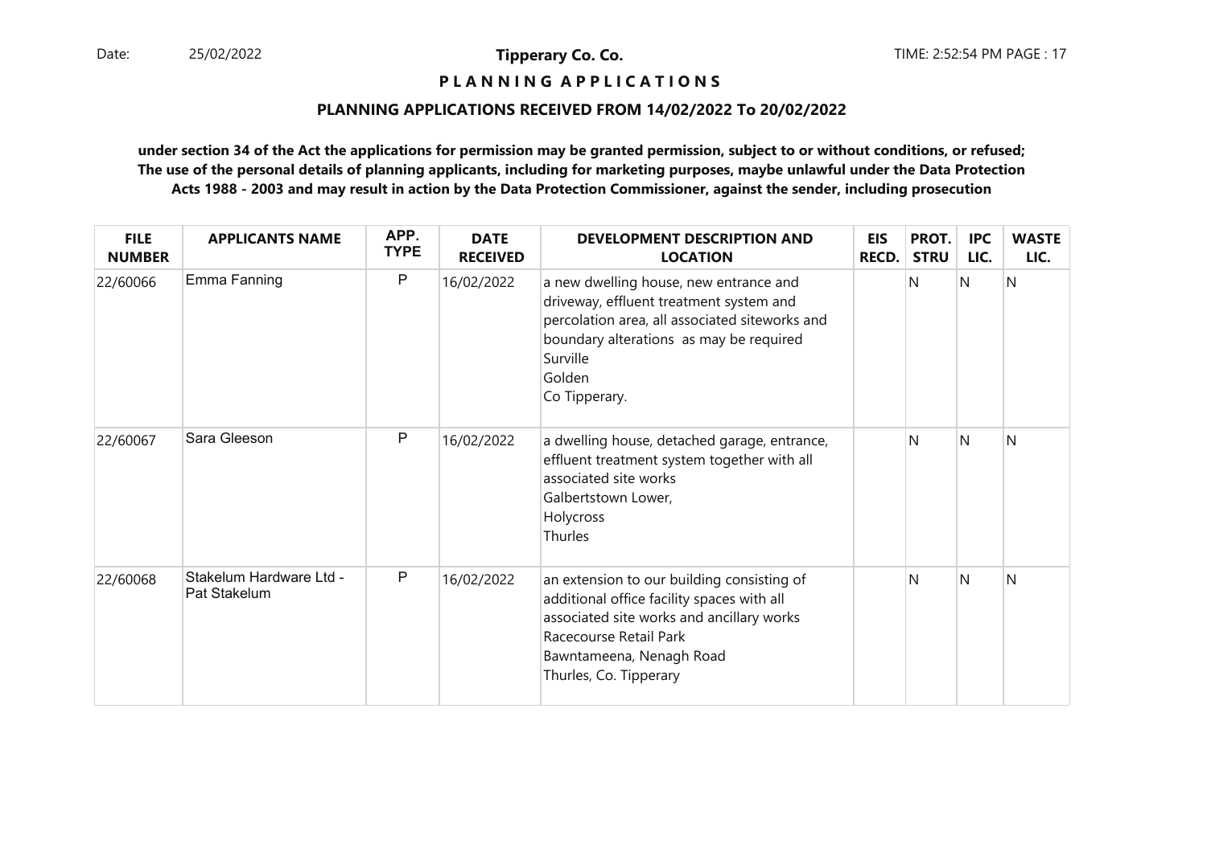**Tipperary Co. Co.**

**P L A N N I N G   A P P L I C A T I O N S**

**PLANNING APPLICATIONS RECEIVED FROM 14/02/2022 To 20/02/2022**

**under section 34 of the Act the applications for permission may be granted permission, subject to or without conditions, or refused; The use of the personal details of planning applicants, including for marketing purposes, maybe unlawful under the Data Protection Acts 1988 - 2003 and may result in action by the Data Protection Commissioner, against the sender, including prosecution**

| FILE NUMBER | APPLICANTS NAME | APP. TYPE | DATE RECEIVED | DEVELOPMENT DESCRIPTION AND LOCATION | EIS RECD. | PROT. STRU | IPC LIC. | WASTE LIC. |
|---|---|---|---|---|---|---|---|---|
| 22/60066 | Emma Fanning | P | 16/02/2022 | a new dwelling house, new entrance and driveway, effluent treatment system and percolation area, all associated siteworks and boundary alterations as may be required<br>Surville<br>Golden<br>Co Tipperary. | | N | N | N |
| 22/60067 | Sara Gleeson | P | 16/02/2022 | a dwelling house, detached garage, entrance, effluent treatment system together with all associated site works<br>Galbertstown Lower,<br>Holycross<br>Thurles | | N | N | N |
| 22/60068 | Stakelum Hardware Ltd - Pat Stakelum | P | 16/02/2022 | an extension to our building consisting of additional office facility spaces with all associated site works and ancillary works<br>Racecourse Retail Park<br>Bawntameena, Nenagh Road<br>Thurles, Co. Tipperary | | N | N | N |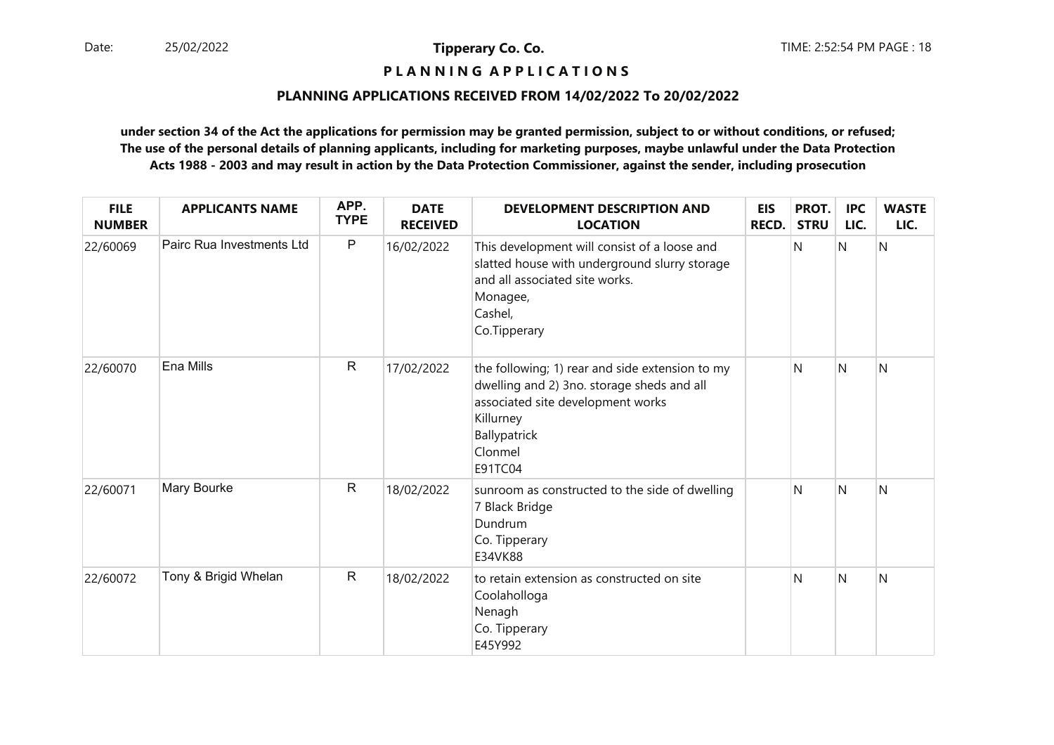**Tipperary Co. Co.**

**P L A N N I N G  A P P L I C A T I O N S**

**PLANNING APPLICATIONS RECEIVED FROM 14/02/2022 To 20/02/2022**

**under section 34 of the Act the applications for permission may be granted permission, subject to or without conditions, or refused; The use of the personal details of planning applicants, including for marketing purposes, maybe unlawful under the Data Protection Acts 1988 - 2003 and may result in action by the Data Protection Commissioner, against the sender, including prosecution**

| FILE NUMBER | APPLICANTS NAME | APP. TYPE | DATE RECEIVED | DEVELOPMENT DESCRIPTION AND LOCATION | EIS RECD. | PROT. STRU | IPC LIC. | WASTE LIC. |
|---|---|---|---|---|---|---|---|---|
| 22/60069 | Pairc Rua Investments Ltd | P | 16/02/2022 | This development will consist of a loose and slatted house with underground slurry storage and all associated site works.<br>Monagee,<br>Cashel,<br>Co.Tipperary | | N | N | N |
| 22/60070 | Ena Mills | R | 17/02/2022 | the following; 1) rear and side extension to my dwelling and 2) 3no. storage sheds and all associated site development works<br>Killurney<br>Ballypatrick<br>Clonmel<br>E91TC04 | | N | N | N |
| 22/60071 | Mary Bourke | R | 18/02/2022 | sunroom as constructed to the side of dwelling<br>7 Black Bridge<br>Dundrum<br>Co. Tipperary<br>E34VK88 | | N | N | N |
| 22/60072 | Tony & Brigid Whelan | R | 18/02/2022 | to retain extension as constructed on site<br>Coolaholloga<br>Nenagh<br>Co. Tipperary<br>E45Y992 | | N | N | N |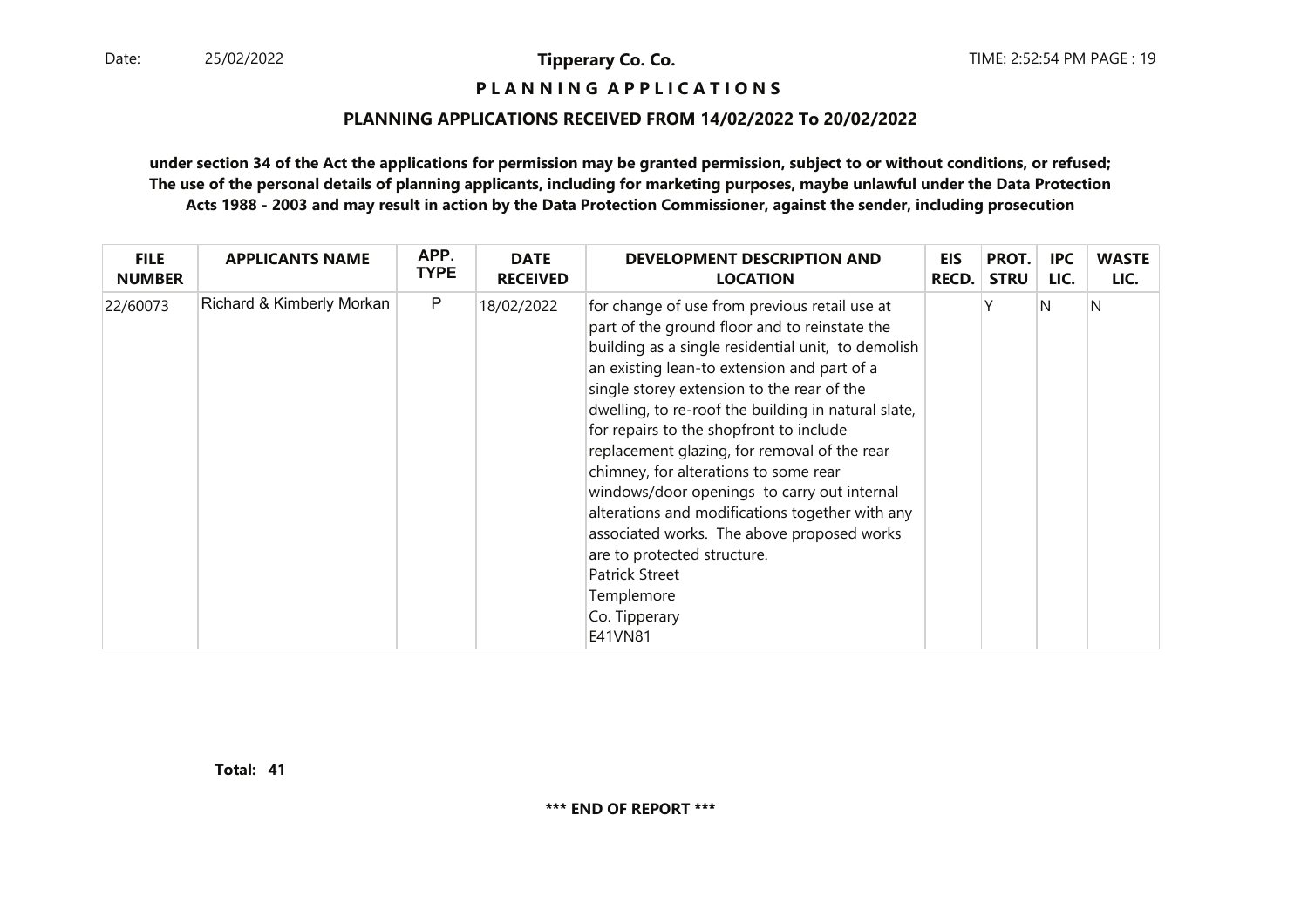# Tipperary Co. Co.

## P L A N N I N G   A P P L I C A T I O N S

### PLANNING APPLICATIONS RECEIVED FROM 14/02/2022 To 20/02/2022

**under section 34 of the Act the applications for permission may be granted permission, subject to or without conditions, or refused; The use of the personal details of planning applicants, including for marketing purposes, maybe unlawful under the Data Protection Acts 1988 - 2003 and may result in action by the Data Protection Commissioner, against the sender, including prosecution**

| FILE NUMBER | APPLICANTS NAME | APP. TYPE | DATE RECEIVED | DEVELOPMENT DESCRIPTION AND LOCATION | EIS RECD. | PROT. STRU | IPC LIC. | WASTE LIC. |
|---|---|---|---|---|---|---|---|---|
| 22/60073 | Richard & Kimberly Morkan | P | 18/02/2022 | for change of use from previous retail use at part of the ground floor and to reinstate the building as a single residential unit, to demolish an existing lean-to extension and part of a single storey extension to the rear of the dwelling, to re-roof the building in natural slate, for repairs to the shopfront to include replacement glazing, for removal of the rear chimney, for alterations to some rear windows/door openings to carry out internal alterations and modifications together with any associated works. The above proposed works are to protected structure.<br>Patrick Street<br>Templemore<br>Co. Tipperary<br>E41VN81 | | Y | N | N |

**Total: 41**

**\*\*\* END OF REPORT \*\*\***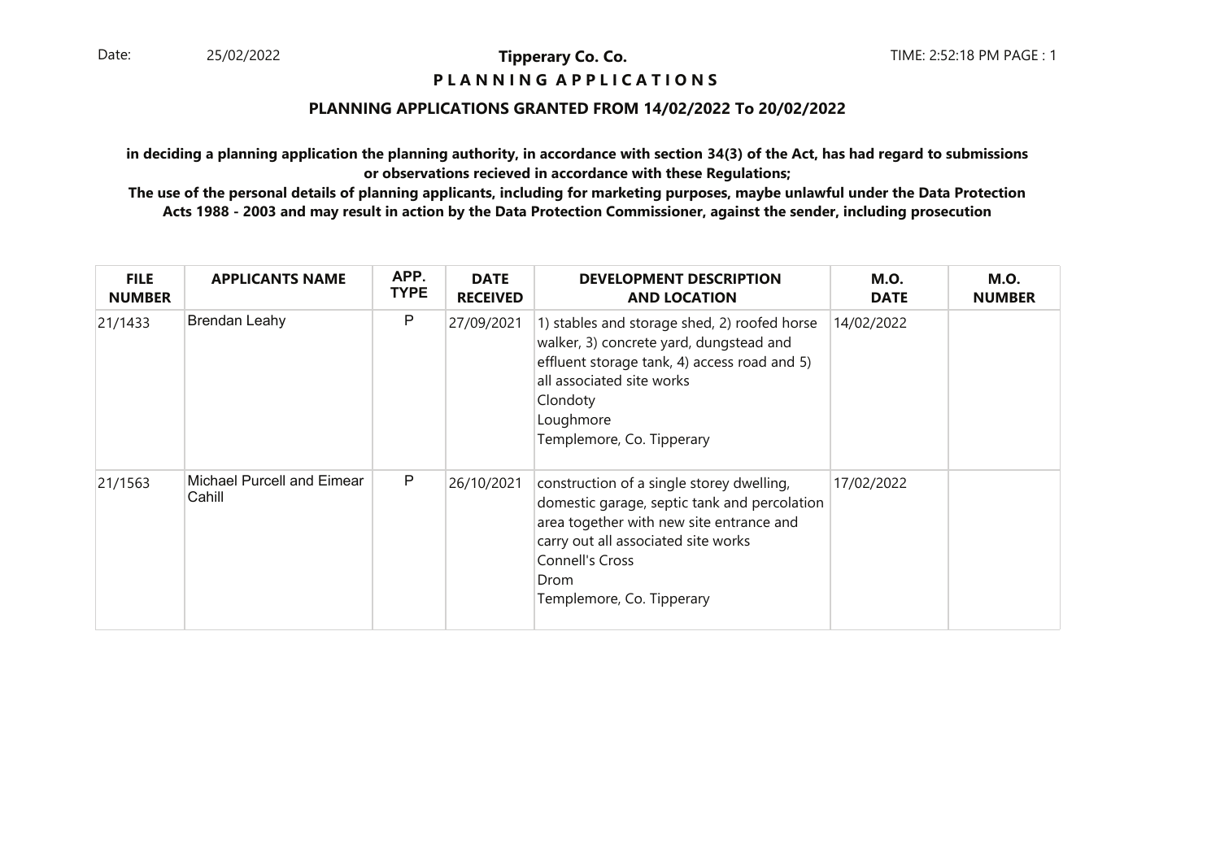**Tipperary Co. Co.**

**P L A N N I N G A P P L I C A T I O N S**

**PLANNING APPLICATIONS GRANTED FROM 14/02/2022 To 20/02/2022**

**in deciding a planning application the planning authority, in accordance with section 34(3) of the Act, has had regard to submissions or observations recieved in accordance with these Regulations;**

**The use of the personal details of planning applicants, including for marketing purposes, maybe unlawful under the Data Protection Acts 1988 - 2003 and may result in action by the Data Protection Commissioner, against the sender, including prosecution**

| FILE NUMBER | APPLICANTS NAME | APP. TYPE | DATE RECEIVED | DEVELOPMENT DESCRIPTION AND LOCATION | M.O. DATE | M.O. NUMBER |
|---|---|---|---|---|---|---|
| 21/1433 | Brendan Leahy | P | 27/09/2021 | 1) stables and storage shed, 2) roofed horse walker, 3) concrete yard, dungstead and effluent storage tank, 4) access road and 5) all associated site works<br>Clondoty<br>Loughmore<br>Templemore, Co. Tipperary | 14/02/2022 | |
| 21/1563 | Michael Purcell and Eimear Cahill | P | 26/10/2021 | construction of a single storey dwelling, domestic garage, septic tank and percolation area together with new site entrance and carry out all associated site works<br>Connell's Cross<br>Drom<br>Templemore, Co. Tipperary | 17/02/2022 | |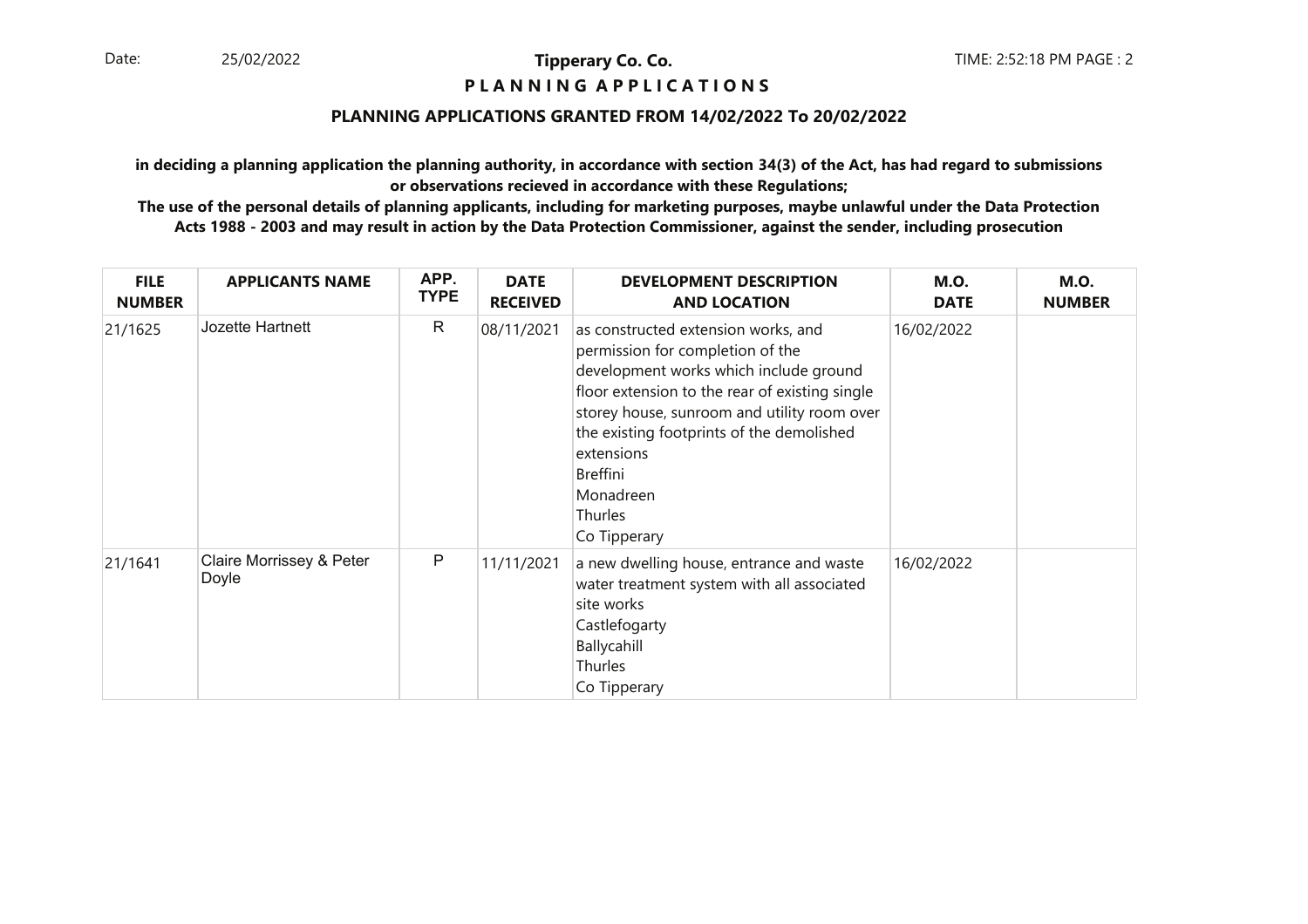**Tipperary Co. Co.**

**P L A N N I N G  A P P L I C A T I O N S**

**PLANNING APPLICATIONS GRANTED FROM 14/02/2022 To 20/02/2022**

**in deciding a planning application the planning authority, in accordance with section 34(3) of the Act, has had regard to submissions or observations recieved in accordance with these Regulations;**

**The use of the personal details of planning applicants, including for marketing purposes, maybe unlawful under the Data Protection Acts 1988 - 2003 and may result in action by the Data Protection Commissioner, against the sender, including prosecution**

| FILE NUMBER | APPLICANTS NAME | APP. TYPE | DATE RECEIVED | DEVELOPMENT DESCRIPTION AND LOCATION | M.O. DATE | M.O. NUMBER |
|---|---|---|---|---|---|---|
| 21/1625 | Jozette Hartnett | R | 08/11/2021 | as constructed extension works, and permission for completion of the development works which include ground floor extension to the rear of existing single storey house, sunroom and utility room over the existing footprints of the demolished extensions<br>Breffini<br>Monadreen<br>Thurles<br>Co Tipperary | 16/02/2022 | |
| 21/1641 | Claire Morrissey & Peter Doyle | P | 11/11/2021 | a new dwelling house, entrance and waste water treatment system with all associated site works<br>Castlefogarty<br>Ballycahill<br>Thurles<br>Co Tipperary | 16/02/2022 | |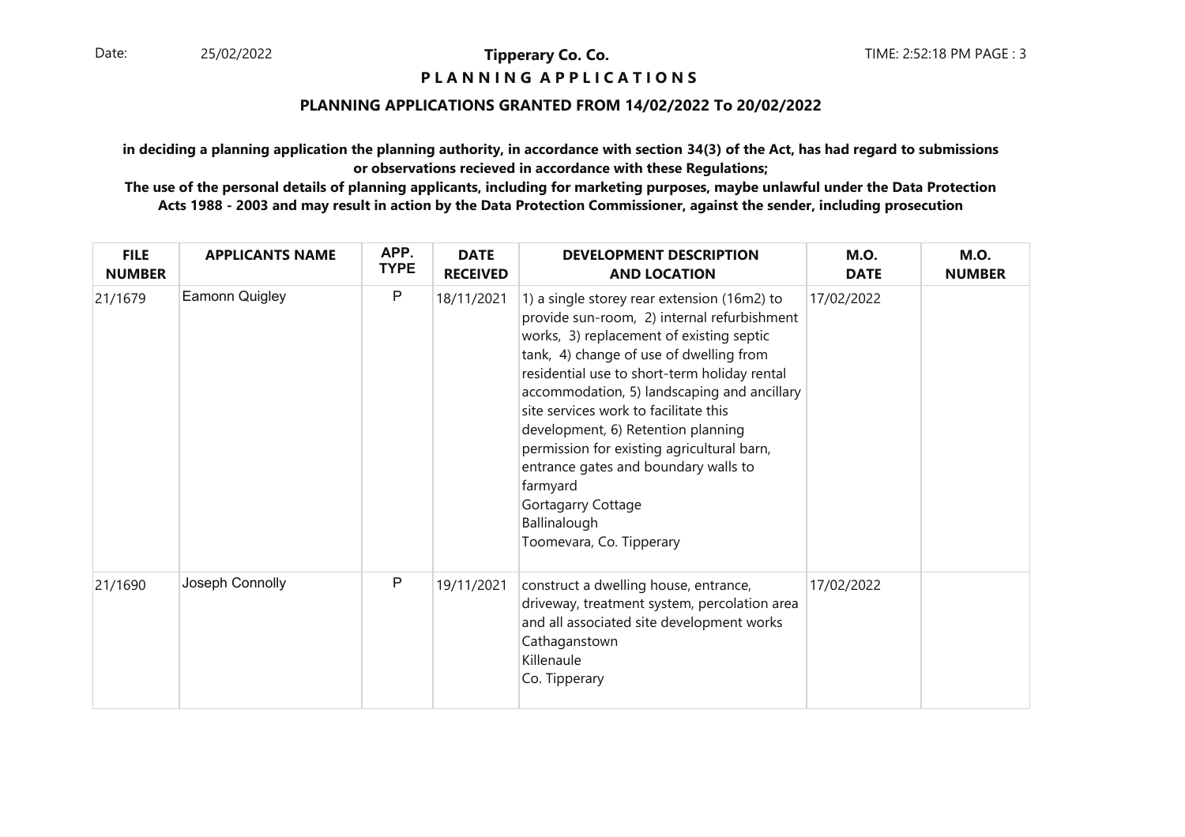**Tipperary Co. Co.**

**P L A N N I N G A P P L I C A T I O N S**

## PLANNING APPLICATIONS GRANTED FROM 14/02/2022 To 20/02/2022

**in deciding a planning application the planning authority, in accordance with section 34(3) of the Act, has had regard to submissions or observations recieved in accordance with these Regulations;**

**The use of the personal details of planning applicants, including for marketing purposes, maybe unlawful under the Data Protection Acts 1988 - 2003 and may result in action by the Data Protection Commissioner, against the sender, including prosecution**

| FILE NUMBER | APPLICANTS NAME | APP. TYPE | DATE RECEIVED | DEVELOPMENT DESCRIPTION AND LOCATION | M.O. DATE | M.O. NUMBER |
|---|---|---|---|---|---|---|
| 21/1679 | Eamonn Quigley | P | 18/11/2021 | 1) a single storey rear extension (16m2) to provide sun-room, 2) internal refurbishment works, 3) replacement of existing septic tank, 4) change of use of dwelling from residential use to short-term holiday rental accommodation, 5) landscaping and ancillary site services work to facilitate this development, 6) Retention planning permission for existing agricultural barn, entrance gates and boundary walls to farmyard<br>Gortagarry Cottage<br>Ballinalough<br>Toomevara, Co. Tipperary | 17/02/2022 | |
| 21/1690 | Joseph Connolly | P | 19/11/2021 | construct a dwelling house, entrance, driveway, treatment system, percolation area and all associated site development works<br>Cathaganstown<br>Killenaule<br>Co. Tipperary | 17/02/2022 | |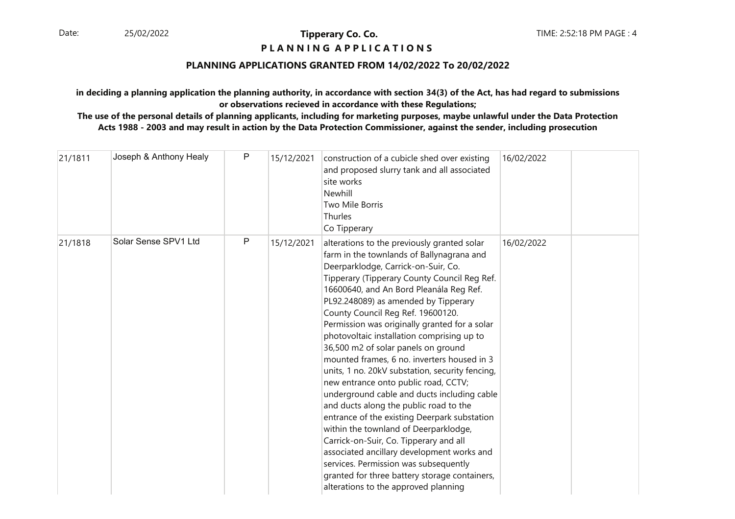**PLANNING APPLICATIONS**

**PLANNING APPLICATIONS GRANTED FROM 14/02/2022 To 20/02/2022**

**in deciding a planning application the planning authority, in accordance with section 34(3) of the Act, has had regard to submissions or observations recieved in accordance with these Regulations;**

**The use of the personal details of planning applicants, including for marketing purposes, maybe unlawful under the Data Protection Acts 1988 - 2003 and may result in action by the Data Protection Commissioner, against the sender, including prosecution**

| | | | | | | |
|---|---|---|---|---|---|---|
| 21/1811 | Joseph & Anthony Healy | P | 15/12/2021 | construction of a cubicle shed over existing and proposed slurry tank and all associated site works<br>Newhill<br>Two Mile Borris<br>Thurles<br>Co Tipperary | 16/02/2022 | |
| 21/1818 | Solar Sense SPV1 Ltd | P | 15/12/2021 | alterations to the previously granted solar farm in the townlands of Ballynagrana and Deerparklodge, Carrick-on-Suir, Co. Tipperary (Tipperary County Council Reg Ref. 16600640, and An Bord Pleanála Reg Ref. PL92.248089) as amended by Tipperary County Council Reg Ref. 19600120. Permission was originally granted for a solar photovoltaic installation comprising up to 36,500 m2 of solar panels on ground mounted frames, 6 no. inverters housed in 3 units, 1 no. 20kV substation, security fencing, new entrance onto public road, CCTV; underground cable and ducts including cable and ducts along the public road to the entrance of the existing Deerpark substation within the townland of Deerparklodge, Carrick-on-Suir, Co. Tipperary and all associated ancillary development works and services. Permission was subsequently granted for three battery storage containers, alterations to the approved planning | 16/02/2022 | |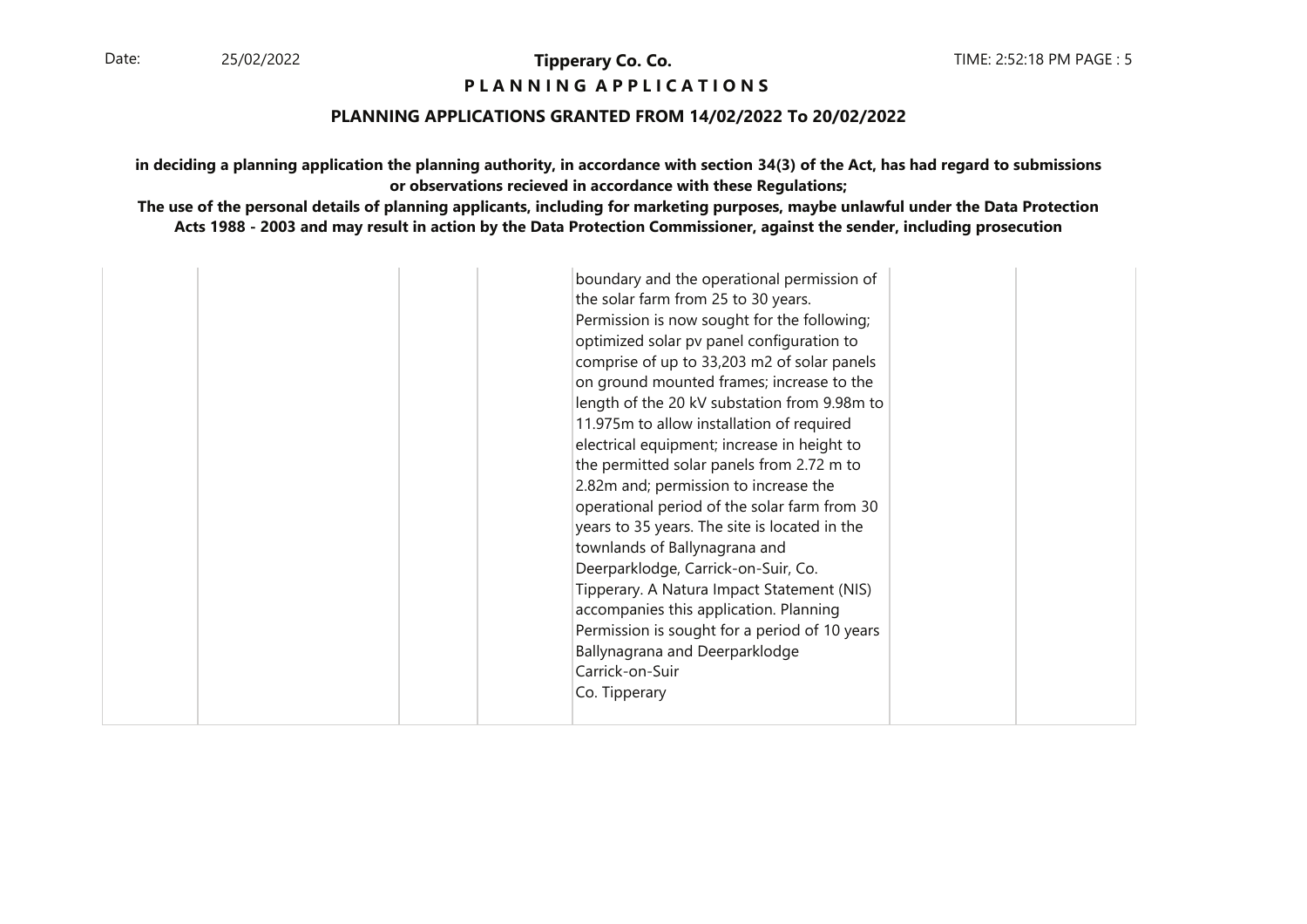# Tipperary Co. Co.

## P L A N N I N G  A P P L I C A T I O N S

### PLANNING APPLICATIONS GRANTED FROM 14/02/2022 To 20/02/2022

**in deciding a planning application the planning authority, in accordance with section 34(3) of the Act, has had regard to submissions or observations recieved in accordance with these Regulations;**

**The use of the personal details of planning applicants, including for marketing purposes, maybe unlawful under the Data Protection Acts 1988 - 2003 and may result in action by the Data Protection Commissioner, against the sender, including prosecution**

| | | | | | | |
|---|---|---|---|---|---|---|
| | | | | boundary and the operational permission of the solar farm from 25 to 30 years. Permission is now sought for the following; optimized solar pv panel configuration to comprise of up to 33,203 m2 of solar panels on ground mounted frames; increase to the length of the 20 kV substation from 9.98m to 11.975m to allow installation of required electrical equipment; increase in height to the permitted solar panels from 2.72 m to 2.82m and; permission to increase the operational period of the solar farm from 30 years to 35 years. The site is located in the townlands of Ballynagrana and Deerparklodge, Carrick-on-Suir, Co. Tipperary. A Natura Impact Statement (NIS) accompanies this application. Planning Permission is sought for a period of 10 years<br>Ballynagrana and Deerparklodge<br>Carrick-on-Suir<br>Co. Tipperary | | |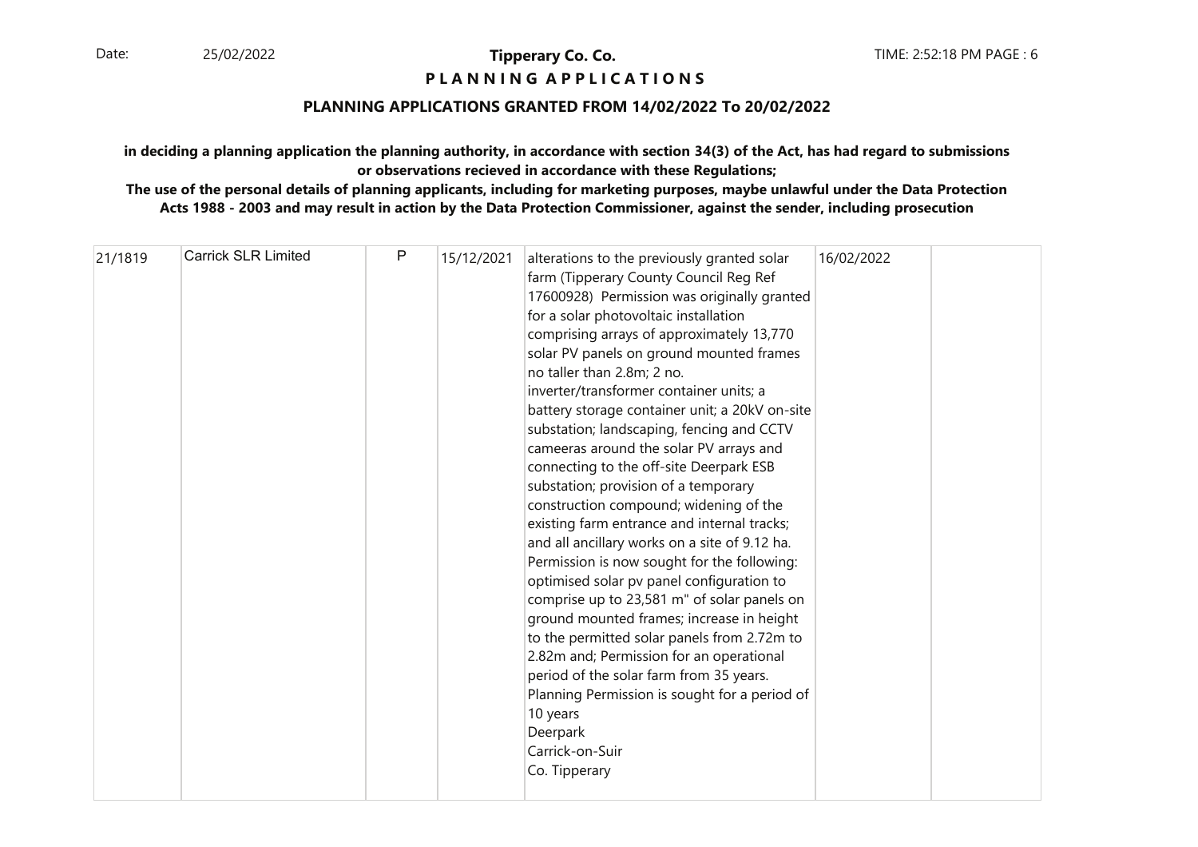**Tipperary Co. Co.**

**P L A N N I N G A P P L I C A T I O N S**

**PLANNING APPLICATIONS GRANTED FROM 14/02/2022 To 20/02/2022**

**in deciding a planning application the planning authority, in accordance with section 34(3) of the Act, has had regard to submissions or observations recieved in accordance with these Regulations;**

**The use of the personal details of planning applicants, including for marketing purposes, maybe unlawful under the Data Protection Acts 1988 - 2003 and may result in action by the Data Protection Commissioner, against the sender, including prosecution**

| | | | | | | |
|---|---|---|---|---|---|---|
| 21/1819 | Carrick SLR Limited | P | 15/12/2021 | alterations to the previously granted solar farm (Tipperary County Council Reg Ref 17600928) Permission was originally granted for a solar photovoltaic installation comprising arrays of approximately 13,770 solar PV panels on ground mounted frames no taller than 2.8m; 2 no. inverter/transformer container units; a battery storage container unit; a 20kV on-site substation; landscaping, fencing and CCTV cameeras around the solar PV arrays and connecting to the off-site Deerpark ESB substation; provision of a temporary construction compound; widening of the existing farm entrance and internal tracks; and all ancillary works on a site of 9.12 ha. Permission is now sought for the following: optimised solar pv panel configuration to comprise up to 23,581 m" of solar panels on ground mounted frames; increase in height to the permitted solar panels from 2.72m to 2.82m and; Permission for an operational period of the solar farm from 35 years. Planning Permission is sought for a period of 10 years<br>Deerpark<br>Carrick-on-Suir<br>Co. Tipperary | 16/02/2022 | |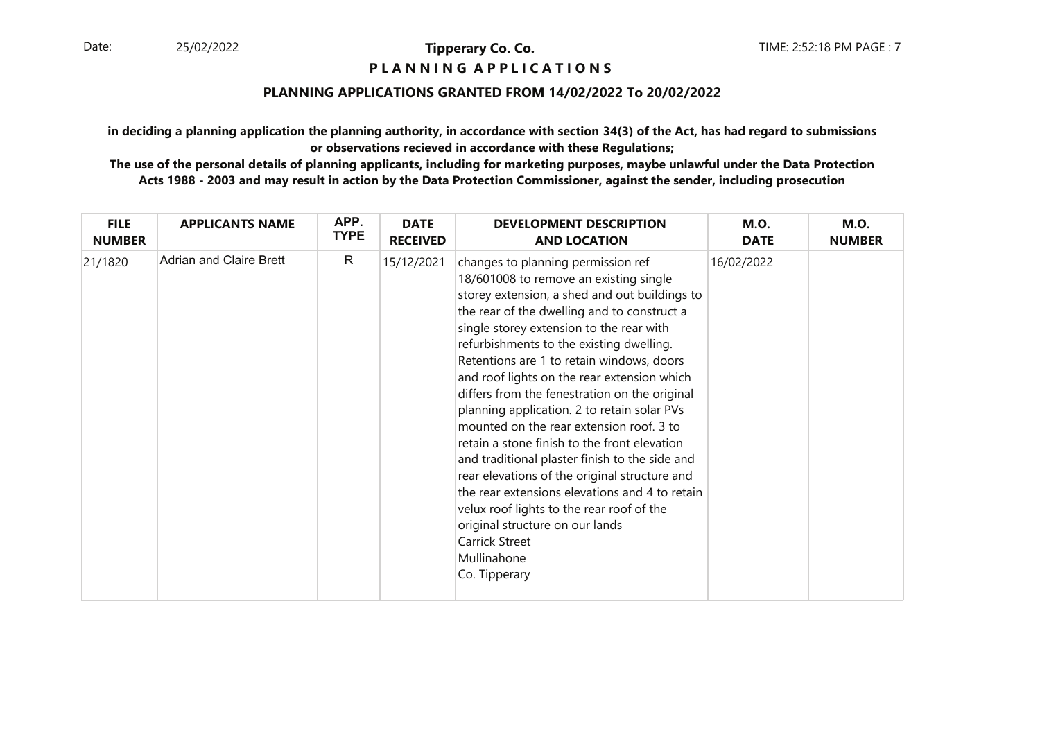# Tipperary Co. Co.

## PLANNING APPLICATIONS

### PLANNING APPLICATIONS GRANTED FROM 14/02/2022 To 20/02/2022

**in deciding a planning application the planning authority, in accordance with section 34(3) of the Act, has had regard to submissions or observations recieved in accordance with these Regulations;**

**The use of the personal details of planning applicants, including for marketing purposes, maybe unlawful under the Data Protection Acts 1988 - 2003 and may result in action by the Data Protection Commissioner, against the sender, including prosecution**

| FILE NUMBER | APPLICANTS NAME | APP. TYPE | DATE RECEIVED | DEVELOPMENT DESCRIPTION AND LOCATION | M.O. DATE | M.O. NUMBER |
|---|---|---|---|---|---|---|
| 21/1820 | Adrian and Claire Brett | R | 15/12/2021 | changes to planning permission ref 18/601008 to remove an existing single storey extension, a shed and out buildings to the rear of the dwelling and to construct a single storey extension to the rear with refurbishments to the existing dwelling. Retentions are 1 to retain windows, doors and roof lights on the rear extension which differs from the fenestration on the original planning application. 2 to retain solar PVs mounted on the rear extension roof. 3 to retain a stone finish to the front elevation and traditional plaster finish to the side and rear elevations of the original structure and the rear extensions elevations and 4 to retain velux roof lights to the rear roof of the original structure on our lands<br>Carrick Street<br>Mullinahone<br>Co. Tipperary | 16/02/2022 | |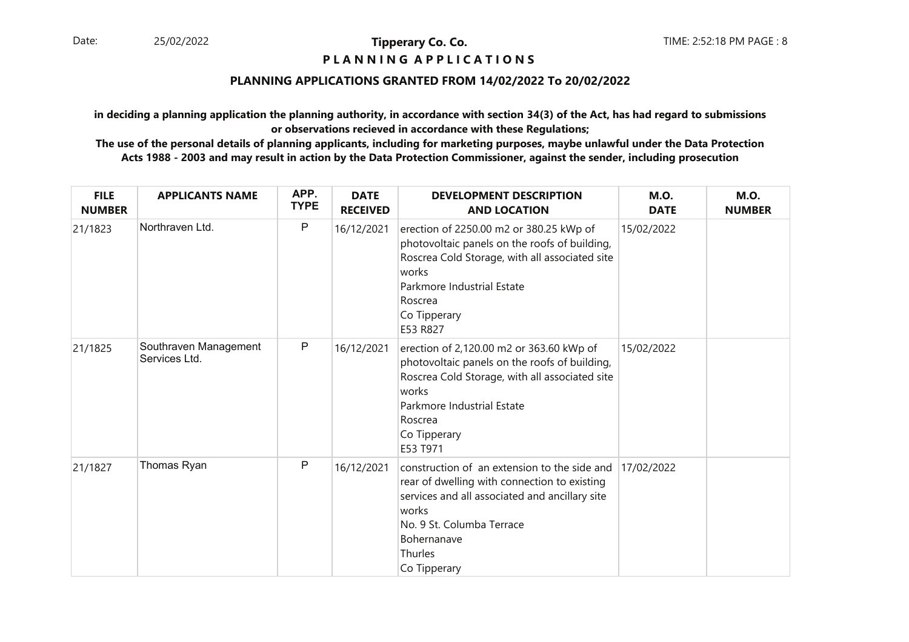# Tipperary Co. Co.

## P L A N N I N G   A P P L I C A T I O N S

### PLANNING APPLICATIONS GRANTED FROM 14/02/2022 To 20/02/2022

**in deciding a planning application the planning authority, in accordance with section 34(3) of the Act, has had regard to submissions or observations recieved in accordance with these Regulations;**

**The use of the personal details of planning applicants, including for marketing purposes, maybe unlawful under the Data Protection Acts 1988 - 2003 and may result in action by the Data Protection Commissioner, against the sender, including prosecution**

| FILE NUMBER | APPLICANTS NAME | APP. TYPE | DATE RECEIVED | DEVELOPMENT DESCRIPTION AND LOCATION | M.O. DATE | M.O. NUMBER |
|---|---|---|---|---|---|---|
| 21/1823 | Northraven Ltd. | P | 16/12/2021 | erection of 2250.00 m2 or 380.25 kWp of photovoltaic panels on the roofs of building, Roscrea Cold Storage, with all associated site works<br>Parkmore Industrial Estate<br>Roscrea<br>Co Tipperary<br>E53 R827 | 15/02/2022 | |
| 21/1825 | Southraven Management Services Ltd. | P | 16/12/2021 | erection of 2,120.00 m2 or 363.60 kWp of photovoltaic panels on the roofs of building, Roscrea Cold Storage, with all associated site works<br>Parkmore Industrial Estate<br>Roscrea<br>Co Tipperary<br>E53 T971 | 15/02/2022 | |
| 21/1827 | Thomas Ryan | P | 16/12/2021 | construction of an extension to the side and rear of dwelling with connection to existing services and all associated and ancillary site works<br>No. 9 St. Columba Terrace<br>Bohernanave<br>Thurles<br>Co Tipperary | 17/02/2022 | |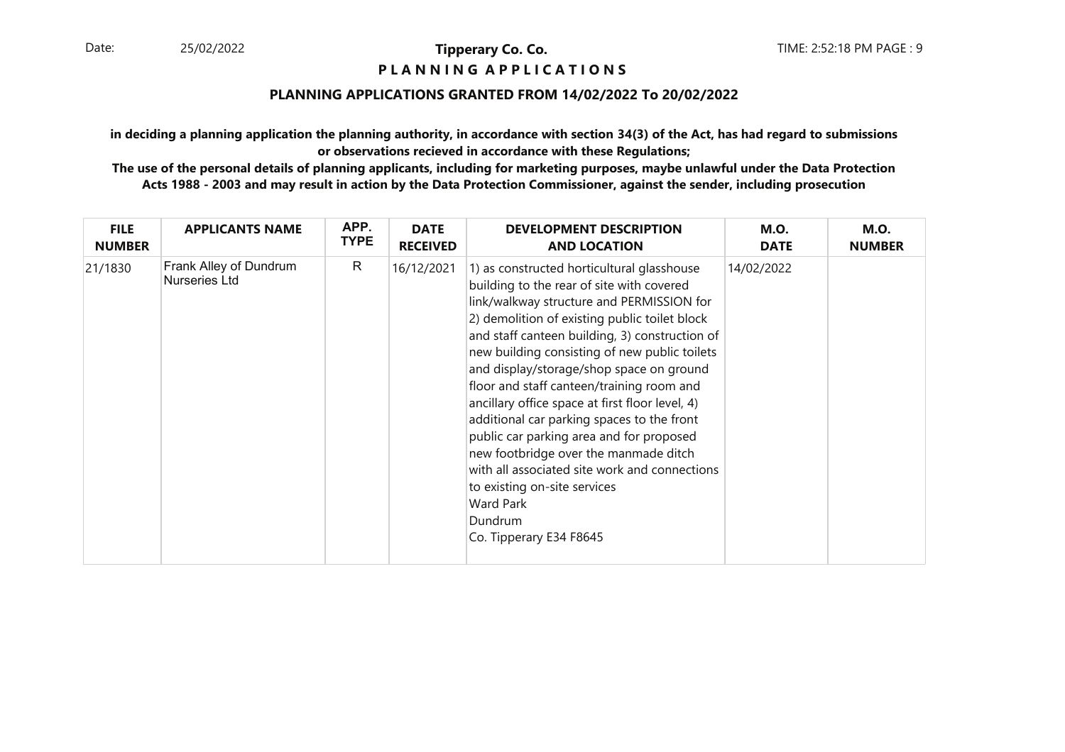**Tipperary Co. Co.**

**P L A N N I N G A P P L I C A T I O N S**

**PLANNING APPLICATIONS GRANTED FROM 14/02/2022 To 20/02/2022**

**in deciding a planning application the planning authority, in accordance with section 34(3) of the Act, has had regard to submissions or observations recieved in accordance with these Regulations;**

**The use of the personal details of planning applicants, including for marketing purposes, maybe unlawful under the Data Protection Acts 1988 - 2003 and may result in action by the Data Protection Commissioner, against the sender, including prosecution**

| FILE NUMBER | APPLICANTS NAME | APP. TYPE | DATE RECEIVED | DEVELOPMENT DESCRIPTION AND LOCATION | M.O. DATE | M.O. NUMBER |
|---|---|---|---|---|---|---|
| 21/1830 | Frank Alley of Dundrum Nurseries Ltd | R | 16/12/2021 | 1) as constructed horticultural glasshouse building to the rear of site with covered link/walkway structure and PERMISSION for 2) demolition of existing public toilet block and staff canteen building, 3) construction of new building consisting of new public toilets and display/storage/shop space on ground floor and staff canteen/training room and ancillary office space at first floor level, 4) additional car parking spaces to the front public car parking area and for proposed new footbridge over the manmade ditch with all associated site work and connections to existing on-site services<br>Ward Park<br>Dundrum<br>Co. Tipperary E34 F8645 | 14/02/2022 | |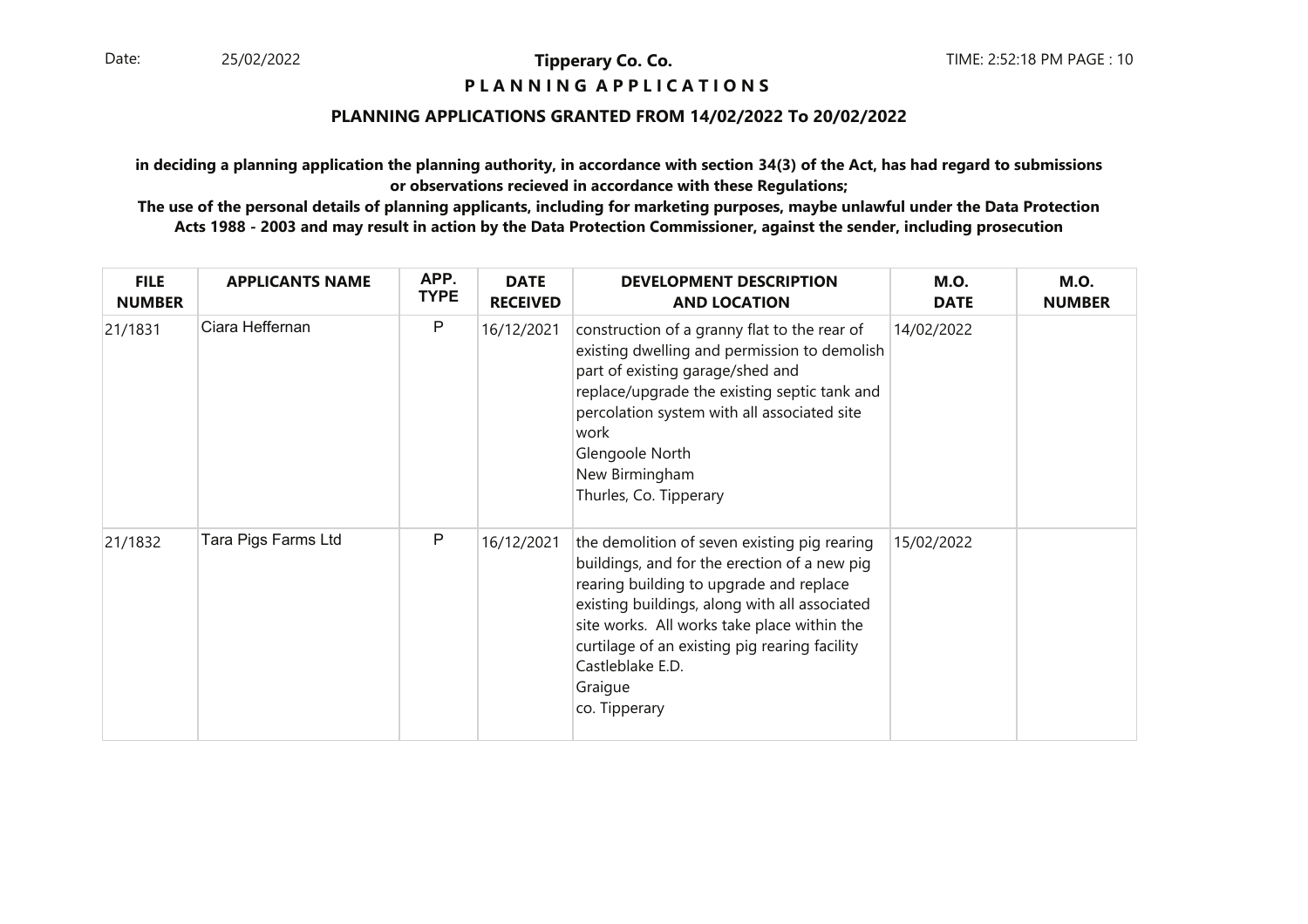**Tipperary Co. Co.**

**P L A N N I N G  A P P L I C A T I O N S**

**PLANNING APPLICATIONS GRANTED FROM 14/02/2022 To 20/02/2022**

**in deciding a planning application the planning authority, in accordance with section 34(3) of the Act, has had regard to submissions or observations recieved in accordance with these Regulations;**

**The use of the personal details of planning applicants, including for marketing purposes, maybe unlawful under the Data Protection Acts 1988 - 2003 and may result in action by the Data Protection Commissioner, against the sender, including prosecution**

| FILE NUMBER | APPLICANTS NAME | APP. TYPE | DATE RECEIVED | DEVELOPMENT DESCRIPTION AND LOCATION | M.O. DATE | M.O. NUMBER |
|---|---|---|---|---|---|---|
| 21/1831 | Ciara Heffernan | P | 16/12/2021 | construction of a granny flat to the rear of existing dwelling and permission to demolish part of existing garage/shed and replace/upgrade the existing septic tank and percolation system with all associated site work<br>Glengoole North<br>New Birmingham<br>Thurles, Co. Tipperary | 14/02/2022 | |
| 21/1832 | Tara Pigs Farms Ltd | P | 16/12/2021 | the demolition of seven existing pig rearing buildings, and for the erection of a new pig rearing building to upgrade and replace existing buildings, along with all associated site works. All works take place within the curtilage of an existing pig rearing facility<br>Castleblake E.D.<br>Graigue<br>co. Tipperary | 15/02/2022 | |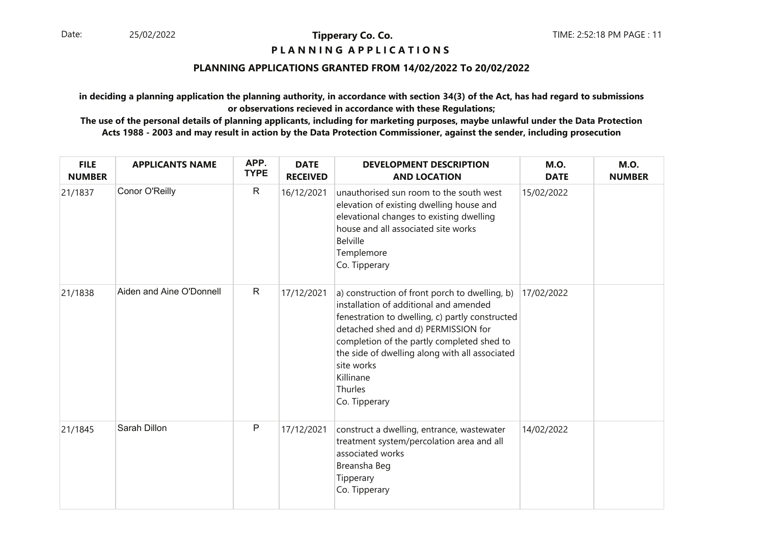**Tipperary Co. Co.**

**P L A N N I N G A P P L I C A T I O N S**

**PLANNING APPLICATIONS GRANTED FROM 14/02/2022 To 20/02/2022**

**in deciding a planning application the planning authority, in accordance with section 34(3) of the Act, has had regard to submissions or observations recieved in accordance with these Regulations;**

**The use of the personal details of planning applicants, including for marketing purposes, maybe unlawful under the Data Protection Acts 1988 - 2003 and may result in action by the Data Protection Commissioner, against the sender, including prosecution**

| FILE NUMBER | APPLICANTS NAME | APP. TYPE | DATE RECEIVED | DEVELOPMENT DESCRIPTION AND LOCATION | M.O. DATE | M.O. NUMBER |
|---|---|---|---|---|---|---|
| 21/1837 | Conor O'Reilly | R | 16/12/2021 | unauthorised sun room to the south west elevation of existing dwelling house and elevational changes to existing dwelling house and all associated site works Belville Templemore Co. Tipperary | 15/02/2022 | |
| 21/1838 | Aiden and Aine O'Donnell | R | 17/12/2021 | a) construction of front porch to dwelling, b) installation of additional and amended fenestration to dwelling, c) partly constructed detached shed and d) PERMISSION for completion of the partly completed shed to the side of dwelling along with all associated site works Killinane Thurles Co. Tipperary | 17/02/2022 | |
| 21/1845 | Sarah Dillon | P | 17/12/2021 | construct a dwelling, entrance, wastewater treatment system/percolation area and all associated works Breansha Beg Tipperary Co. Tipperary | 14/02/2022 | |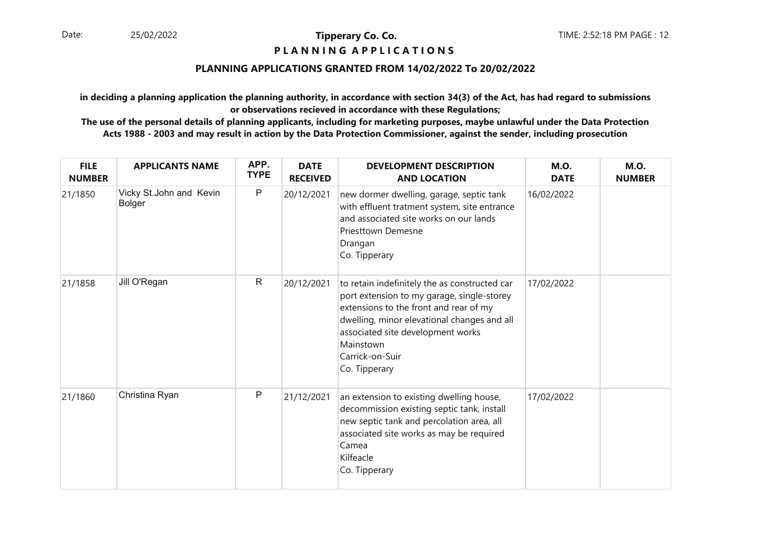**Tipperary Co. Co.**

**P L A N N I N G A P P L I C A T I O N S**

## PLANNING APPLICATIONS GRANTED FROM 14/02/2022 To 20/02/2022

**in deciding a planning application the planning authority, in accordance with section 34(3) of the Act, has had regard to submissions or observations recieved in accordance with these Regulations;**

**The use of the personal details of planning applicants, including for marketing purposes, maybe unlawful under the Data Protection Acts 1988 - 2003 and may result in action by the Data Protection Commissioner, against the sender, including prosecution**

| FILE NUMBER | APPLICANTS NAME | APP. TYPE | DATE RECEIVED | DEVELOPMENT DESCRIPTION AND LOCATION | M.O. DATE | M.O. NUMBER |
|---|---|---|---|---|---|---|
| 21/1850 | Vicky St.John and Kevin Bolger | P | 20/12/2021 | new dormer dwelling, garage, septic tank with effluent tratment system, site entrance and associated site works on our lands Priesttown Demesne Drangan Co. Tipperary | 16/02/2022 | |
| 21/1858 | Jill O'Regan | R | 20/12/2021 | to retain indefinitely the as constructed car port extension to my garage, single-storey extensions to the front and rear of my dwelling, minor elevational changes and all associated site development works Mainstown Carrick-on-Suir Co. Tipperary | 17/02/2022 | |
| 21/1860 | Christina Ryan | P | 21/12/2021 | an extension to existing dwelling house, decommission existing septic tank, install new septic tank and percolation area, all associated site works as may be required Camea Kilfeacle Co. Tipperary | 17/02/2022 | |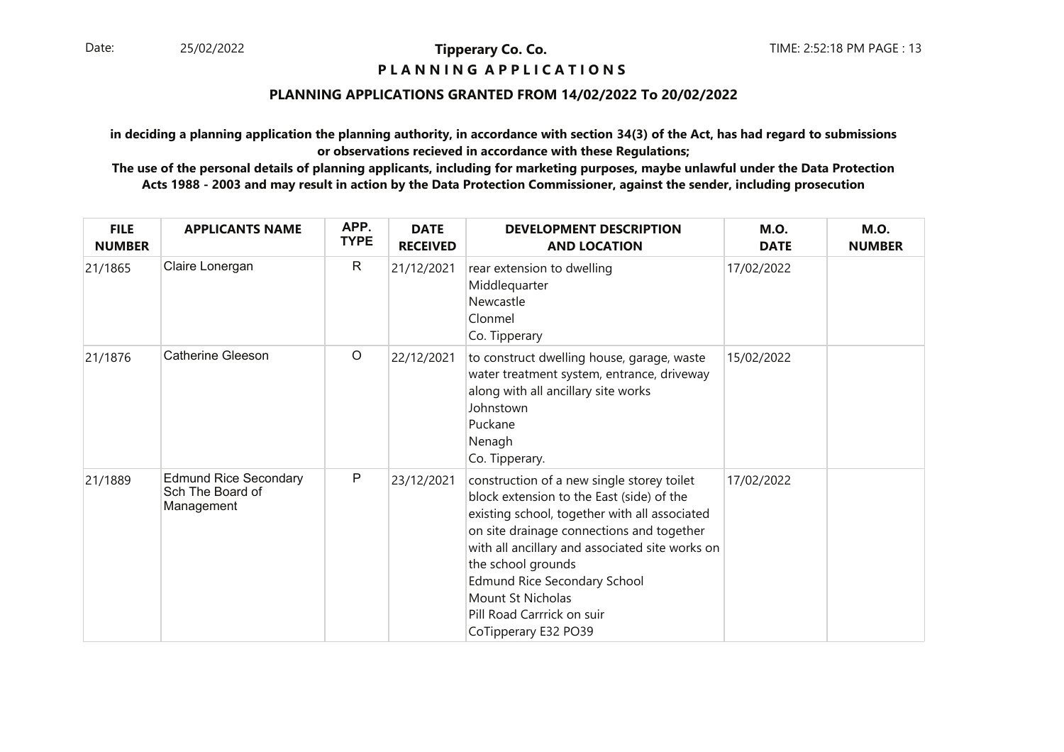**Tipperary Co. Co.**

**P L A N N I N G  A P P L I C A T I O N S**

**PLANNING APPLICATIONS GRANTED FROM 14/02/2022 To 20/02/2022**

**in deciding a planning application the planning authority, in accordance with section 34(3) of the Act, has had regard to submissions or observations recieved in accordance with these Regulations;**

**The use of the personal details of planning applicants, including for marketing purposes, maybe unlawful under the Data Protection Acts 1988 - 2003 and may result in action by the Data Protection Commissioner, against the sender, including prosecution**

| FILE NUMBER | APPLICANTS NAME | APP. TYPE | DATE RECEIVED | DEVELOPMENT DESCRIPTION AND LOCATION | M.O. DATE | M.O. NUMBER |
|---|---|---|---|---|---|---|
| 21/1865 | Claire Lonergan | R | 21/12/2021 | rear extension to dwelling<br>Middlequarter<br>Newcastle<br>Clonmel<br>Co. Tipperary | 17/02/2022 | |
| 21/1876 | Catherine Gleeson | O | 22/12/2021 | to construct dwelling house, garage, waste water treatment system, entrance, driveway along with all ancillary site works<br>Johnstown<br>Puckane<br>Nenagh<br>Co. Tipperary. | 15/02/2022 | |
| 21/1889 | Edmund Rice Secondary Sch The Board of Management | P | 23/12/2021 | construction of a new single storey toilet block extension to the East (side) of the existing school, together with all associated on site drainage connections and together with all ancillary and associated site works on the school grounds<br>Edmund Rice Secondary School<br>Mount St Nicholas<br>Pill Road Carrrick on suir<br>CoTipperary E32 PO39 | 17/02/2022 | |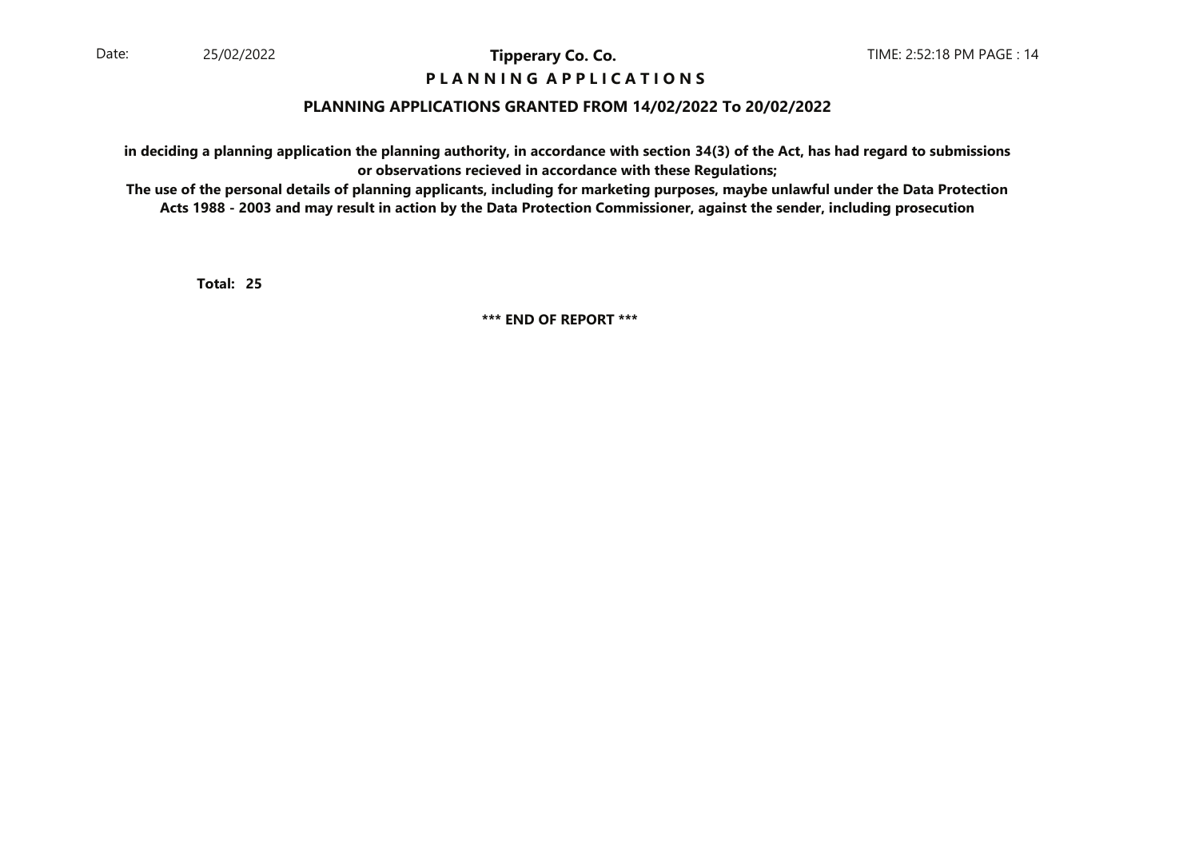**PLANNING APPLICATIONS GRANTED FROM 14/02/2022 To 20/02/2022**

**in deciding a planning application the planning authority, in accordance with section 34(3) of the Act, has had regard to submissions or observations recieved in accordance with these Regulations;**

**The use of the personal details of planning applicants, including for marketing purposes, maybe unlawful under the Data Protection Acts 1988 - 2003 and may result in action by the Data Protection Commissioner, against the sender, including prosecution**

**Total: 25**

**\*\*\* END OF REPORT \*\*\***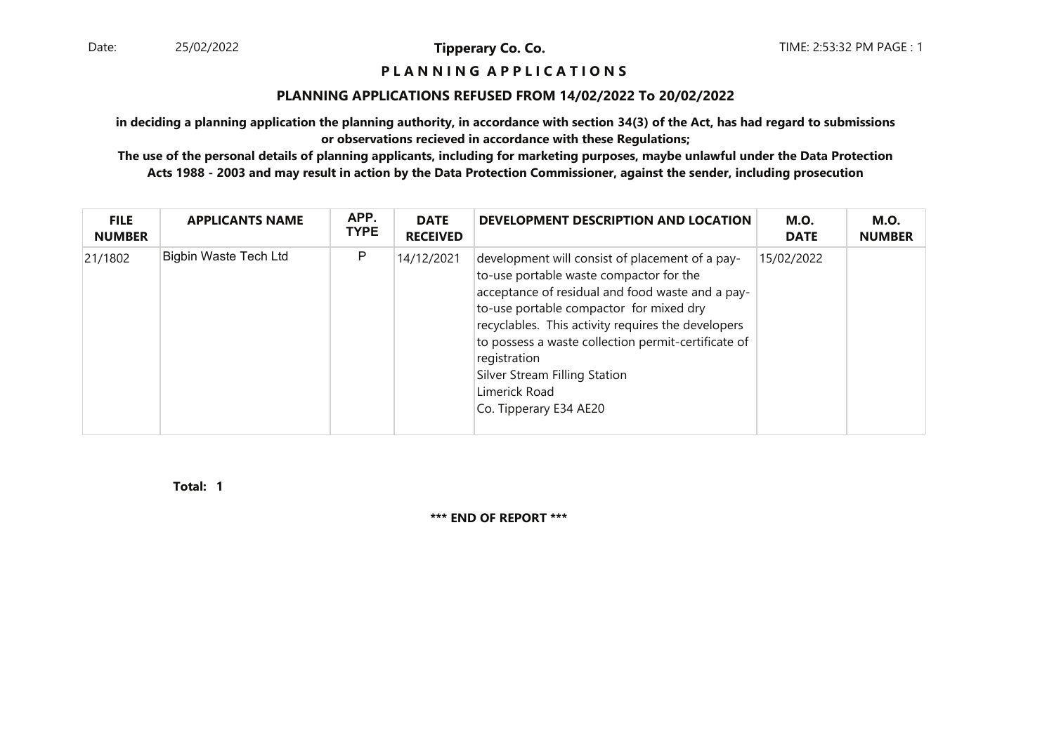**Tipperary Co. Co.**

# P L A N N I N G  A P P L I C A T I O N S

## PLANNING APPLICATIONS REFUSED FROM 14/02/2022 To 20/02/2022

**in deciding a planning application the planning authority, in accordance with section 34(3) of the Act, has had regard to submissions or observations recieved in accordance with these Regulations;**

**The use of the personal details of planning applicants, including for marketing purposes, maybe unlawful under the Data Protection Acts 1988 - 2003 and may result in action by the Data Protection Commissioner, against the sender, including prosecution**

| FILE NUMBER | APPLICANTS NAME | APP. TYPE | DATE RECEIVED | DEVELOPMENT DESCRIPTION AND LOCATION | M.O. DATE | M.O. NUMBER |
|---|---|---|---|---|---|---|
| 21/1802 | Bigbin Waste Tech Ltd | P | 14/12/2021 | development will consist of placement of a pay-to-use portable waste compactor for the acceptance of residual and food waste and a pay-to-use portable compactor for mixed dry recyclables. This activity requires the developers to possess a waste collection permit-certificate of registration<br>Silver Stream Filling Station<br>Limerick Road<br>Co. Tipperary E34 AE20 | 15/02/2022 | |

**Total: 1**

**\*\*\* END OF REPORT \*\*\***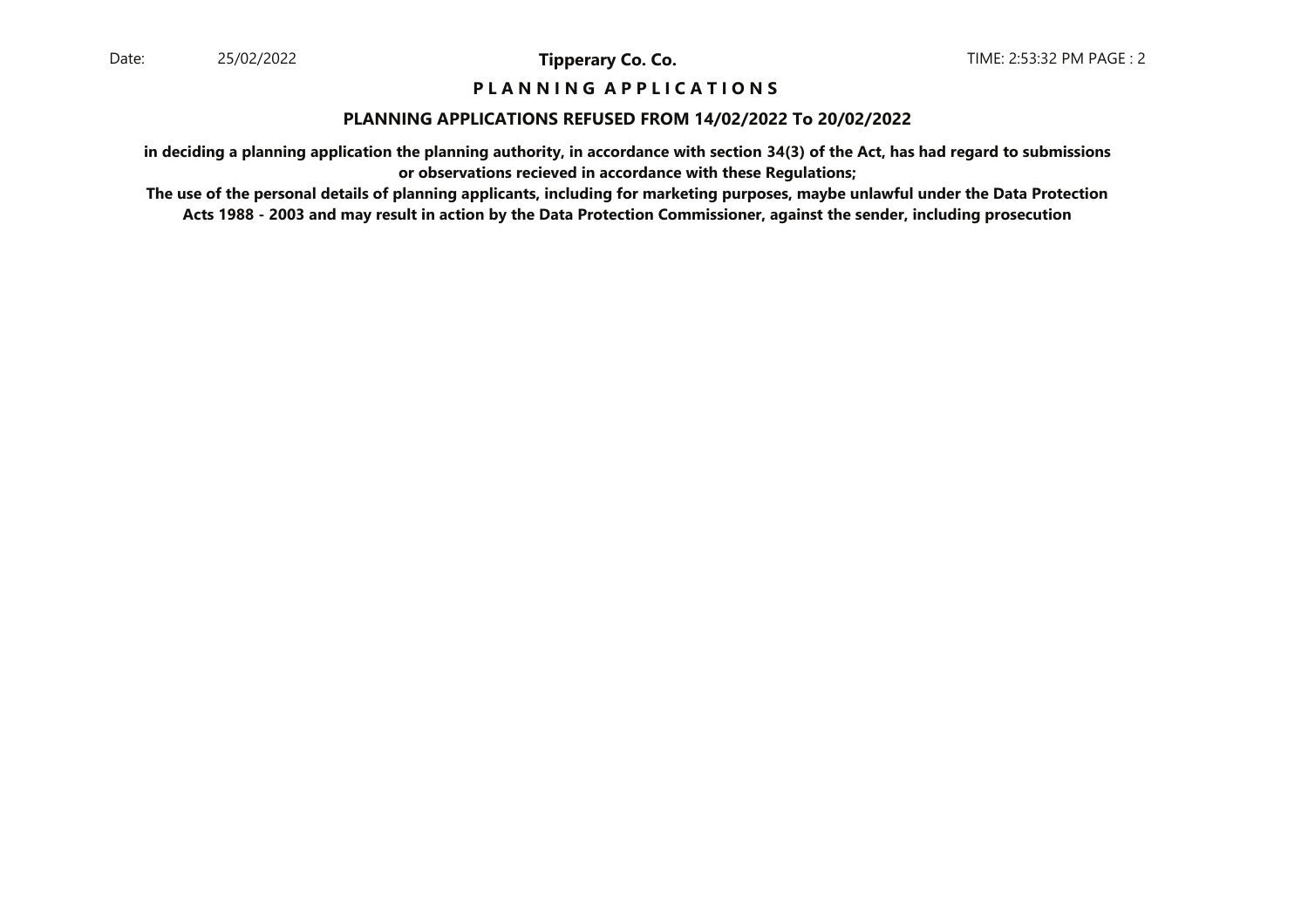**P L A N N I N G A P P L I C A T I O N S**

**PLANNING APPLICATIONS REFUSED FROM 14/02/2022 To 20/02/2022**

**in deciding a planning application the planning authority, in accordance with section 34(3) of the Act, has had regard to submissions or observations recieved in accordance with these Regulations;**

**The use of the personal details of planning applicants, including for marketing purposes, maybe unlawful under the Data Protection Acts 1988 - 2003 and may result in action by the Data Protection Commissioner, against the sender, including prosecution**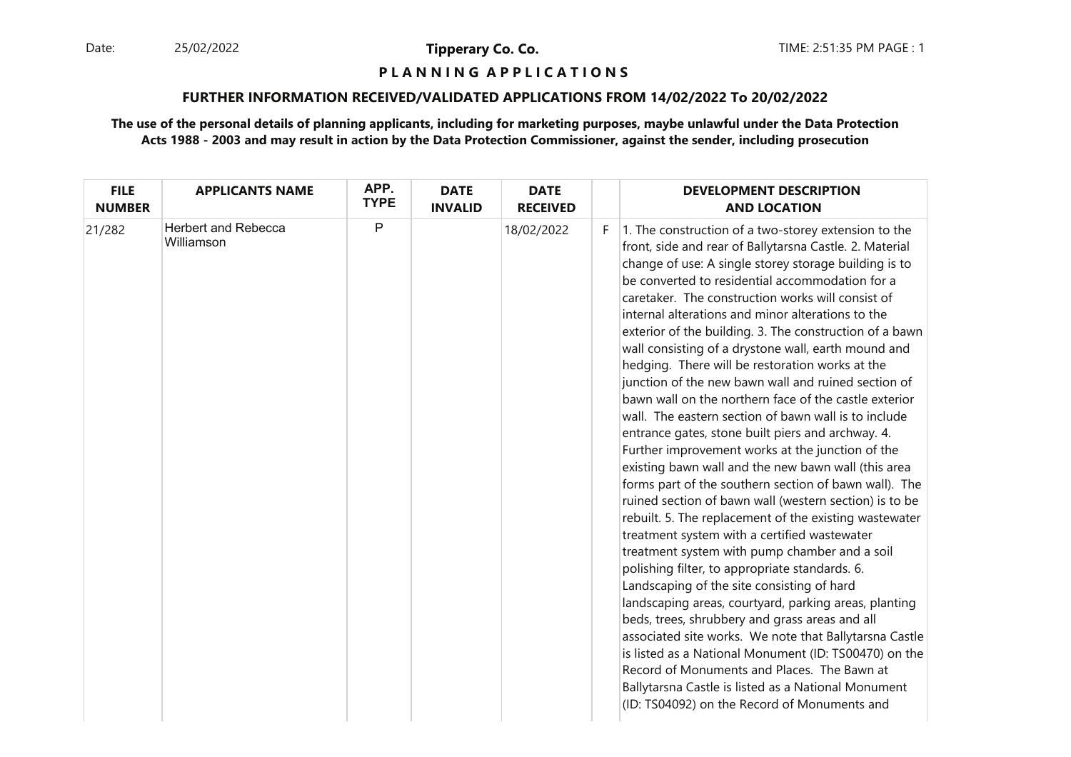**Tipperary Co. Co.**

**P L A N N I N G   A P P L I C A T I O N S**

**FURTHER INFORMATION RECEIVED/VALIDATED APPLICATIONS FROM 14/02/2022 To 20/02/2022**

**The use of the personal details of planning applicants, including for marketing purposes, maybe unlawful under the Data Protection Acts 1988 - 2003 and may result in action by the Data Protection Commissioner, against the sender, including prosecution**

| FILE NUMBER | APPLICANTS NAME | APP. TYPE | DATE INVALID | DATE RECEIVED | | DEVELOPMENT DESCRIPTION AND LOCATION |
|---|---|---|---|---|---|---|
| 21/282 | Herbert and Rebecca Williamson | P | | 18/02/2022 | F | 1. The construction of a two-storey extension to the front, side and rear of Ballytarsna Castle. 2. Material change of use: A single storey storage building is to be converted to residential accommodation for a caretaker. The construction works will consist of internal alterations and minor alterations to the exterior of the building. 3. The construction of a bawn wall consisting of a drystone wall, earth mound and hedging. There will be restoration works at the junction of the new bawn wall and ruined section of bawn wall on the northern face of the castle exterior wall. The eastern section of bawn wall is to include entrance gates, stone built piers and archway. 4. Further improvement works at the junction of the existing bawn wall and the new bawn wall (this area forms part of the southern section of bawn wall). The ruined section of bawn wall (western section) is to be rebuilt. 5. The replacement of the existing wastewater treatment system with a certified wastewater treatment system with pump chamber and a soil polishing filter, to appropriate standards. 6. Landscaping of the site consisting of hard landscaping areas, courtyard, parking areas, planting beds, trees, shrubbery and grass areas and all associated site works. We note that Ballytarsna Castle is listed as a National Monument (ID: TS00470) on the Record of Monuments and Places. The Bawn at Ballytarsna Castle is listed as a National Monument (ID: TS04092) on the Record of Monuments and |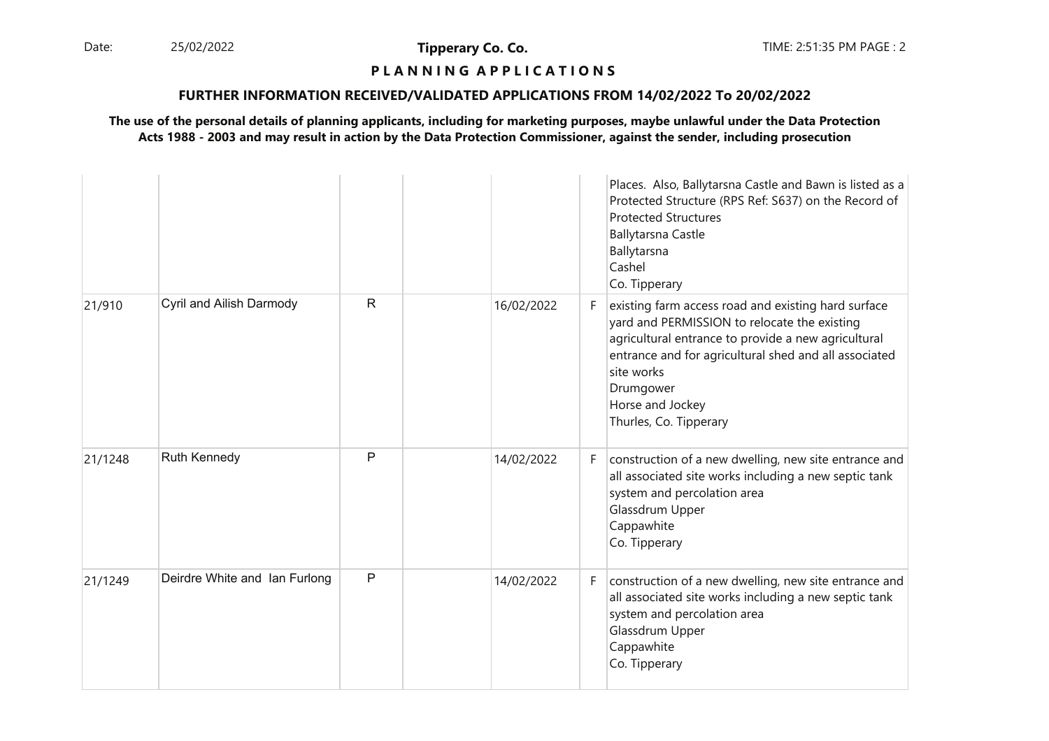**PLANNING APPLICATIONS**

**FURTHER INFORMATION RECEIVED/VALIDATED APPLICATIONS FROM 14/02/2022 To 20/02/2022**

**The use of the personal details of planning applicants, including for marketing purposes, maybe unlawful under the Data Protection Acts 1988 - 2003 and may result in action by the Data Protection Commissioner, against the sender, including prosecution**

| | | | | | | |
|---|---|---|---|---|---|---|
| | | | | | | Places. Also, Ballytarsna Castle and Bawn is listed as a Protected Structure (RPS Ref: S637) on the Record of Protected Structures<br>Ballytarsna Castle<br>Ballytarsna<br>Cashel<br>Co. Tipperary |
| 21/910 | Cyril and Ailish Darmody | R | | 16/02/2022 | F | existing farm access road and existing hard surface yard and PERMISSION to relocate the existing agricultural entrance to provide a new agricultural entrance and for agricultural shed and all associated site works<br>Drumgower<br>Horse and Jockey<br>Thurles, Co. Tipperary |
| 21/1248 | Ruth Kennedy | P | | 14/02/2022 | F | construction of a new dwelling, new site entrance and all associated site works including a new septic tank system and percolation area<br>Glassdrum Upper<br>Cappawhite<br>Co. Tipperary |
| 21/1249 | Deirdre White and Ian Furlong | P | | 14/02/2022 | F | construction of a new dwelling, new site entrance and all associated site works including a new septic tank system and percolation area<br>Glassdrum Upper<br>Cappawhite<br>Co. Tipperary |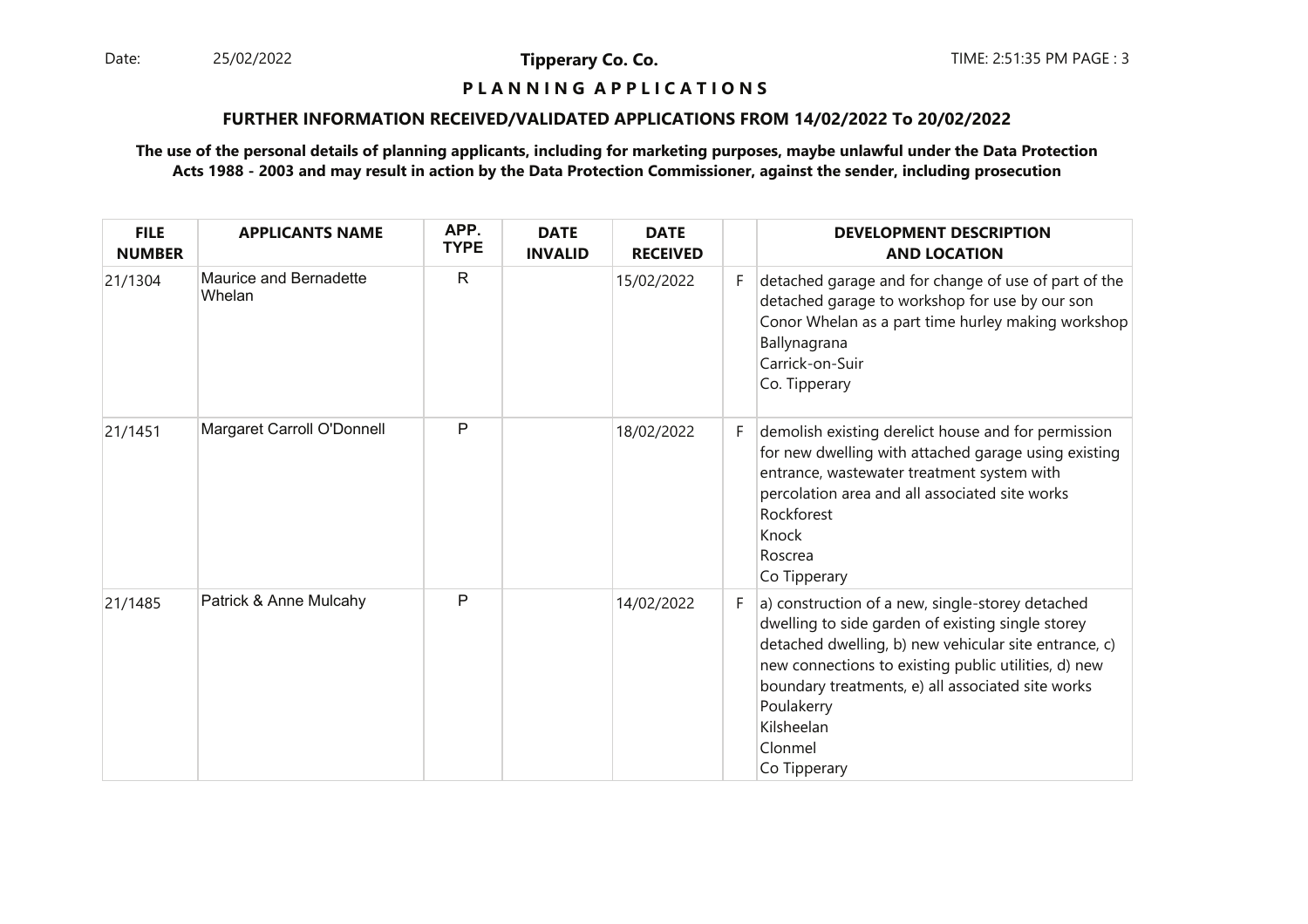**Tipperary Co. Co.**

**P L A N N I N G A P P L I C A T I O N S**

**FURTHER INFORMATION RECEIVED/VALIDATED APPLICATIONS FROM 14/02/2022 To 20/02/2022**

**The use of the personal details of planning applicants, including for marketing purposes, maybe unlawful under the Data Protection Acts 1988 - 2003 and may result in action by the Data Protection Commissioner, against the sender, including prosecution**

| FILE NUMBER | APPLICANTS NAME | APP. TYPE | DATE INVALID | DATE RECEIVED | | DEVELOPMENT DESCRIPTION AND LOCATION |
|---|---|---|---|---|---|---|
| 21/1304 | Maurice and Bernadette Whelan | R | | 15/02/2022 | F | detached garage and for change of use of part of the detached garage to workshop for use by our son Conor Whelan as a part time hurley making workshop Ballynagrana Carrick-on-Suir Co. Tipperary |
| 21/1451 | Margaret Carroll O'Donnell | P | | 18/02/2022 | F | demolish existing derelict house and for permission for new dwelling with attached garage using existing entrance, wastewater treatment system with percolation area and all associated site works Rockforest Knock Roscrea Co Tipperary |
| 21/1485 | Patrick & Anne Mulcahy | P | | 14/02/2022 | F | a) construction of a new, single-storey detached dwelling to side garden of existing single storey detached dwelling, b) new vehicular site entrance, c) new connections to existing public utilities, d) new boundary treatments, e) all associated site works Poulakerry Kilsheelan Clonmel Co Tipperary |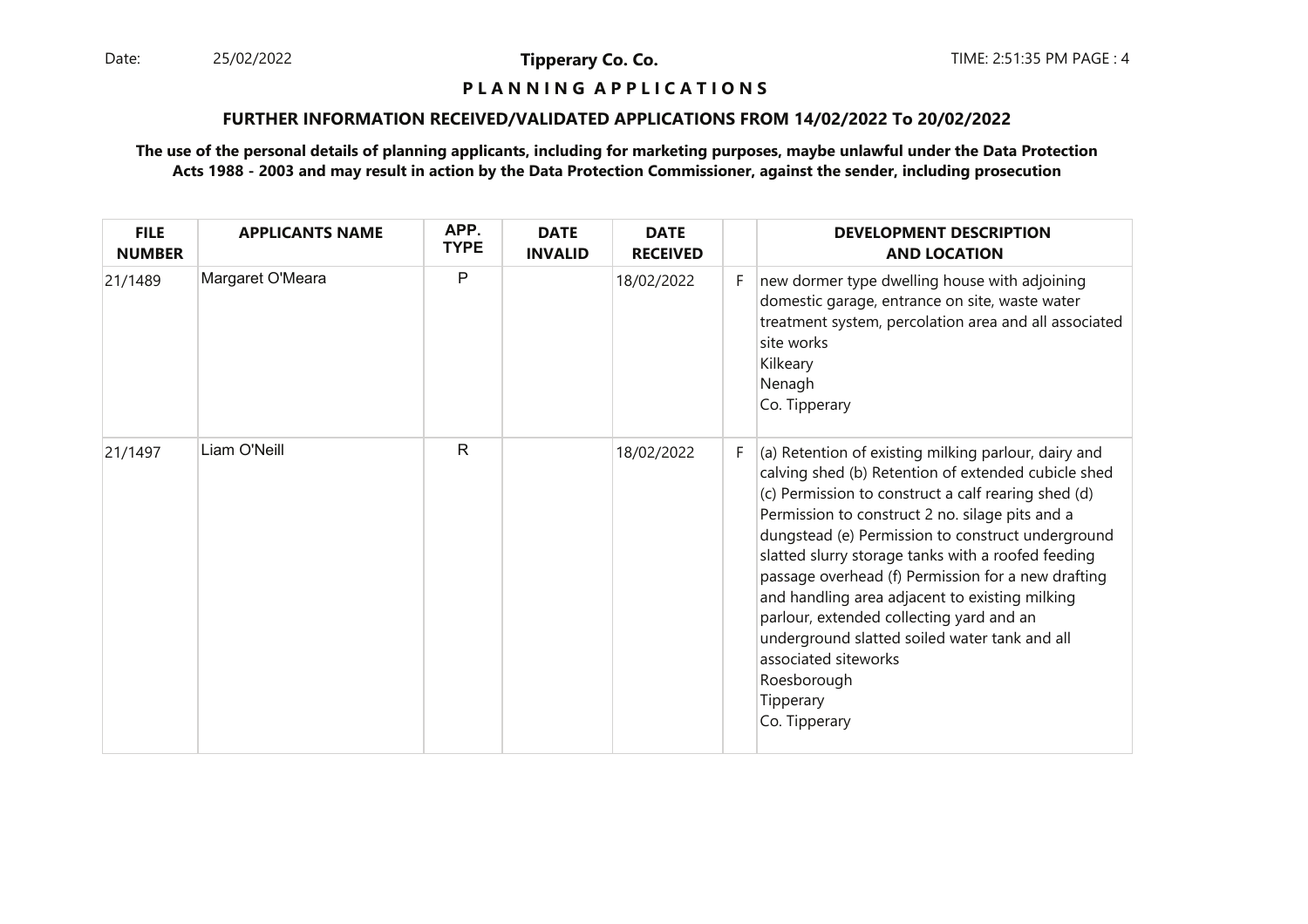## PLANNING APPLICATIONS

### FURTHER INFORMATION RECEIVED/VALIDATED APPLICATIONS FROM 14/02/2022 To 20/02/2022

**The use of the personal details of planning applicants, including for marketing purposes, maybe unlawful under the Data Protection Acts 1988 - 2003 and may result in action by the Data Protection Commissioner, against the sender, including prosecution**

| FILE NUMBER | APPLICANTS NAME | APP. TYPE | DATE INVALID | DATE RECEIVED | | DEVELOPMENT DESCRIPTION AND LOCATION |
|---|---|---|---|---|---|---|
| 21/1489 | Margaret O'Meara | P | | 18/02/2022 | F | new dormer type dwelling house with adjoining domestic garage, entrance on site, waste water treatment system, percolation area and all associated site works<br>Kilkeary<br>Nenagh<br>Co. Tipperary |
| 21/1497 | Liam O'Neill | R | | 18/02/2022 | F | (a) Retention of existing milking parlour, dairy and calving shed (b) Retention of extended cubicle shed (c) Permission to construct a calf rearing shed (d) Permission to construct 2 no. silage pits and a dungstead (e) Permission to construct underground slatted slurry storage tanks with a roofed feeding passage overhead (f) Permission for a new drafting and handling area adjacent to existing milking parlour, extended collecting yard and an underground slatted soiled water tank and all associated siteworks<br>Roesborough<br>Tipperary<br>Co. Tipperary |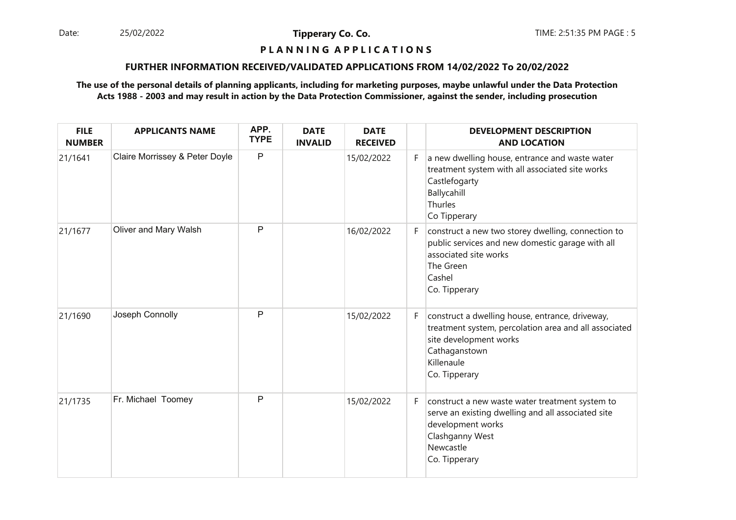Date: 25/02/2022 **Tipperary Co. Co.** TIME: 2:51:35 PM

**P L A N N I N G A P P L I C A T I O N S**

**FURTHER INFORMATION RECEIVED/VALIDATED APPLICATIONS FROM 14/02/2022 To 20/02/2022**

**The use of the personal details of planning applicants, including for marketing purposes, maybe unlawful under the Data Protection Acts 1988 - 2003 and may result in action by the Data Protection Commissioner, against the sender, including prosecution**

| FILE NUMBER | APPLICANTS NAME | APP. TYPE | DATE INVALID | DATE RECEIVED | | DEVELOPMENT DESCRIPTION AND LOCATION |
|---|---|---|---|---|---|---|
| 21/1641 | Claire Morrissey & Peter Doyle | P | | 15/02/2022 | F | a new dwelling house, entrance and waste water treatment system with all associated site works<br>Castlefogarty<br>Ballycahill<br>Thurles<br>Co Tipperary |
| 21/1677 | Oliver and Mary Walsh | P | | 16/02/2022 | F | construct a new two storey dwelling, connection to public services and new domestic garage with all associated site works<br>The Green<br>Cashel<br>Co. Tipperary |
| 21/1690 | Joseph Connolly | P | | 15/02/2022 | F | construct a dwelling house, entrance, driveway, treatment system, percolation area and all associated site development works<br>Cathaganstown<br>Killenaule<br>Co. Tipperary |
| 21/1735 | Fr. Michael Toomey | P | | 15/02/2022 | F | construct a new waste water treatment system to serve an existing dwelling and all associated site development works<br>Clashganny West<br>Newcastle<br>Co. Tipperary |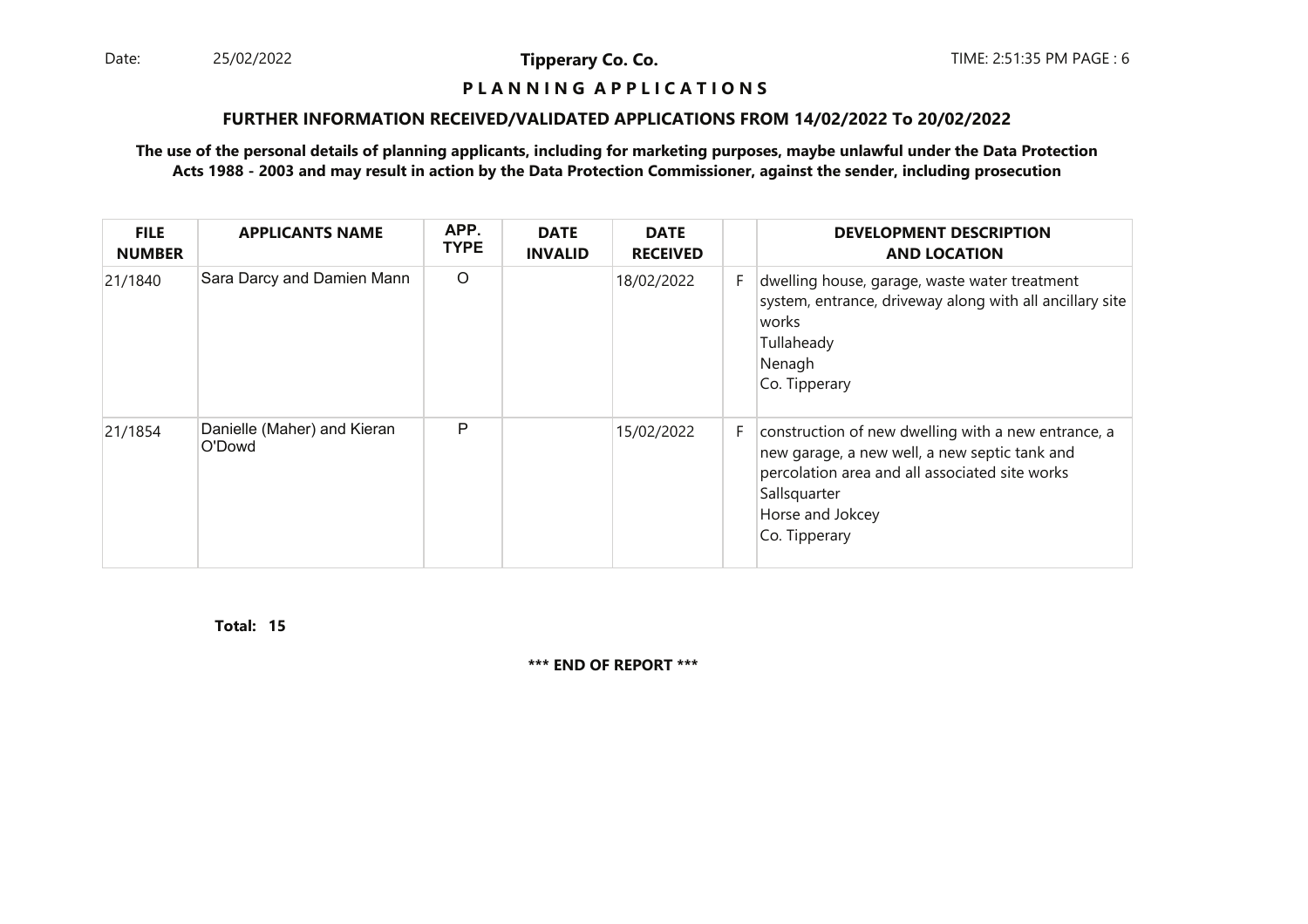**Tipperary Co. Co.**

**P L A N N I N G A P P L I C A T I O N S**

**FURTHER INFORMATION RECEIVED/VALIDATED APPLICATIONS FROM 14/02/2022 To 20/02/2022**

**The use of the personal details of planning applicants, including for marketing purposes, maybe unlawful under the Data Protection Acts 1988 - 2003 and may result in action by the Data Protection Commissioner, against the sender, including prosecution**

| FILE NUMBER | APPLICANTS NAME | APP. TYPE | DATE INVALID | DATE RECEIVED | | DEVELOPMENT DESCRIPTION AND LOCATION |
|---|---|---|---|---|---|---|
| 21/1840 | Sara Darcy and Damien Mann | O | | 18/02/2022 | F | dwelling house, garage, waste water treatment system, entrance, driveway along with all ancillary site works<br>Tullaheady<br>Nenagh<br>Co. Tipperary |
| 21/1854 | Danielle (Maher) and Kieran O'Dowd | P | | 15/02/2022 | F | construction of new dwelling with a new entrance, a new garage, a new well, a new septic tank and percolation area and all associated site works<br>Sallsquarter<br>Horse and Jokcey<br>Co. Tipperary |

**Total: 15**

**\*\*\* END OF REPORT \*\*\***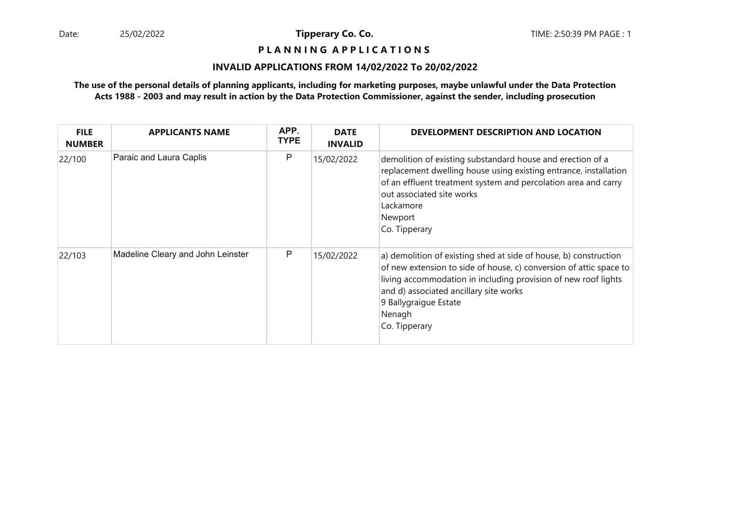**Tipperary Co. Co.**

**P L A N N I N G   A P P L I C A T I O N S**

**INVALID APPLICATIONS FROM 14/02/2022 To 20/02/2022**

**The use of the personal details of planning applicants, including for marketing purposes, maybe unlawful under the Data Protection Acts 1988 - 2003 and may result in action by the Data Protection Commissioner, against the sender, including prosecution**

| FILE NUMBER | APPLICANTS NAME | APP. TYPE | DATE INVALID | DEVELOPMENT DESCRIPTION AND LOCATION |
|---|---|---|---|---|
| 22/100 | Paraic and Laura Caplis | P | 15/02/2022 | demolition of existing substandard house and erection of a replacement dwelling house using existing entrance, installation of an effluent treatment system and percolation area and carry out associated site works<br>Lackamore<br>Newport<br>Co. Tipperary |
| 22/103 | Madeline Cleary and John Leinster | P | 15/02/2022 | a) demolition of existing shed at side of house, b) construction of new extension to side of house, c) conversion of attic space to living accommodation in including provision of new roof lights and d) associated ancillary site works<br>9 Ballygraigue Estate<br>Nenagh<br>Co. Tipperary |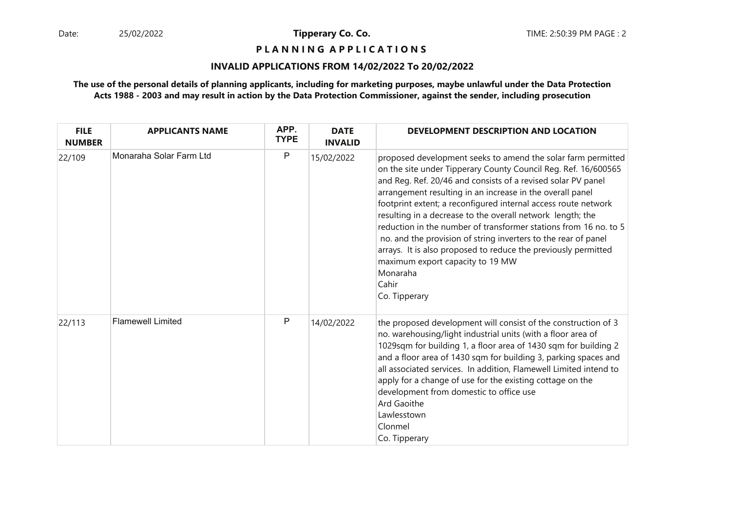**Tipperary Co. Co.**

**P L A N N I N G A P P L I C A T I O N S**

**INVALID APPLICATIONS FROM 14/02/2022 To 20/02/2022**

**The use of the personal details of planning applicants, including for marketing purposes, maybe unlawful under the Data Protection Acts 1988 - 2003 and may result in action by the Data Protection Commissioner, against the sender, including prosecution**

| FILE NUMBER | APPLICANTS NAME | APP. TYPE | DATE INVALID | DEVELOPMENT DESCRIPTION AND LOCATION |
|---|---|---|---|---|
| 22/109 | Monaraha Solar Farm Ltd | P | 15/02/2022 | proposed development seeks to amend the solar farm permitted on the site under Tipperary County Council Reg. Ref. 16/600565 and Reg. Ref. 20/46 and consists of a revised solar PV panel arrangement resulting in an increase in the overall panel footprint extent; a reconfigured internal access route network resulting in a decrease to the overall network length; the reduction in the number of transformer stations from 16 no. to 5 no. and the provision of string inverters to the rear of panel arrays. It is also proposed to reduce the previously permitted maximum export capacity to 19 MW<br>Monaraha<br>Cahir<br>Co. Tipperary |
| 22/113 | Flamewell Limited | P | 14/02/2022 | the proposed development will consist of the construction of 3 no. warehousing/light industrial units (with a floor area of 1029sqm for building 1, a floor area of 1430 sqm for building 2 and a floor area of 1430 sqm for building 3, parking spaces and all associated services. In addition, Flamewell Limited intend to apply for a change of use for the existing cottage on the development from domestic to office use<br>Ard Gaoithe<br>Lawlesstown<br>Clonmel<br>Co. Tipperary |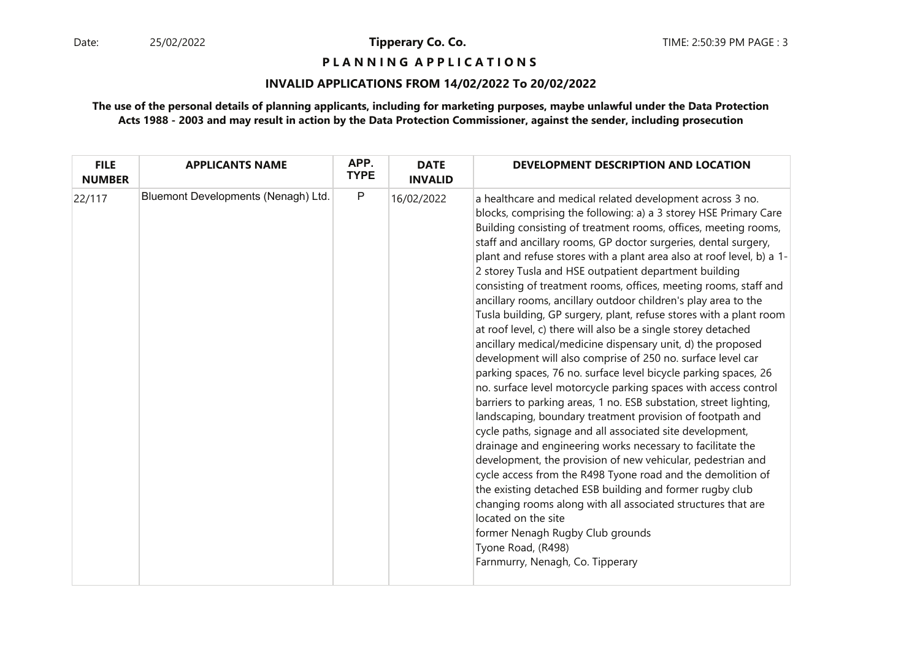**Tipperary Co. Co.**

**P L A N N I N G A P P L I C A T I O N S**

**INVALID APPLICATIONS FROM 14/02/2022 To 20/02/2022**

**The use of the personal details of planning applicants, including for marketing purposes, maybe unlawful under the Data Protection Acts 1988 - 2003 and may result in action by the Data Protection Commissioner, against the sender, including prosecution**

| FILE NUMBER | APPLICANTS NAME | APP. TYPE | DATE INVALID | DEVELOPMENT DESCRIPTION AND LOCATION |
|---|---|---|---|---|
| 22/117 | Bluemont Developments (Nenagh) Ltd. | P | 16/02/2022 | a healthcare and medical related development across 3 no. blocks, comprising the following: a) a 3 storey HSE Primary Care Building consisting of treatment rooms, offices, meeting rooms, staff and ancillary rooms, GP doctor surgeries, dental surgery, plant and refuse stores with a plant area also at roof level, b) a 1-2 storey Tusla and HSE outpatient department building consisting of treatment rooms, offices, meeting rooms, staff and ancillary rooms, ancillary outdoor children's play area to the Tusla building, GP surgery, plant, refuse stores with a plant room at roof level, c) there will also be a single storey detached ancillary medical/medicine dispensary unit, d) the proposed development will also comprise of 250 no. surface level car parking spaces, 76 no. surface level bicycle parking spaces, 26 no. surface level motorcycle parking spaces with access control barriers to parking areas, 1 no. ESB substation, street lighting, landscaping, boundary treatment provision of footpath and cycle paths, signage and all associated site development, drainage and engineering works necessary to facilitate the development, the provision of new vehicular, pedestrian and cycle access from the R498 Tyone road and the demolition of the existing detached ESB building and former rugby club changing rooms along with all associated structures that are located on the site<br>former Nenagh Rugby Club grounds<br>Tyone Road, (R498)<br>Farnmurry, Nenagh, Co. Tipperary |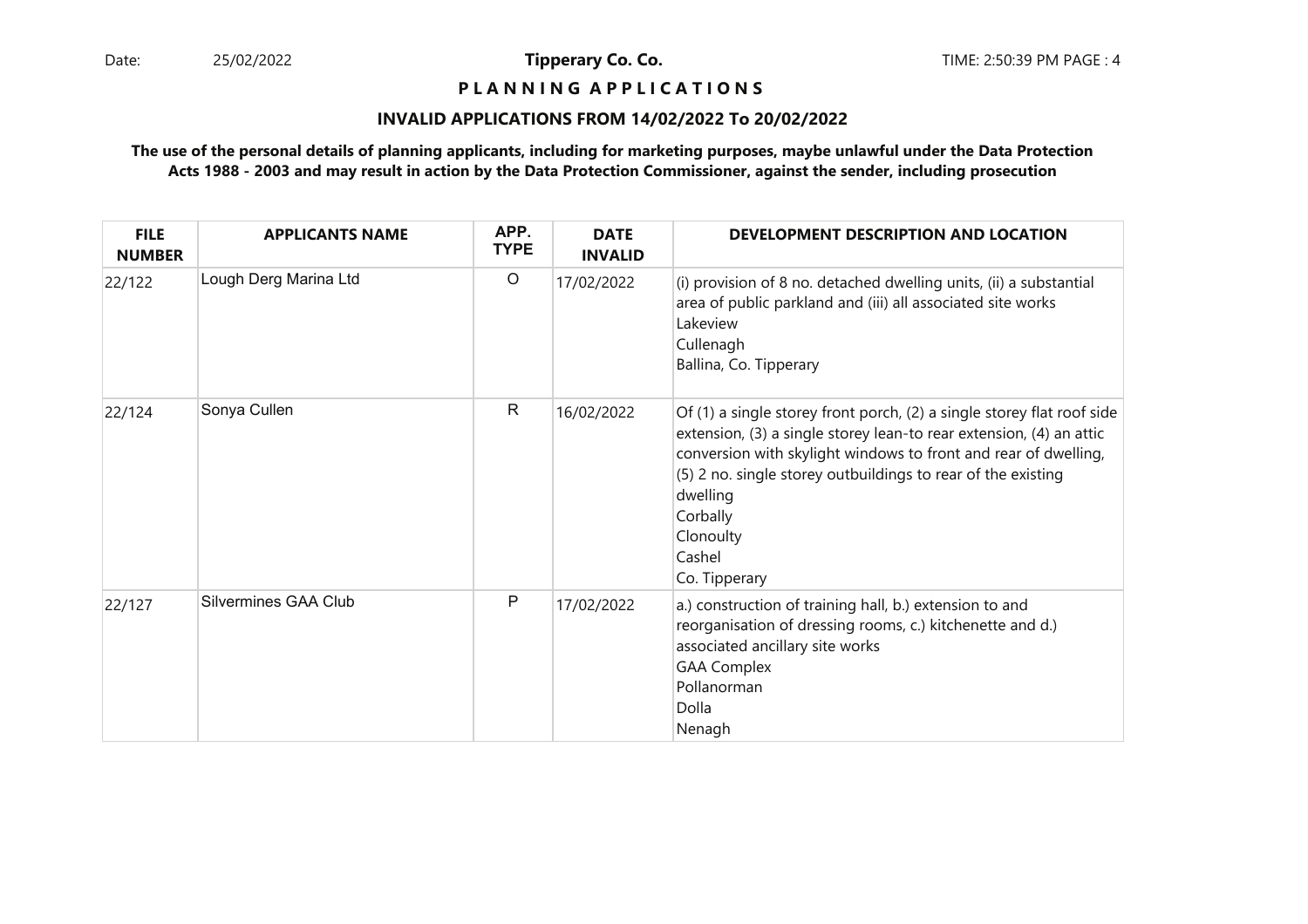# Tipperary Co. Co.

## P L A N N I N G A P P L I C A T I O N S

### INVALID APPLICATIONS FROM 14/02/2022 To 20/02/2022

**The use of the personal details of planning applicants, including for marketing purposes, maybe unlawful under the Data Protection Acts 1988 - 2003 and may result in action by the Data Protection Commissioner, against the sender, including prosecution**

| FILE NUMBER | APPLICANTS NAME | APP. TYPE | DATE INVALID | DEVELOPMENT DESCRIPTION AND LOCATION |
|---|---|---|---|---|
| 22/122 | Lough Derg Marina Ltd | O | 17/02/2022 | (i) provision of 8 no. detached dwelling units, (ii) a substantial area of public parkland and (iii) all associated site works<br>Lakeview<br>Cullenagh<br>Ballina, Co. Tipperary |
| 22/124 | Sonya Cullen | R | 16/02/2022 | Of (1) a single storey front porch, (2) a single storey flat roof side extension, (3) a single storey lean-to rear extension, (4) an attic conversion with skylight windows to front and rear of dwelling, (5) 2 no. single storey outbuildings to rear of the existing dwelling<br>Corbally<br>Clonoulty<br>Cashel<br>Co. Tipperary |
| 22/127 | Silvermines GAA Club | P | 17/02/2022 | a.) construction of training hall, b.) extension to and reorganisation of dressing rooms, c.) kitchenette and d.) associated ancillary site works<br>GAA Complex<br>Pollanorman<br>Dolla<br>Nenagh |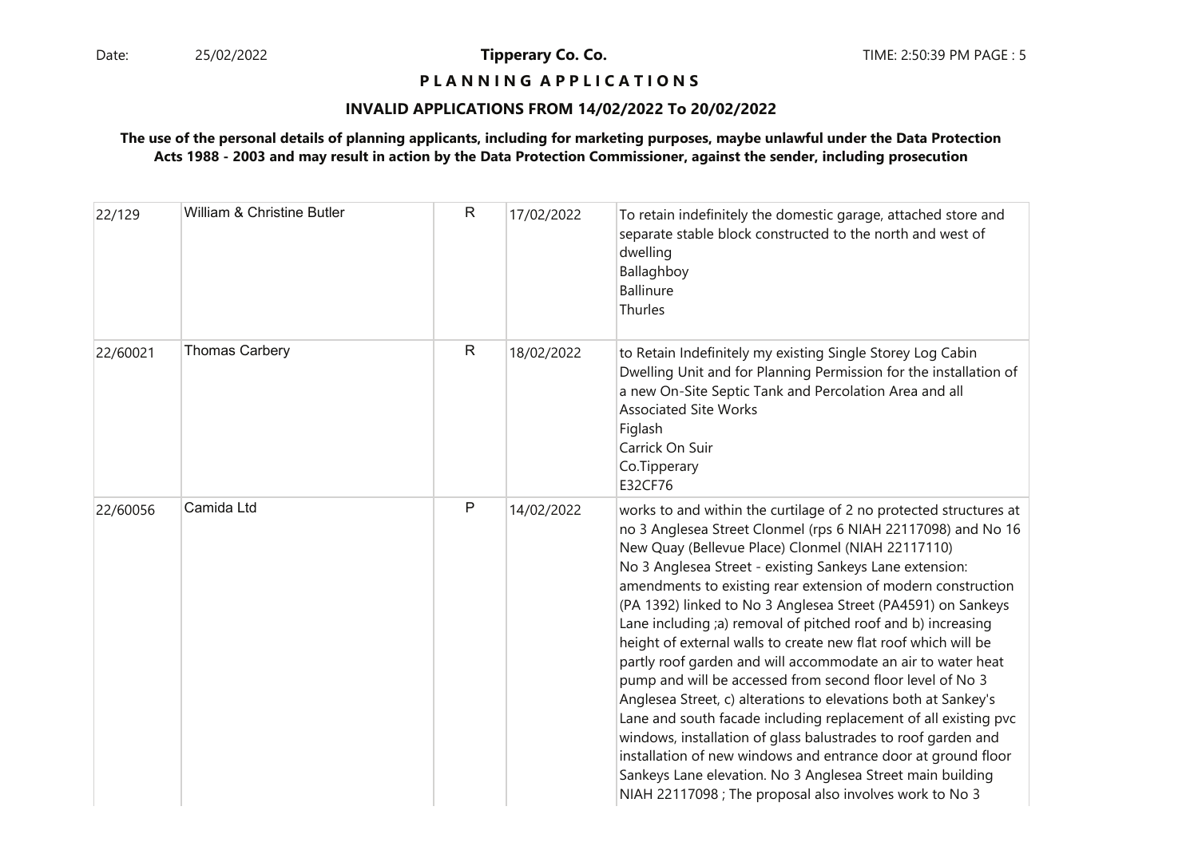**P L A N N I N G A P P L I C A T I O N S**

**INVALID APPLICATIONS FROM 14/02/2022 To 20/02/2022**

**The use of the personal details of planning applicants, including for marketing purposes, maybe unlawful under the Data Protection Acts 1988 - 2003 and may result in action by the Data Protection Commissioner, against the sender, including prosecution**

| | | | | |
|---|---|---|---|---|
| 22/129 | William & Christine Butler | R | 17/02/2022 | To retain indefinitely the domestic garage, attached store and separate stable block constructed to the north and west of dwelling<br>Ballaghboy<br>Ballinure<br>Thurles |
| 22/60021 | Thomas Carbery | R | 18/02/2022 | to Retain Indefinitely my existing Single Storey Log Cabin Dwelling Unit and for Planning Permission for the installation of a new On-Site Septic Tank and Percolation Area and all Associated Site Works<br>Figlash<br>Carrick On Suir<br>Co.Tipperary<br>E32CF76 |
| 22/60056 | Camida Ltd | P | 14/02/2022 | works to and within the curtilage of 2 no protected structures at no 3 Anglesea Street Clonmel (rps 6 NIAH 22117098) and No 16 New Quay (Bellevue Place) Clonmel (NIAH 22117110)<br>No 3 Anglesea Street - existing Sankeys Lane extension: amendments to existing rear extension of modern construction (PA 1392) linked to No 3 Anglesea Street (PA4591) on Sankeys Lane including ;a) removal of pitched roof and b) increasing height of external walls to create new flat roof which will be partly roof garden and will accommodate an air to water heat pump and will be accessed from second floor level of No 3 Anglesea Street, c) alterations to elevations both at Sankey's Lane and south facade including replacement of all existing pvc windows, installation of glass balustrades to roof garden and installation of new windows and entrance door at ground floor Sankeys Lane elevation. No 3 Anglesea Street main building NIAH 22117098 ; The proposal also involves work to No 3 |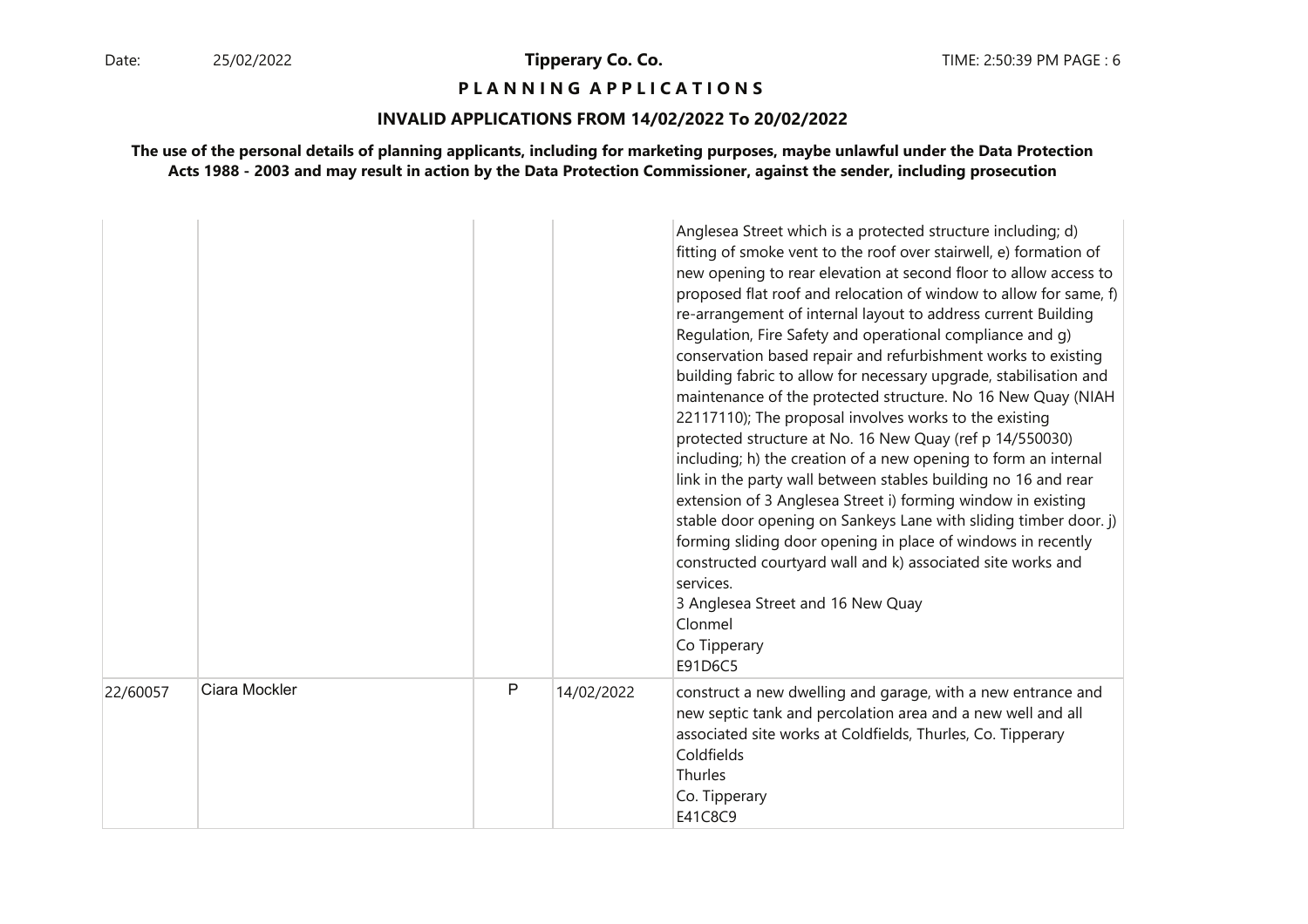**P L A N N I N G A P P L I C A T I O N S**

**INVALID APPLICATIONS FROM 14/02/2022 To 20/02/2022**

**The use of the personal details of planning applicants, including for marketing purposes, maybe unlawful under the Data Protection Acts 1988 - 2003 and may result in action by the Data Protection Commissioner, against the sender, including prosecution**

| | | | | |
|---|---|---|---|---|
| | | | | Anglesea Street which is a protected structure including; d) fitting of smoke vent to the roof over stairwell, e) formation of new opening to rear elevation at second floor to allow access to proposed flat roof and relocation of window to allow for same, f) re-arrangement of internal layout to address current Building Regulation, Fire Safety and operational compliance and g) conservation based repair and refurbishment works to existing building fabric to allow for necessary upgrade, stabilisation and maintenance of the protected structure. No 16 New Quay (NIAH 22117110); The proposal involves works to the existing protected structure at No. 16 New Quay (ref p 14/550030) including; h) the creation of a new opening to form an internal link in the party wall between stables building no 16 and rear extension of 3 Anglesea Street i) forming window in existing stable door opening on Sankeys Lane with sliding timber door. j) forming sliding door opening in place of windows in recently constructed courtyard wall and k) associated site works and services.<br>3 Anglesea Street and 16 New Quay<br>Clonmel<br>Co Tipperary<br>E91D6C5 |
| 22/60057 | Ciara Mockler | P | 14/02/2022 | construct a new dwelling and garage, with a new entrance and new septic tank and percolation area and a new well and all associated site works at Coldfields, Thurles, Co. Tipperary<br>Coldfields<br>Thurles<br>Co. Tipperary<br>E41C8C9 |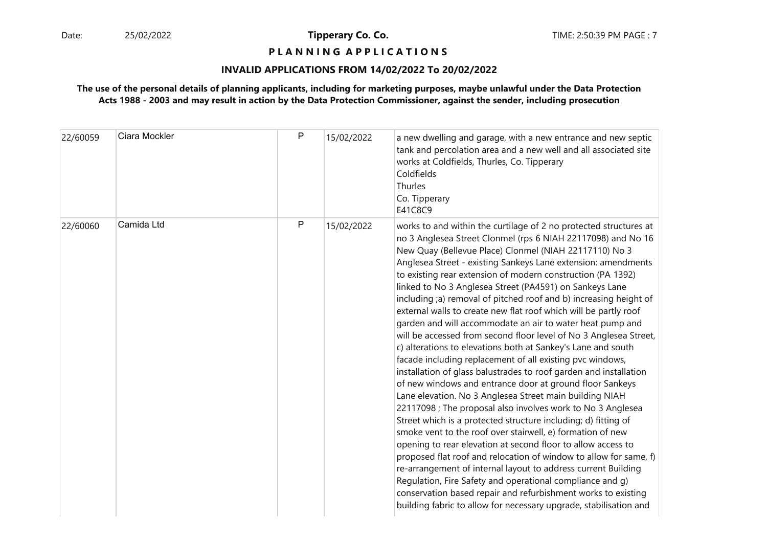**P L A N N I N G A P P L I C A T I O N S**

**INVALID APPLICATIONS FROM 14/02/2022 To 20/02/2022**

**The use of the personal details of planning applicants, including for marketing purposes, maybe unlawful under the Data Protection Acts 1988 - 2003 and may result in action by the Data Protection Commissioner, against the sender, including prosecution**

| | | | | |
|---|---|---|---|---|
| 22/60059 | Ciara Mockler | P | 15/02/2022 | a new dwelling and garage, with a new entrance and new septic tank and percolation area and a new well and all associated site works at Coldfields, Thurles, Co. Tipperary<br>Coldfields<br>Thurles<br>Co. Tipperary<br>E41C8C9 |
| 22/60060 | Camida Ltd | P | 15/02/2022 | works to and within the curtilage of 2 no protected structures at no 3 Anglesea Street Clonmel (rps 6 NIAH 22117098) and No 16 New Quay (Bellevue Place) Clonmel (NIAH 22117110) No 3 Anglesea Street - existing Sankeys Lane extension: amendments to existing rear extension of modern construction (PA 1392) linked to No 3 Anglesea Street (PA4591) on Sankeys Lane including ;a) removal of pitched roof and b) increasing height of external walls to create new flat roof which will be partly roof garden and will accommodate an air to water heat pump and will be accessed from second floor level of No 3 Anglesea Street, c) alterations to elevations both at Sankey's Lane and south facade including replacement of all existing pvc windows, installation of glass balustrades to roof garden and installation of new windows and entrance door at ground floor Sankeys Lane elevation. No 3 Anglesea Street main building NIAH 22117098 ; The proposal also involves work to No 3 Anglesea Street which is a protected structure including; d) fitting of smoke vent to the roof over stairwell, e) formation of new opening to rear elevation at second floor to allow access to proposed flat roof and relocation of window to allow for same, f) re-arrangement of internal layout to address current Building Regulation, Fire Safety and operational compliance and g) conservation based repair and refurbishment works to existing building fabric to allow for necessary upgrade, stabilisation and |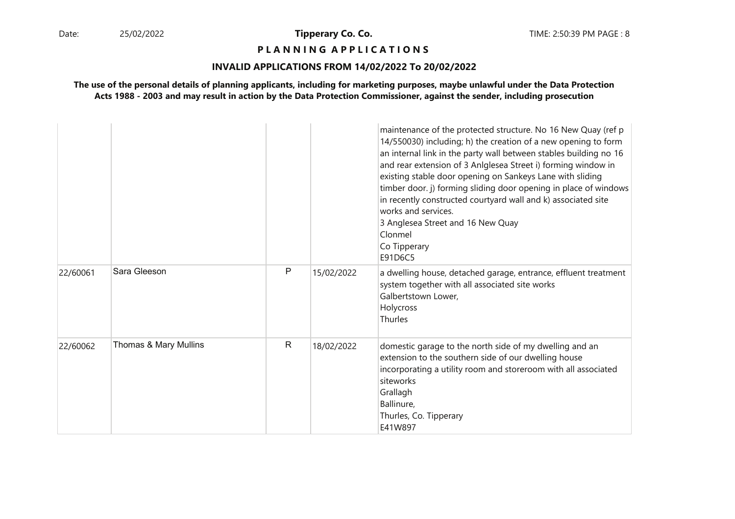## P L A N N I N G A P P L I C A T I O N S

### INVALID APPLICATIONS FROM 14/02/2022 To 20/02/2022

**The use of the personal details of planning applicants, including for marketing purposes, maybe unlawful under the Data Protection Acts 1988 - 2003 and may result in action by the Data Protection Commissioner, against the sender, including prosecution**

| | | | | |
|---|---|---|---|---|
| | | | | maintenance of the protected structure. No 16 New Quay (ref p 14/550030) including; h) the creation of a new opening to form an internal link in the party wall between stables building no 16 and rear extension of 3 Anlglesea Street i) forming window in existing stable door opening on Sankeys Lane with sliding timber door. j) forming sliding door opening in place of windows in recently constructed courtyard wall and k) associated site works and services.<br>3 Anglesea Street and 16 New Quay<br>Clonmel<br>Co Tipperary<br>E91D6C5 |
| 22/60061 | Sara Gleeson | P | 15/02/2022 | a dwelling house, detached garage, entrance, effluent treatment system together with all associated site works<br>Galbertstown Lower,<br>Holycross<br>Thurles |
| 22/60062 | Thomas & Mary Mullins | R | 18/02/2022 | domestic garage to the north side of my dwelling and an extension to the southern side of our dwelling house incorporating a utility room and storeroom with all associated siteworks<br>Grallagh<br>Ballinure,<br>Thurles, Co. Tipperary<br>E41W897 |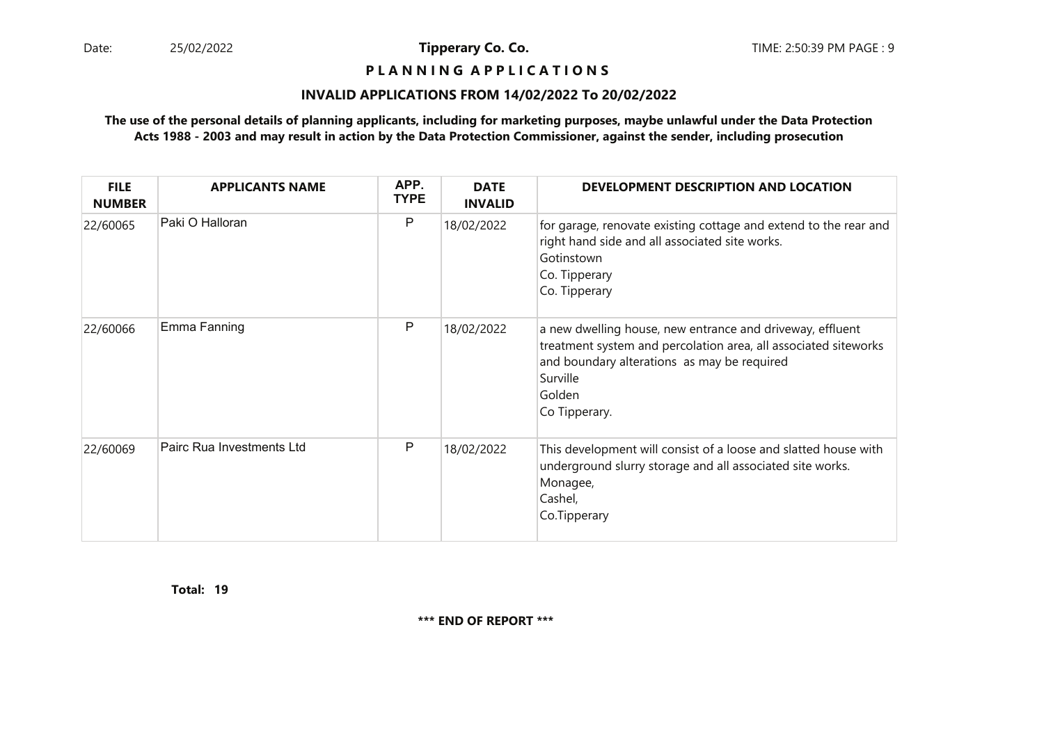**Tipperary Co. Co.**

**P L A N N I N G  A P P L I C A T I O N S**

**INVALID APPLICATIONS FROM 14/02/2022 To 20/02/2022**

**The use of the personal details of planning applicants, including for marketing purposes, maybe unlawful under the Data Protection Acts 1988 - 2003 and may result in action by the Data Protection Commissioner, against the sender, including prosecution**

| FILE NUMBER | APPLICANTS NAME | APP. TYPE | DATE INVALID | DEVELOPMENT DESCRIPTION AND LOCATION |
|---|---|---|---|---|
| 22/60065 | Paki O Halloran | P | 18/02/2022 | for garage, renovate existing cottage and extend to the rear and right hand side and all associated site works.<br>Gotinstown<br>Co. Tipperary<br>Co. Tipperary |
| 22/60066 | Emma Fanning | P | 18/02/2022 | a new dwelling house, new entrance and driveway, effluent treatment system and percolation area, all associated siteworks and boundary alterations as may be required<br>Surville<br>Golden<br>Co Tipperary. |
| 22/60069 | Pairc Rua Investments Ltd | P | 18/02/2022 | This development will consist of a loose and slatted house with underground slurry storage and all associated site works.<br>Monagee,<br>Cashel,<br>Co.Tipperary |

**Total: 19**

**\*\*\* END OF REPORT \*\*\***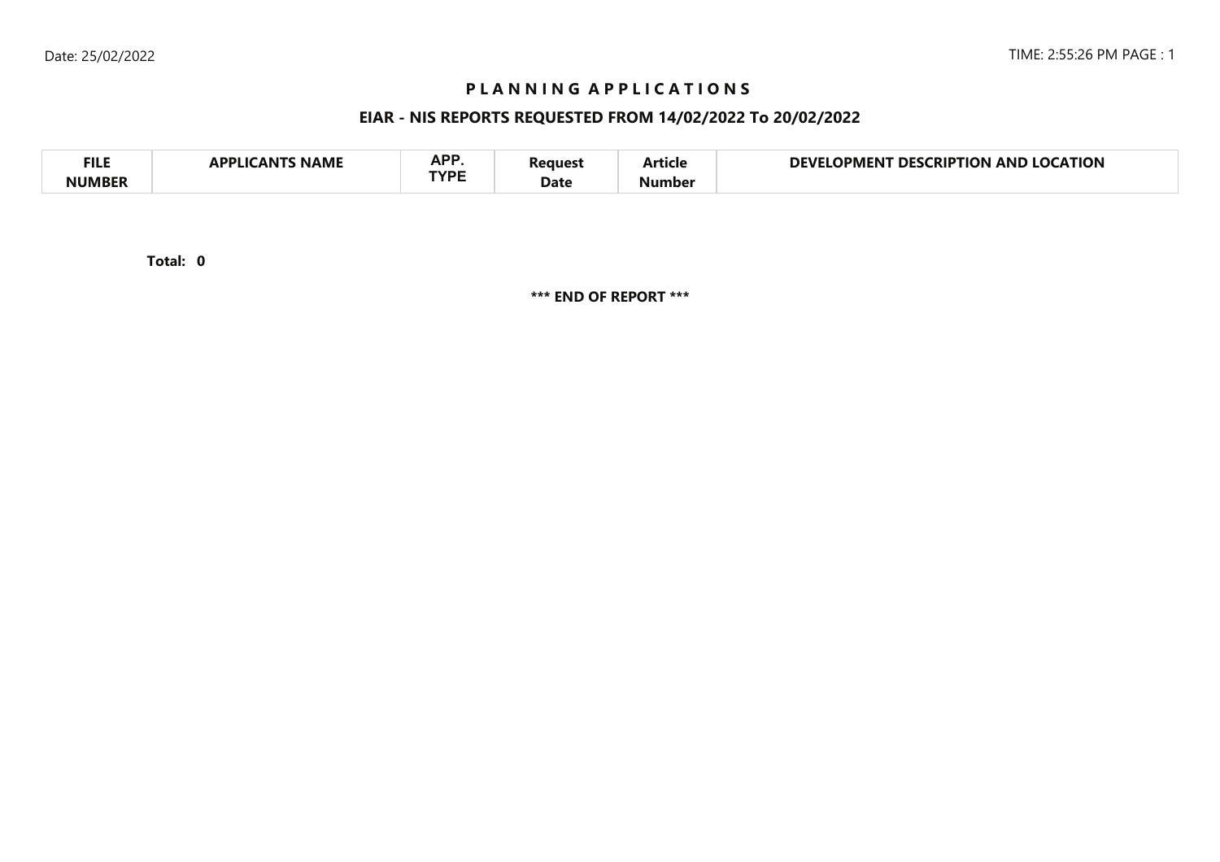# PLANNING APPLICATIONS

## EIAR - NIS REPORTS REQUESTED FROM 14/02/2022 To 20/02/2022

| FILE NUMBER | APPLICANTS NAME | APP. TYPE | Request Date | Article Number | DEVELOPMENT DESCRIPTION AND LOCATION |
| --- | --- | --- | --- | --- | --- |

**Total: 0**

**\*\*\* END OF REPORT \*\*\***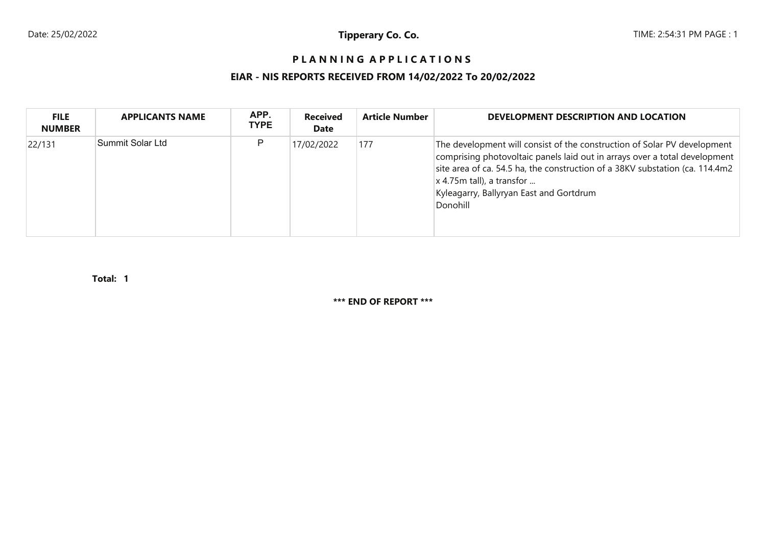# PLANNING APPLICATIONS

## EIAR - NIS REPORTS RECEIVED FROM 14/02/2022 To 20/02/2022

| FILE NUMBER | APPLICANTS NAME | APP. TYPE | Received Date | Article Number | DEVELOPMENT DESCRIPTION AND LOCATION |
|---|---|---|---|---|---|
| 22/131 | Summit Solar Ltd | P | 17/02/2022 | 177 | The development will consist of the construction of Solar PV development comprising photovoltaic panels laid out in arrays over a total development site area of ca. 54.5 ha, the construction of a 38KV substation (ca. 114.4m2 x 4.75m tall), a transfor ... Kyleagarry, Ballyryan East and Gortdrum Donohill |

**Total: 1**

**\*\*\* END OF REPORT \*\*\***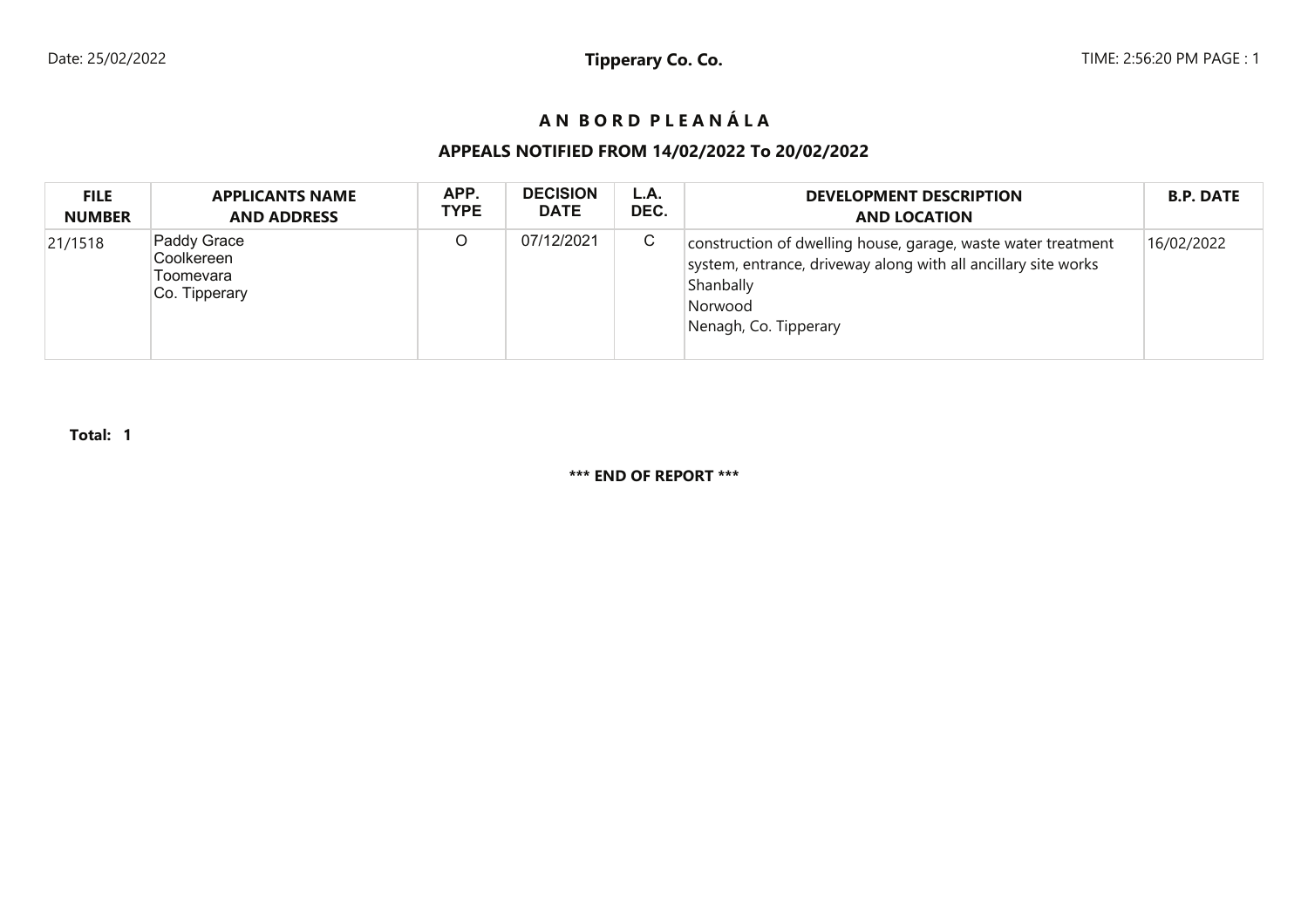# AN BORD PLEANÁLA

## APPEALS NOTIFIED FROM 14/02/2022 To 20/02/2022

| FILE NUMBER | APPLICANTS NAME AND ADDRESS | APP. TYPE | DECISION DATE | L.A. DEC. | DEVELOPMENT DESCRIPTION AND LOCATION | B.P. DATE |
|---|---|---|---|---|---|---|
| 21/1518 | Paddy Grace<br>Coolkereen<br>Toomevara<br>Co. Tipperary | O | 07/12/2021 | C | construction of dwelling house, garage, waste water treatment system, entrance, driveway along with all ancillary site works<br>Shanbally<br>Norwood<br>Nenagh, Co. Tipperary | 16/02/2022 |

**Total: 1**

**\*\*\* END OF REPORT \*\*\***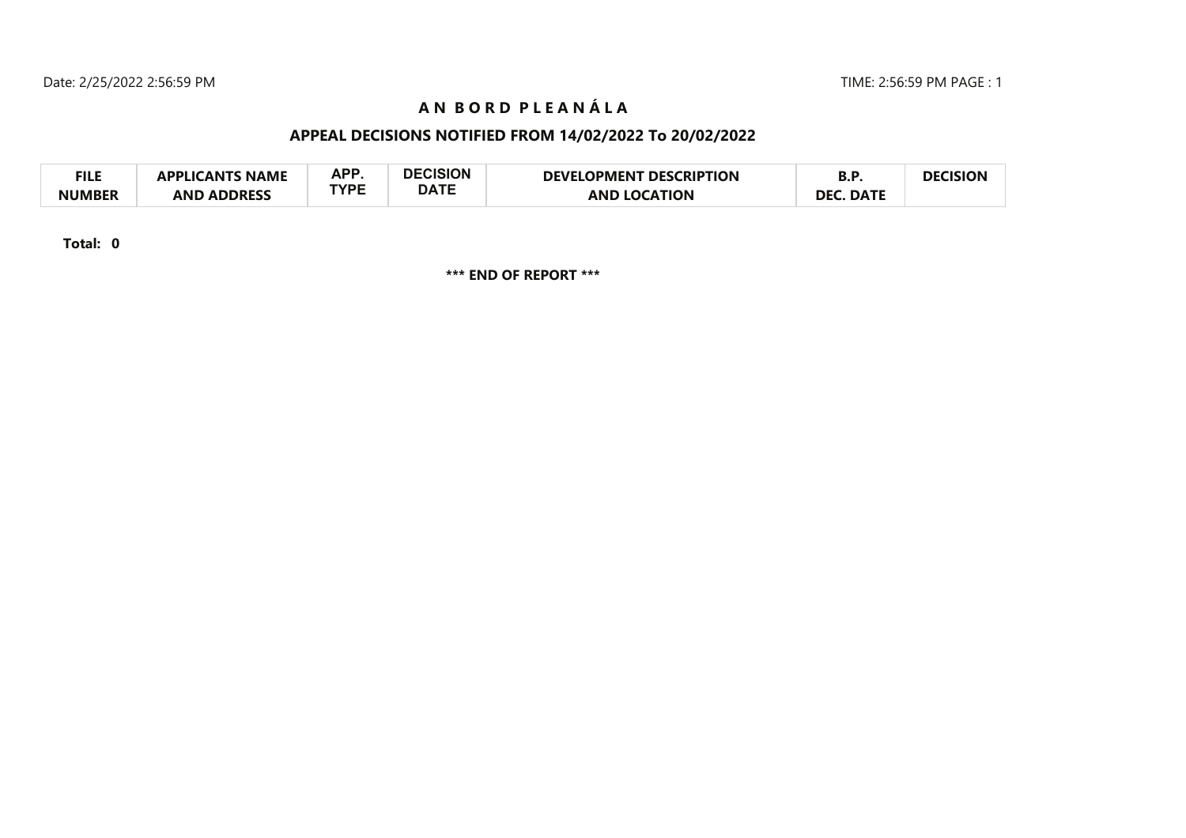# A N B O R D P L E A N Á L A

## APPEAL DECISIONS NOTIFIED FROM 14/02/2022 To 20/02/2022

| FILE NUMBER | APPLICANTS NAME AND ADDRESS | APP. TYPE | DECISION DATE | DEVELOPMENT DESCRIPTION AND LOCATION | B.P. DEC. DATE | DECISION |
|---|---|---|---|---|---|---|

**Total: 0**

**\*\*\* END OF REPORT \*\*\***